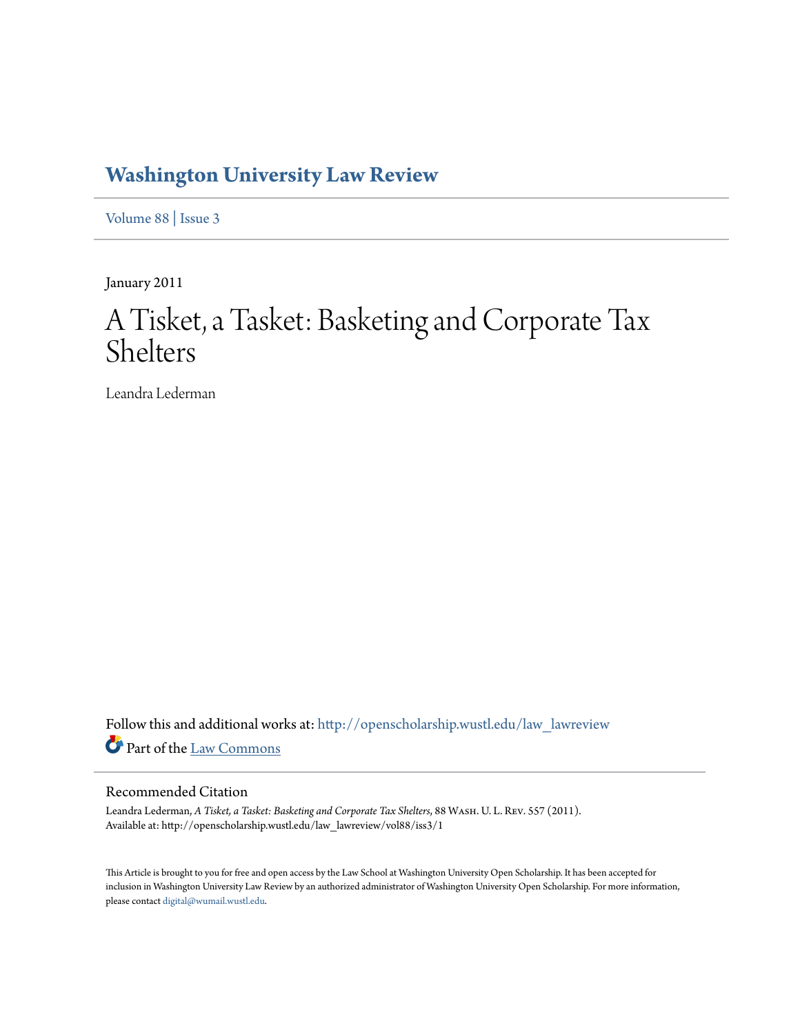# Washington University Law Review

Volume 88 | Issue 3

January 2011

# A Tisket, a Tasket: Basketing and Corporate Tax Shelters

Leandra Lederman

Follow this and additional works at: http://openscholarship.wustl.edu/law_lawreview

Part of the Law Commons

## Recommended Citation

Leandra Lederman, *A Tisket, a Tasket: Basketing and Corporate Tax Shelters*, 88 Wash. U. L. Rev. 557 (2011).
Available at: http://openscholarship.wustl.edu/law_lawreview/vol88/iss3/1

This Article is brought to you for free and open access by the Law School at Washington University Open Scholarship. It has been accepted for inclusion in Washington University Law Review by an authorized administrator of Washington University Open Scholarship. For more information, please contact digital@wumail.wustl.edu.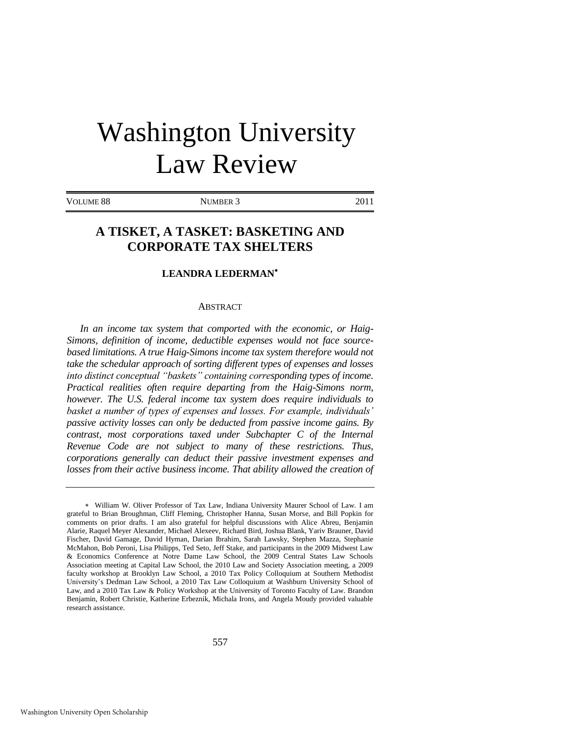# Washington University Law Review

VOLUME 88 NUMBER 3 2011

## A TISKET, A TASKET: BASKETING AND CORPORATE TAX SHELTERS

**LEANDRA LEDERMAN**[*]

ABSTRACT

*In an income tax system that comported with the economic, or Haig-Simons, definition of income, deductible expenses would not face source-based limitations. A true Haig-Simons income tax system therefore would not take the schedular approach of sorting different types of expenses and losses into distinct conceptual "baskets" containing corresponding types of income. Practical realities often require departing from the Haig-Simons norm, however. The U.S. federal income tax system does require individuals to basket a number of types of expenses and losses. For example, individuals' passive activity losses can only be deducted from passive income gains. By contrast, most corporations taxed under Subchapter C of the Internal Revenue Code are not subject to many of these restrictions. Thus, corporations generally can deduct their passive investment expenses and losses from their active business income. That ability allowed the creation of*

---

[*] William W. Oliver Professor of Tax Law, Indiana University Maurer School of Law. I am grateful to Brian Broughman, Cliff Fleming, Christopher Hanna, Susan Morse, and Bill Popkin for comments on prior drafts. I am also grateful for helpful discussions with Alice Abreu, Benjamin Alarie, Raquel Meyer Alexander, Michael Alexeev, Richard Bird, Joshua Blank, Yariv Brauner, David Fischer, David Gamage, David Hyman, Darian Ibrahim, Sarah Lawsky, Stephen Mazza, Stephanie McMahon, Bob Peroni, Lisa Philipps, Ted Seto, Jeff Stake, and participants in the 2009 Midwest Law & Economics Conference at Notre Dame Law School, the 2009 Central States Law Schools Association meeting at Capital Law School, the 2010 Law and Society Association meeting, a 2009 faculty workshop at Brooklyn Law School, a 2010 Tax Policy Colloquium at Southern Methodist University's Dedman Law School, a 2010 Tax Law Colloquium at Washburn University School of Law, and a 2010 Tax Law & Policy Workshop at the University of Toronto Faculty of Law. Brandon Benjamin, Robert Christie, Katherine Erbeznik, Michala Irons, and Angela Moudy provided valuable research assistance.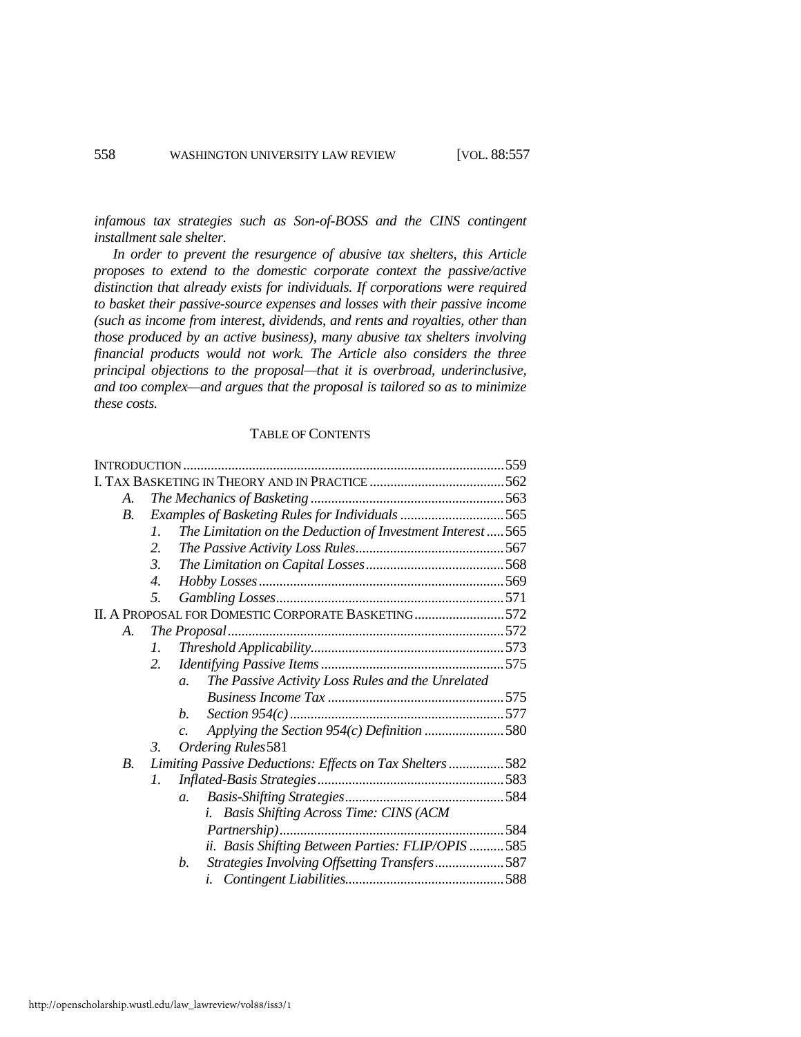*infamous tax strategies such as Son-of-BOSS and the CINS contingent installment sale shelter.*

*In order to prevent the resurgence of abusive tax shelters, this Article proposes to extend to the domestic corporate context the passive/active distinction that already exists for individuals. If corporations were required to basket their passive-source expenses and losses with their passive income (such as income from interest, dividends, and rents and royalties, other than those produced by an active business), many abusive tax shelters involving financial products would not work. The Article also considers the three principal objections to the proposal—that it is overbroad, underinclusive, and too complex—and argues that the proposal is tailored so as to minimize these costs.*

## TABLE OF CONTENTS

INTRODUCTION ..... 559

I. TAX BASKETING IN THEORY AND IN PRACTICE ..... 562

- A. *The Mechanics of Basketing* ..... 563
- B. *Examples of Basketing Rules for Individuals* ..... 565
  1. *The Limitation on the Deduction of Investment Interest* ..... 565
  2. *The Passive Activity Loss Rules* ..... 567
  3. *The Limitation on Capital Losses* ..... 568
  4. *Hobby Losses* ..... 569
  5. *Gambling Losses* ..... 571

II. A PROPOSAL FOR DOMESTIC CORPORATE BASKETING ..... 572

- A. *The Proposal* ..... 572
  1. *Threshold Applicability* ..... 573
  2. *Identifying Passive Items* ..... 575
     - a. *The Passive Activity Loss Rules and the Unrelated Business Income Tax* ..... 575
     - b. *Section 954(c)* ..... 577
     - c. *Applying the Section 954(c) Definition* ..... 580
  3. *Ordering Rules* 581
- B. *Limiting Passive Deductions: Effects on Tax Shelters* ..... 582
  1. *Inflated-Basis Strategies* ..... 583
     - a. *Basis-Shifting Strategies* ..... 584
       - i. *Basis Shifting Across Time: CINS (ACM Partnership)* ..... 584
       - ii. *Basis Shifting Between Parties: FLIP/OPIS* ..... 585
     - b. *Strategies Involving Offsetting Transfers* ..... 587
       - i. *Contingent Liabilities* ..... 588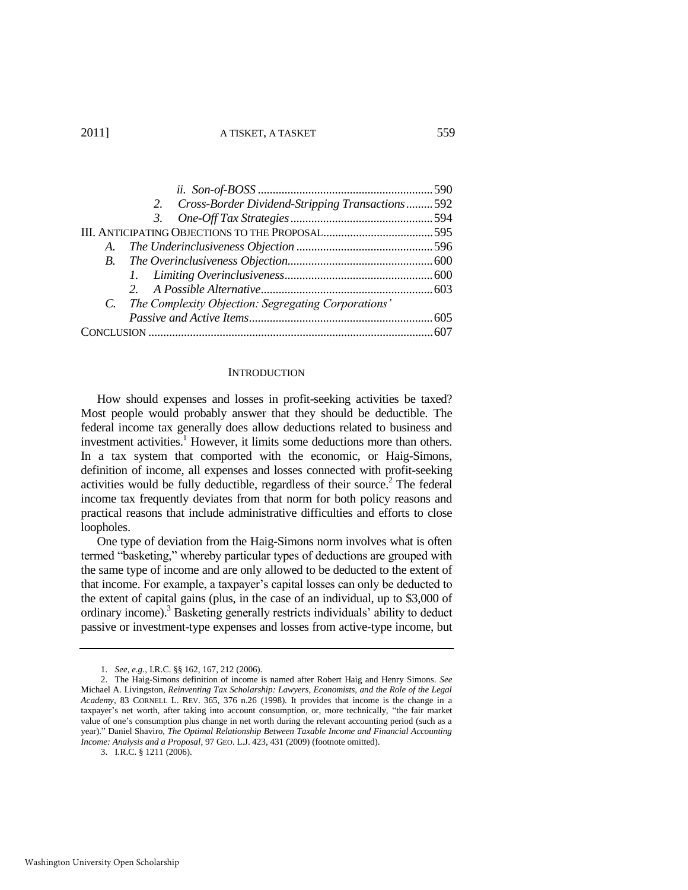*ii. Son-of-BOSS* .......................................................... 590

2. *Cross-Border Dividend-Stripping Transactions* ......... 592

3. *One-Off Tax Strategies* ................................................ 594

III. ANTICIPATING OBJECTIONS TO THE PROPOSAL ..................................... 595

A. *The Underinclusiveness Objection* ............................................. 596

B. *The Overinclusiveness Objection* ................................................ 600

1. *Limiting Overinclusiveness* ................................................. 600

2. *A Possible Alternative* ......................................................... 603

C. *The Complexity Objection: Segregating Corporations' Passive and Active Items* ............................................................. 605

CONCLUSION ................................................................................................ 607

## INTRODUCTION

How should expenses and losses in profit-seeking activities be taxed? Most people would probably answer that they should be deductible. The federal income tax generally does allow deductions related to business and investment activities.[1] However, it limits some deductions more than others. In a tax system that comported with the economic, or Haig-Simons, definition of income, all expenses and losses connected with profit-seeking activities would be fully deductible, regardless of their source.[2] The federal income tax frequently deviates from that norm for both policy reasons and practical reasons that include administrative difficulties and efforts to close loopholes.

One type of deviation from the Haig-Simons norm involves what is often termed "basketing," whereby particular types of deductions are grouped with the same type of income and are only allowed to be deducted to the extent of that income. For example, a taxpayer's capital losses can only be deducted to the extent of capital gains (plus, in the case of an individual, up to $3,000 of ordinary income).[3] Basketing generally restricts individuals' ability to deduct passive or investment-type expenses and losses from active-type income, but

---

1. *See, e.g.*, I.R.C. §§ 162, 167, 212 (2006).

2. The Haig-Simons definition of income is named after Robert Haig and Henry Simons. *See* Michael A. Livingston, *Reinventing Tax Scholarship: Lawyers, Economists, and the Role of the Legal Academy*, 83 CORNELL L. REV. 365, 376 n.26 (1998). It provides that income is the change in a taxpayer's net worth, after taking into account consumption, or, more technically, "the fair market value of one's consumption plus change in net worth during the relevant accounting period (such as a year)." Daniel Shaviro, *The Optimal Relationship Between Taxable Income and Financial Accounting Income: Analysis and a Proposal*, 97 GEO. L.J. 423, 431 (2009) (footnote omitted).

3. I.R.C. § 1211 (2006).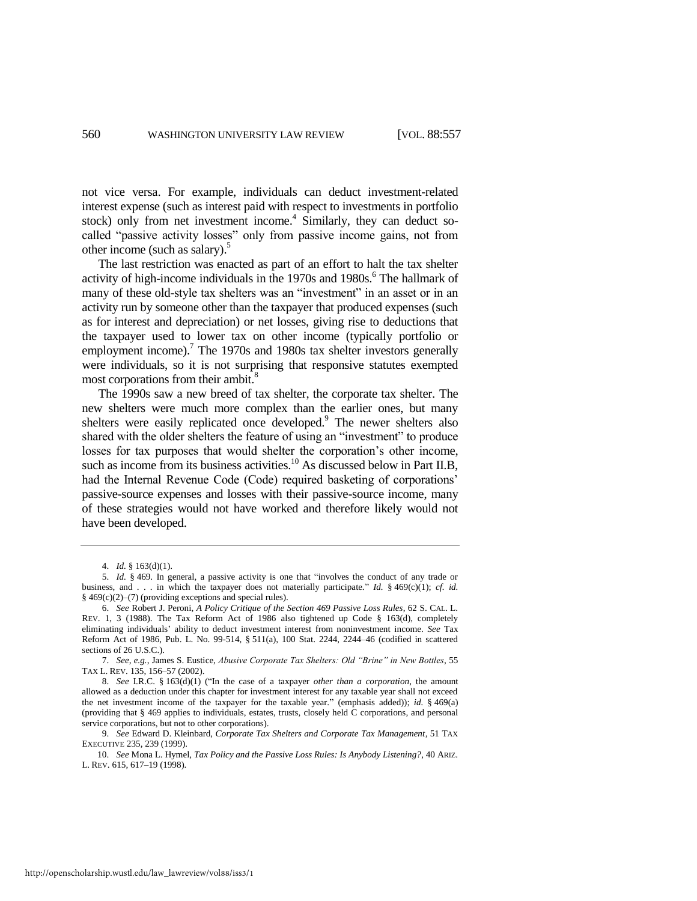not vice versa. For example, individuals can deduct investment-related interest expense (such as interest paid with respect to investments in portfolio stock) only from net investment income.[4] Similarly, they can deduct so-called "passive activity losses" only from passive income gains, not from other income (such as salary).[5]

The last restriction was enacted as part of an effort to halt the tax shelter activity of high-income individuals in the 1970s and 1980s.[6] The hallmark of many of these old-style tax shelters was an "investment" in an asset or in an activity run by someone other than the taxpayer that produced expenses (such as for interest and depreciation) or net losses, giving rise to deductions that the taxpayer used to lower tax on other income (typically portfolio or employment income).[7] The 1970s and 1980s tax shelter investors generally were individuals, so it is not surprising that responsive statutes exempted most corporations from their ambit.[8]

The 1990s saw a new breed of tax shelter, the corporate tax shelter. The new shelters were much more complex than the earlier ones, but many shelters were easily replicated once developed.[9] The newer shelters also shared with the older shelters the feature of using an "investment" to produce losses for tax purposes that would shelter the corporation's other income, such as income from its business activities.[10] As discussed below in Part II.B, had the Internal Revenue Code (Code) required basketing of corporations' passive-source expenses and losses with their passive-source income, many of these strategies would not have worked and therefore likely would not have been developed.

---

4. *Id.* § 163(d)(1).

5. *Id.* § 469. In general, a passive activity is one that "involves the conduct of any trade or business, and . . . in which the taxpayer does not materially participate." *Id.* § 469(c)(1); *cf. id.* § 469(c)(2)–(7) (providing exceptions and special rules).

6. *See* Robert J. Peroni, *A Policy Critique of the Section 469 Passive Loss Rules*, 62 S. CAL. L. REV. 1, 3 (1988). The Tax Reform Act of 1986 also tightened up Code § 163(d), completely eliminating individuals' ability to deduct investment interest from noninvestment income. *See* Tax Reform Act of 1986, Pub. L. No. 99-514, § 511(a), 100 Stat. 2244, 2244–46 (codified in scattered sections of 26 U.S.C.).

7. *See, e.g.*, James S. Eustice, *Abusive Corporate Tax Shelters: Old "Brine" in New Bottles*, 55 TAX L. REV. 135, 156–57 (2002).

8. *See* I.R.C. § 163(d)(1) ("In the case of a taxpayer *other than a corporation*, the amount allowed as a deduction under this chapter for investment interest for any taxable year shall not exceed the net investment income of the taxpayer for the taxable year." (emphasis added)); *id.* § 469(a) (providing that § 469 applies to individuals, estates, trusts, closely held C corporations, and personal service corporations, but not to other corporations).

9. *See* Edward D. Kleinbard, *Corporate Tax Shelters and Corporate Tax Management*, 51 TAX EXECUTIVE 235, 239 (1999).

10. *See* Mona L. Hymel, *Tax Policy and the Passive Loss Rules: Is Anybody Listening?*, 40 ARIZ. L. REV. 615, 617–19 (1998).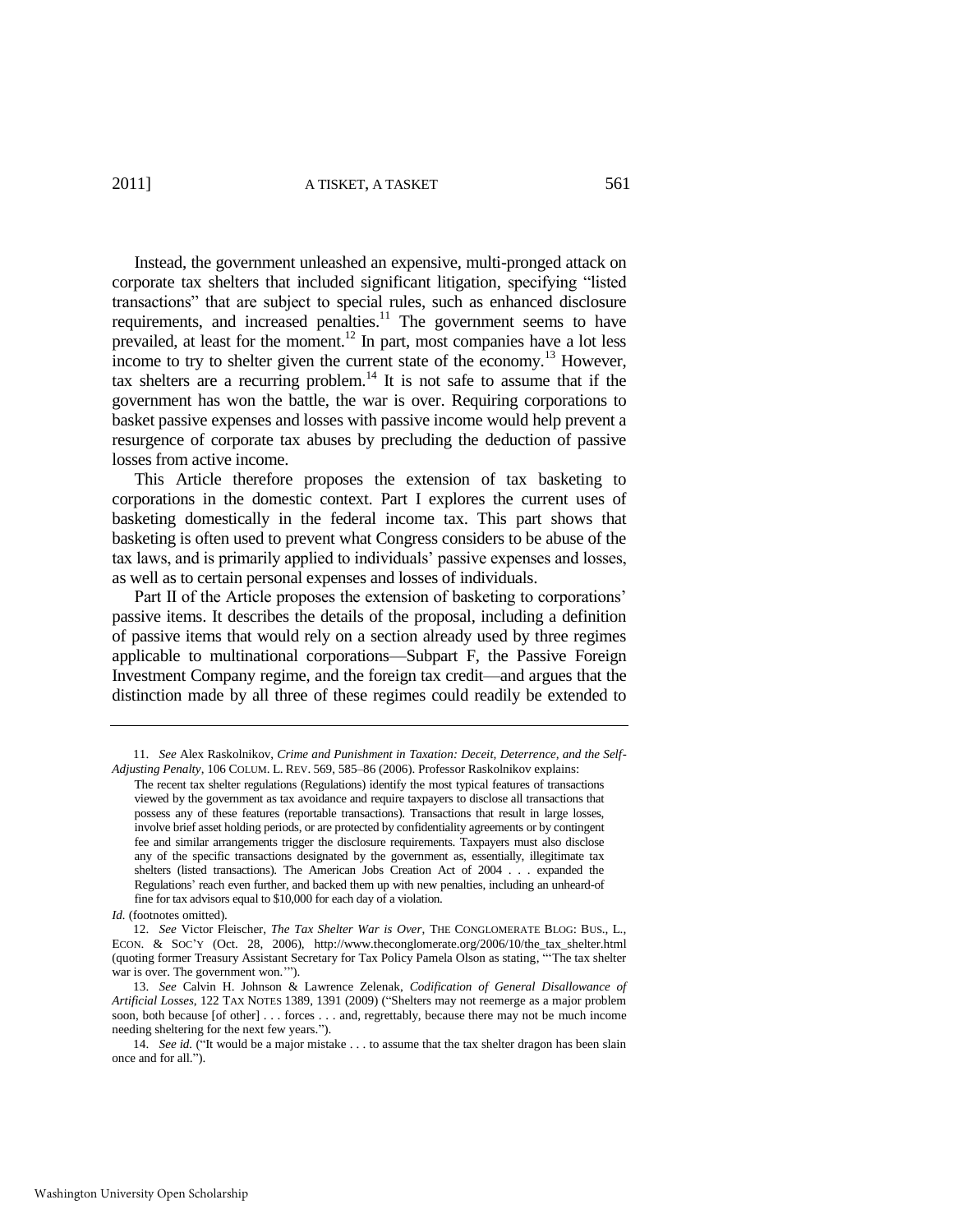Instead, the government unleashed an expensive, multi-pronged attack on corporate tax shelters that included significant litigation, specifying "listed transactions" that are subject to special rules, such as enhanced disclosure requirements, and increased penalties.[11] The government seems to have prevailed, at least for the moment.[12] In part, most companies have a lot less income to try to shelter given the current state of the economy.[13] However, tax shelters are a recurring problem.[14] It is not safe to assume that if the government has won the battle, the war is over. Requiring corporations to basket passive expenses and losses with passive income would help prevent a resurgence of corporate tax abuses by precluding the deduction of passive losses from active income.

This Article therefore proposes the extension of tax basketing to corporations in the domestic context. Part I explores the current uses of basketing domestically in the federal income tax. This part shows that basketing is often used to prevent what Congress considers to be abuse of the tax laws, and is primarily applied to individuals' passive expenses and losses, as well as to certain personal expenses and losses of individuals.

Part II of the Article proposes the extension of basketing to corporations' passive items. It describes the details of the proposal, including a definition of passive items that would rely on a section already used by three regimes applicable to multinational corporations—Subpart F, the Passive Foreign Investment Company regime, and the foreign tax credit—and argues that the distinction made by all three of these regimes could readily be extended to

---

11. *See* Alex Raskolnikov, *Crime and Punishment in Taxation: Deceit, Deterrence, and the Self-Adjusting Penalty*, 106 COLUM. L. REV. 569, 585–86 (2006). Professor Raskolnikov explains:

> The recent tax shelter regulations (Regulations) identify the most typical features of transactions viewed by the government as tax avoidance and require taxpayers to disclose all transactions that possess any of these features (reportable transactions). Transactions that result in large losses, involve brief asset holding periods, or are protected by confidentiality agreements or by contingent fee and similar arrangements trigger the disclosure requirements. Taxpayers must also disclose any of the specific transactions designated by the government as, essentially, illegitimate tax shelters (listed transactions). The American Jobs Creation Act of 2004 . . . expanded the Regulations' reach even further, and backed them up with new penalties, including an unheard-of fine for tax advisors equal to $10,000 for each day of a violation.

*Id.* (footnotes omitted).

12. *See* Victor Fleischer, *The Tax Shelter War is Over*, THE CONGLOMERATE BLOG: BUS., L., ECON. & SOC'Y (Oct. 28, 2006), http://www.theconglomerate.org/2006/10/the_tax_shelter.html (quoting former Treasury Assistant Secretary for Tax Policy Pamela Olson as stating, "'The tax shelter war is over. The government won.'").

13. *See* Calvin H. Johnson & Lawrence Zelenak, *Codification of General Disallowance of Artificial Losses*, 122 TAX NOTES 1389, 1391 (2009) ("Shelters may not reemerge as a major problem soon, both because [of other] . . . forces . . . and, regrettably, because there may not be much income needing sheltering for the next few years.").

14. *See id.* ("It would be a major mistake . . . to assume that the tax shelter dragon has been slain once and for all.").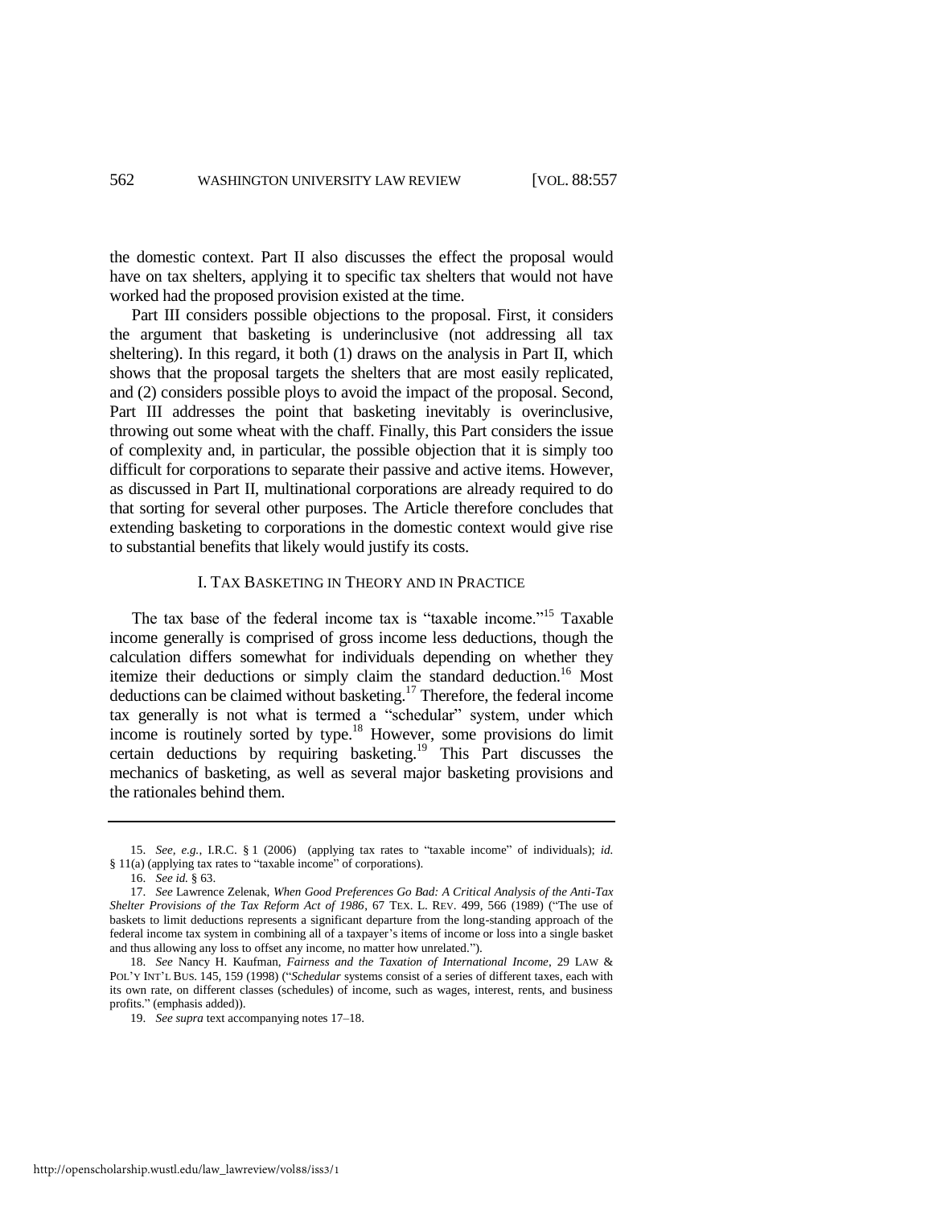the domestic context. Part II also discusses the effect the proposal would have on tax shelters, applying it to specific tax shelters that would not have worked had the proposed provision existed at the time.

Part III considers possible objections to the proposal. First, it considers the argument that basketing is underinclusive (not addressing all tax sheltering). In this regard, it both (1) draws on the analysis in Part II, which shows that the proposal targets the shelters that are most easily replicated, and (2) considers possible ploys to avoid the impact of the proposal. Second, Part III addresses the point that basketing inevitably is overinclusive, throwing out some wheat with the chaff. Finally, this Part considers the issue of complexity and, in particular, the possible objection that it is simply too difficult for corporations to separate their passive and active items. However, as discussed in Part II, multinational corporations are already required to do that sorting for several other purposes. The Article therefore concludes that extending basketing to corporations in the domestic context would give rise to substantial benefits that likely would justify its costs.

## I. TAX BASKETING IN THEORY AND IN PRACTICE

The tax base of the federal income tax is "taxable income."[15] Taxable income generally is comprised of gross income less deductions, though the calculation differs somewhat for individuals depending on whether they itemize their deductions or simply claim the standard deduction.[16] Most deductions can be claimed without basketing.[17] Therefore, the federal income tax generally is not what is termed a "schedular" system, under which income is routinely sorted by type.[18] However, some provisions do limit certain deductions by requiring basketing.[19] This Part discusses the mechanics of basketing, as well as several major basketing provisions and the rationales behind them.

---

15. *See, e.g.*, I.R.C. § 1 (2006) (applying tax rates to "taxable income" of individuals); *id.* § 11(a) (applying tax rates to "taxable income" of corporations).

16. *See id.* § 63.

17. *See* Lawrence Zelenak, *When Good Preferences Go Bad: A Critical Analysis of the Anti-Tax Shelter Provisions of the Tax Reform Act of 1986*, 67 TEX. L. REV. 499, 566 (1989) ("The use of baskets to limit deductions represents a significant departure from the long-standing approach of the federal income tax system in combining all of a taxpayer's items of income or loss into a single basket and thus allowing any loss to offset any income, no matter how unrelated.").

18. *See* Nancy H. Kaufman, *Fairness and the Taxation of International Income*, 29 LAW & POL'Y INT'L BUS. 145, 159 (1998) ("*Schedular* systems consist of a series of different taxes, each with its own rate, on different classes (schedules) of income, such as wages, interest, rents, and business profits." (emphasis added)).

19. *See supra* text accompanying notes 17–18.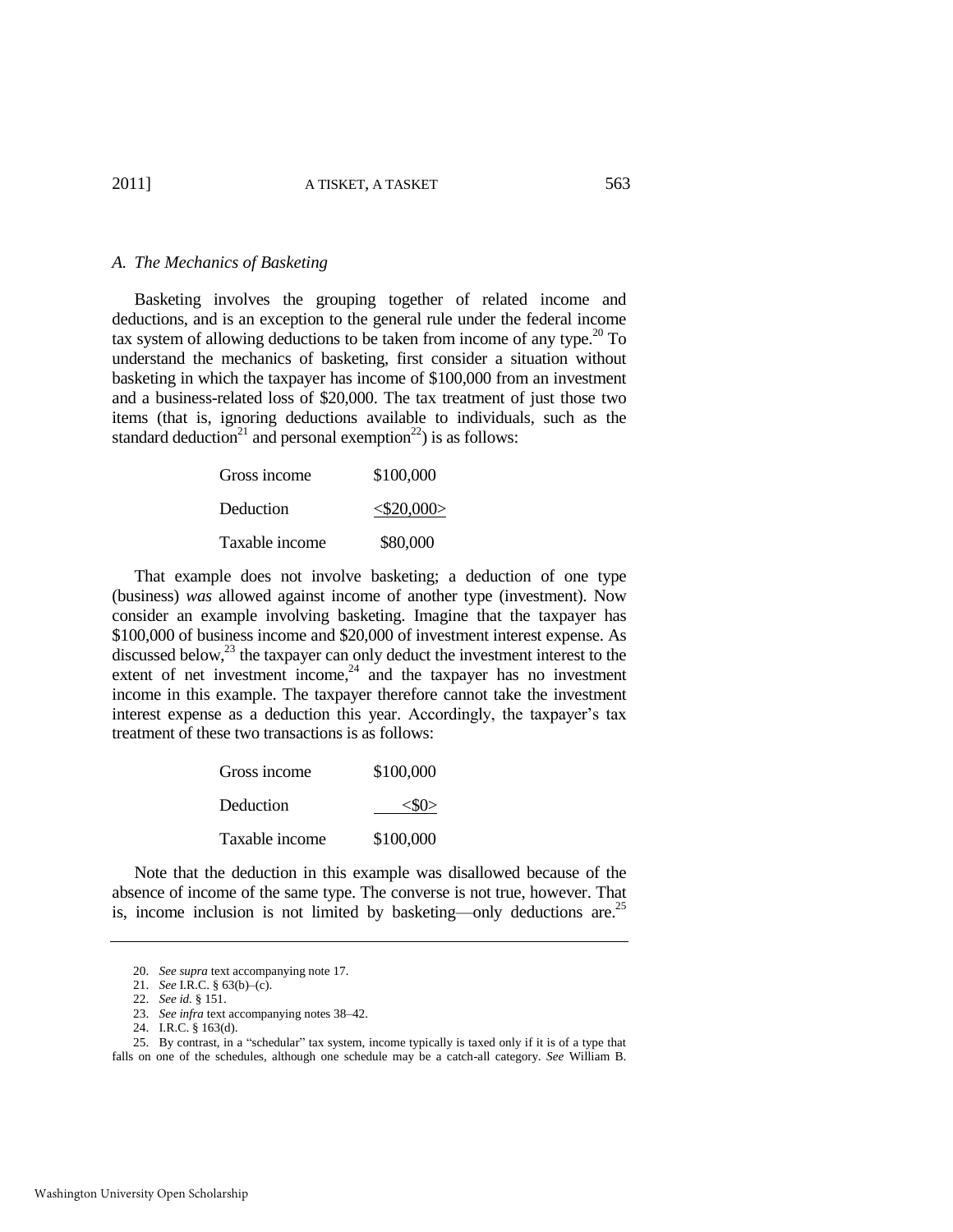### A. The Mechanics of Basketing

Basketing involves the grouping together of related income and deductions, and is an exception to the general rule under the federal income tax system of allowing deductions to be taken from income of any type.[20] To understand the mechanics of basketing, first consider a situation without basketing in which the taxpayer has income of $100,000 from an investment and a business-related loss of $20,000. The tax treatment of just those two items (that is, ignoring deductions available to individuals, such as the standard deduction[21] and personal exemption[22]) is as follows:

| | |
|---|---|
| Gross income | $100,000 |
| Deduction | <$20,000> |
| Taxable income | $80,000 |

That example does not involve basketing; a deduction of one type (business) *was* allowed against income of another type (investment). Now consider an example involving basketing. Imagine that the taxpayer has $100,000 of business income and $20,000 of investment interest expense. As discussed below,[23] the taxpayer can only deduct the investment interest to the extent of net investment income,[24] and the taxpayer has no investment income in this example. The taxpayer therefore cannot take the investment interest expense as a deduction this year. Accordingly, the taxpayer's tax treatment of these two transactions is as follows:

| | |
|---|---|
| Gross income | $100,000 |
| Deduction | <$0> |
| Taxable income | $100,000 |

Note that the deduction in this example was disallowed because of the absence of income of the same type. The converse is not true, however. That is, income inclusion is not limited by basketing—only deductions are.[25]

---

20. *See supra* text accompanying note 17.

21. *See* I.R.C. § 63(b)–(c).

22. *See id.* § 151.

23. *See infra* text accompanying notes 38–42.

24. I.R.C. § 163(d).

25. By contrast, in a "schedular" tax system, income typically is taxed only if it is of a type that falls on one of the schedules, although one schedule may be a catch-all category. *See* William B.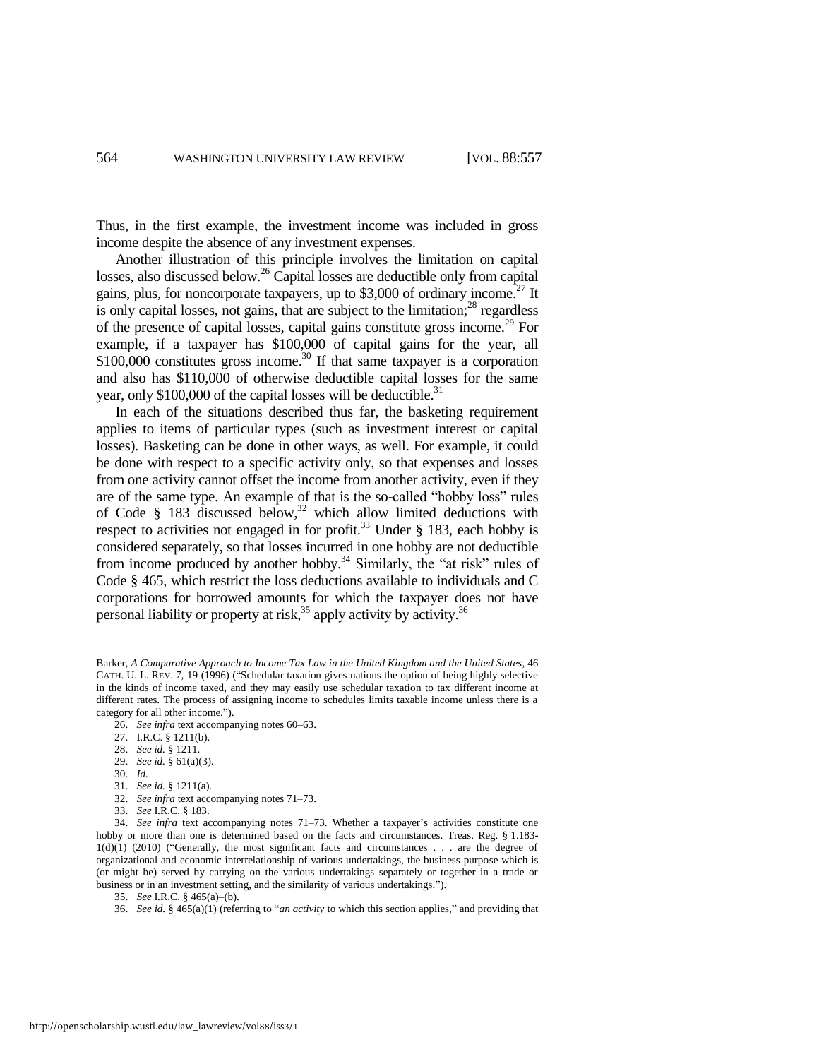Thus, in the first example, the investment income was included in gross income despite the absence of any investment expenses.

Another illustration of this principle involves the limitation on capital losses, also discussed below.[26] Capital losses are deductible only from capital gains, plus, for noncorporate taxpayers, up to $3,000 of ordinary income.[27] It is only capital losses, not gains, that are subject to the limitation;[28] regardless of the presence of capital losses, capital gains constitute gross income.[29] For example, if a taxpayer has $100,000 of capital gains for the year, all $100,000 constitutes gross income.[30] If that same taxpayer is a corporation and also has $110,000 of otherwise deductible capital losses for the same year, only $100,000 of the capital losses will be deductible.[31]

In each of the situations described thus far, the basketing requirement applies to items of particular types (such as investment interest or capital losses). Basketing can be done in other ways, as well. For example, it could be done with respect to a specific activity only, so that expenses and losses from one activity cannot offset the income from another activity, even if they are of the same type. An example of that is the so-called "hobby loss" rules of Code § 183 discussed below,[32] which allow limited deductions with respect to activities not engaged in for profit.[33] Under § 183, each hobby is considered separately, so that losses incurred in one hobby are not deductible from income produced by another hobby.[34] Similarly, the "at risk" rules of Code § 465, which restrict the loss deductions available to individuals and C corporations for borrowed amounts for which the taxpayer does not have personal liability or property at risk,[35] apply activity by activity.[36]

---

Barker, *A Comparative Approach to Income Tax Law in the United Kingdom and the United States*, 46 CATH. U. L. REV. 7, 19 (1996) ("Schedular taxation gives nations the option of being highly selective in the kinds of income taxed, and they may easily use schedular taxation to tax different income at different rates. The process of assigning income to schedules limits taxable income unless there is a category for all other income.").

26. *See infra* text accompanying notes 60–63.

27. I.R.C. § 1211(b).

28. *See id.* § 1211.

29. *See id.* § 61(a)(3).

30. *Id.*

31. *See id.* § 1211(a).

32. *See infra* text accompanying notes 71–73.

33. *See* I.R.C. § 183.

34. *See infra* text accompanying notes 71–73. Whether a taxpayer's activities constitute one hobby or more than one is determined based on the facts and circumstances. Treas. Reg. § 1.183-1(d)(1) (2010) ("Generally, the most significant facts and circumstances . . . are the degree of organizational and economic interrelationship of various undertakings, the business purpose which is (or might be) served by carrying on the various undertakings separately or together in a trade or business or in an investment setting, and the similarity of various undertakings.").

35. *See* I.R.C. § 465(a)–(b).

36. *See id.* § 465(a)(1) (referring to "*an activity* to which this section applies," and providing that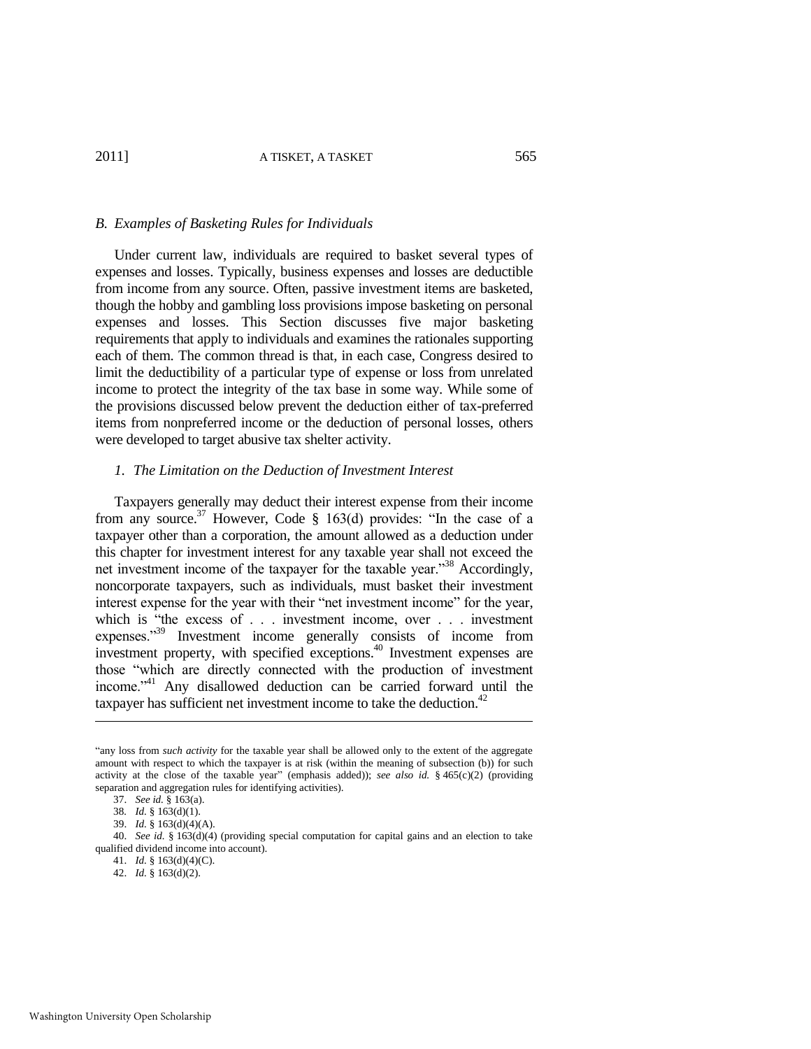### B. Examples of Basketing Rules for Individuals

Under current law, individuals are required to basket several types of expenses and losses. Typically, business expenses and losses are deductible from income from any source. Often, passive investment items are basketed, though the hobby and gambling loss provisions impose basketing on personal expenses and losses. This Section discusses five major basketing requirements that apply to individuals and examines the rationales supporting each of them. The common thread is that, in each case, Congress desired to limit the deductibility of a particular type of expense or loss from unrelated income to protect the integrity of the tax base in some way. While some of the provisions discussed below prevent the deduction either of tax-preferred items from nonpreferred income or the deduction of personal losses, others were developed to target abusive tax shelter activity.

#### *1. The Limitation on the Deduction of Investment Interest*

Taxpayers generally may deduct their interest expense from their income from any source.[37] However, Code § 163(d) provides: "In the case of a taxpayer other than a corporation, the amount allowed as a deduction under this chapter for investment interest for any taxable year shall not exceed the net investment income of the taxpayer for the taxable year."[38] Accordingly, noncorporate taxpayers, such as individuals, must basket their investment interest expense for the year with their "net investment income" for the year, which is "the excess of . . . investment income, over . . . investment expenses."[39] Investment income generally consists of income from investment property, with specified exceptions.[40] Investment expenses are those "which are directly connected with the production of investment income."[41] Any disallowed deduction can be carried forward until the taxpayer has sufficient net investment income to take the deduction.[42]

---

"any loss from *such activity* for the taxable year shall be allowed only to the extent of the aggregate amount with respect to which the taxpayer is at risk (within the meaning of subsection (b)) for such activity at the close of the taxable year" (emphasis added)); *see also id.* § 465(c)(2) (providing separation and aggregation rules for identifying activities).

37. *See id.* § 163(a).

38. *Id.* § 163(d)(1).

39. *Id.* § 163(d)(4)(A).

40. *See id.* § 163(d)(4) (providing special computation for capital gains and an election to take qualified dividend income into account).

41. *Id.* § 163(d)(4)(C).

42. *Id.* § 163(d)(2).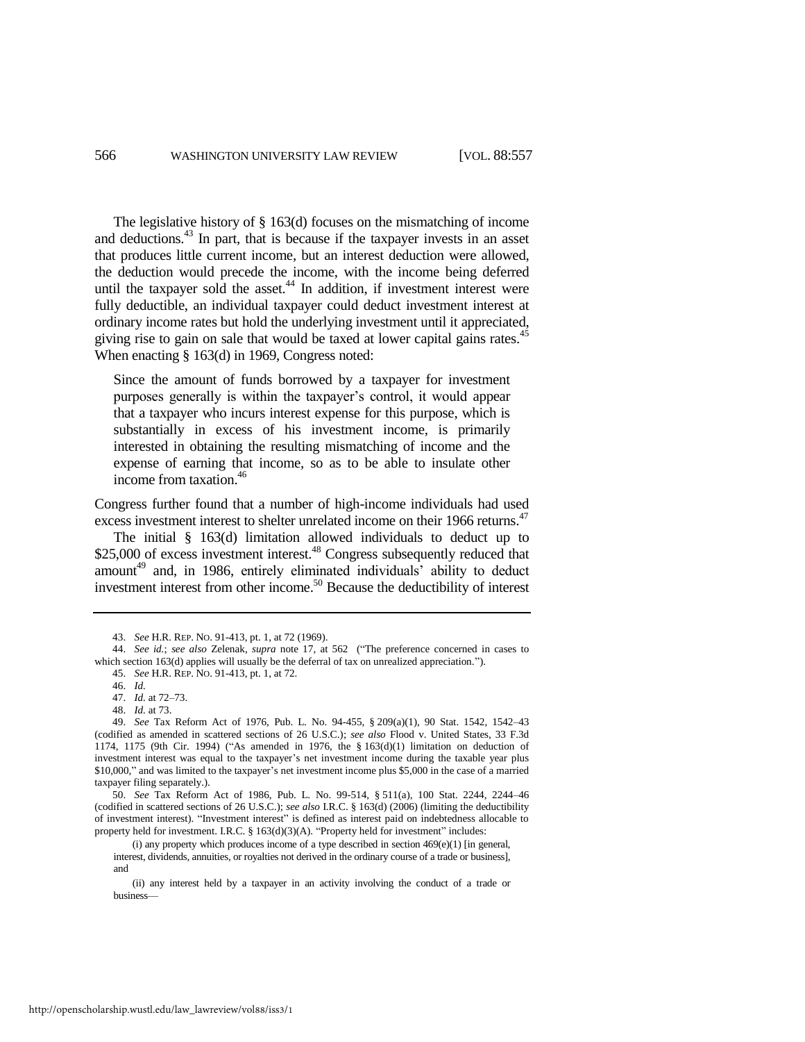The legislative history of § 163(d) focuses on the mismatching of income and deductions.[43] In part, that is because if the taxpayer invests in an asset that produces little current income, but an interest deduction were allowed, the deduction would precede the income, with the income being deferred until the taxpayer sold the asset.[44] In addition, if investment interest were fully deductible, an individual taxpayer could deduct investment interest at ordinary income rates but hold the underlying investment until it appreciated, giving rise to gain on sale that would be taxed at lower capital gains rates.[45] When enacting § 163(d) in 1969, Congress noted:

> Since the amount of funds borrowed by a taxpayer for investment purposes generally is within the taxpayer's control, it would appear that a taxpayer who incurs interest expense for this purpose, which is substantially in excess of his investment income, is primarily interested in obtaining the resulting mismatching of income and the expense of earning that income, so as to be able to insulate other income from taxation.[46]

Congress further found that a number of high-income individuals had used excess investment interest to shelter unrelated income on their 1966 returns.[47]

The initial § 163(d) limitation allowed individuals to deduct up to $25,000 of excess investment interest.[48] Congress subsequently reduced that amount[49] and, in 1986, entirely eliminated individuals' ability to deduct investment interest from other income.[50] Because the deductibility of interest

---

43. *See* H.R. REP. NO. 91-413, pt. 1, at 72 (1969).

44. *See id.*; *see also* Zelenak, *supra* note 17, at 562 ("The preference concerned in cases to which section 163(d) applies will usually be the deferral of tax on unrealized appreciation.").

45. *See* H.R. REP. NO. 91-413, pt. 1, at 72.

46. *Id.*

47. *Id.* at 72–73.

48. *Id.* at 73.

49. *See* Tax Reform Act of 1976, Pub. L. No. 94-455, § 209(a)(1), 90 Stat. 1542, 1542–43 (codified as amended in scattered sections of 26 U.S.C.); *see also* Flood v. United States, 33 F.3d 1174, 1175 (9th Cir. 1994) ("As amended in 1976, the § 163(d)(1) limitation on deduction of investment interest was equal to the taxpayer's net investment income during the taxable year plus $10,000," and was limited to the taxpayer's net investment income plus $5,000 in the case of a married taxpayer filing separately.).

50. *See* Tax Reform Act of 1986, Pub. L. No. 99-514, § 511(a), 100 Stat. 2244, 2244–46 (codified in scattered sections of 26 U.S.C.); *see also* I.R.C. § 163(d) (2006) (limiting the deductibility of investment interest). "Investment interest" is defined as interest paid on indebtedness allocable to property held for investment. I.R.C. § 163(d)(3)(A). "Property held for investment" includes:

> (i) any property which produces income of a type described in section 469(e)(1) [in general, interest, dividends, annuities, or royalties not derived in the ordinary course of a trade or business], and
>
> (ii) any interest held by a taxpayer in an activity involving the conduct of a trade or business—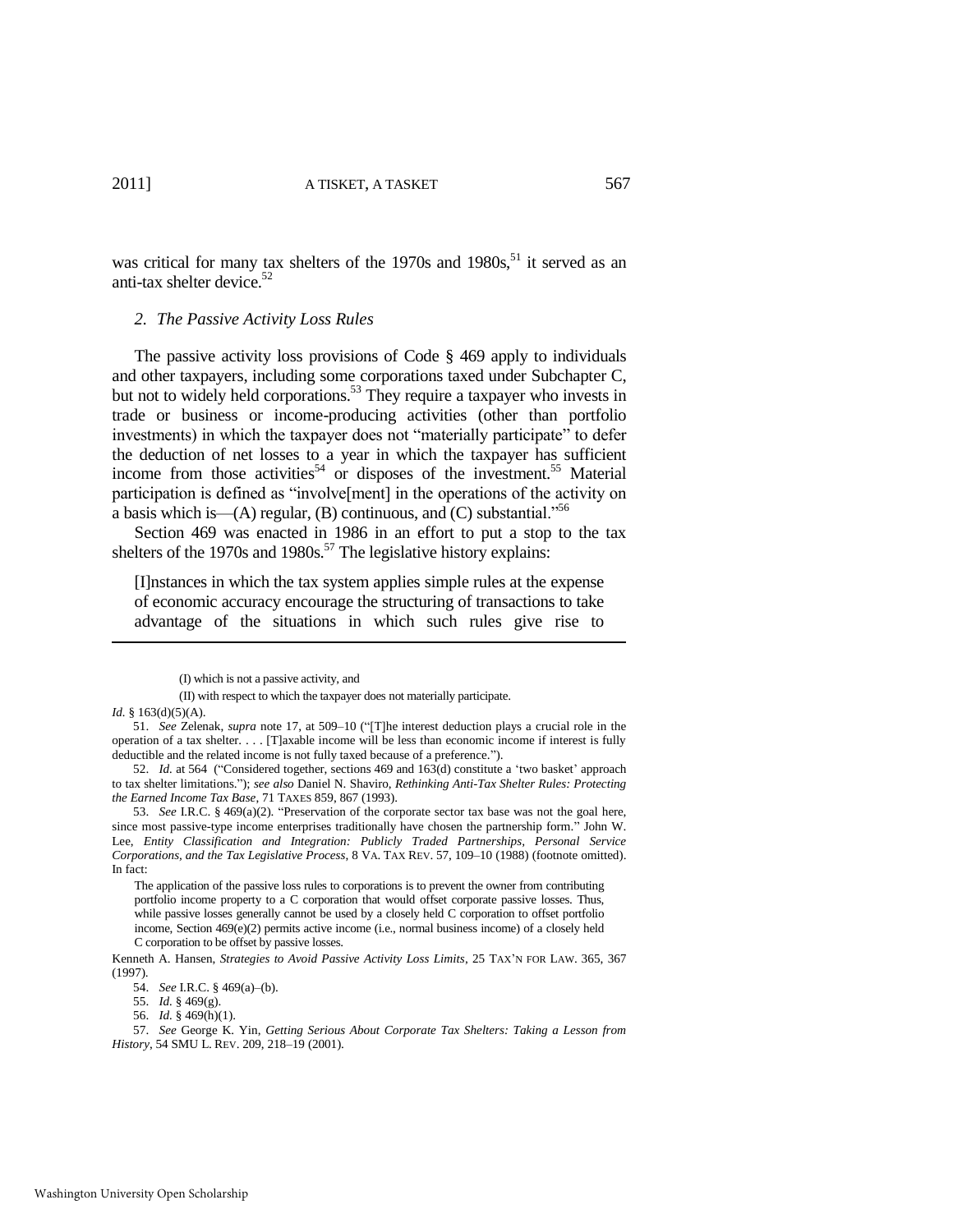was critical for many tax shelters of the 1970s and 1980s,[51] it served as an anti-tax shelter device.[52]

### *2. The Passive Activity Loss Rules*

The passive activity loss provisions of Code § 469 apply to individuals and other taxpayers, including some corporations taxed under Subchapter C, but not to widely held corporations.[53] They require a taxpayer who invests in trade or business or income-producing activities (other than portfolio investments) in which the taxpayer does not "materially participate" to defer the deduction of net losses to a year in which the taxpayer has sufficient income from those activities[54] or disposes of the investment.[55] Material participation is defined as "involve[ment] in the operations of the activity on a basis which is—(A) regular, (B) continuous, and (C) substantial."[56]

Section 469 was enacted in 1986 in an effort to put a stop to the tax shelters of the 1970s and 1980s.[57] The legislative history explains:

> [I]nstances in which the tax system applies simple rules at the expense of economic accuracy encourage the structuring of transactions to take advantage of the situations in which such rules give rise to

---

(I) which is not a passive activity, and

(II) with respect to which the taxpayer does not materially participate.

*Id.* § 163(d)(5)(A).

51. *See* Zelenak, *supra* note 17, at 509–10 ("[T]he interest deduction plays a crucial role in the operation of a tax shelter. . . . [T]axable income will be less than economic income if interest is fully deductible and the related income is not fully taxed because of a preference.").

52. *Id.* at 564 ("Considered together, sections 469 and 163(d) constitute a 'two basket' approach to tax shelter limitations."); *see also* Daniel N. Shaviro, *Rethinking Anti-Tax Shelter Rules: Protecting the Earned Income Tax Base*, 71 TAXES 859, 867 (1993).

53. *See* I.R.C. § 469(a)(2). "Preservation of the corporate sector tax base was not the goal here, since most passive-type income enterprises traditionally have chosen the partnership form." John W. Lee, *Entity Classification and Integration: Publicly Traded Partnerships, Personal Service Corporations, and the Tax Legislative Process*, 8 VA. TAX REV. 57, 109–10 (1988) (footnote omitted). In fact:

> The application of the passive loss rules to corporations is to prevent the owner from contributing portfolio income property to a C corporation that would offset corporate passive losses. Thus, while passive losses generally cannot be used by a closely held C corporation to offset portfolio income, Section 469(e)(2) permits active income (i.e., normal business income) of a closely held C corporation to be offset by passive losses.

Kenneth A. Hansen, *Strategies to Avoid Passive Activity Loss Limits*, 25 TAX'N FOR LAW. 365, 367 (1997).

54. *See* I.R.C. § 469(a)–(b).

55. *Id.* § 469(g).

56. *Id.* § 469(h)(1).

57. *See* George K. Yin, *Getting Serious About Corporate Tax Shelters: Taking a Lesson from History*, 54 SMU L. REV. 209, 218–19 (2001).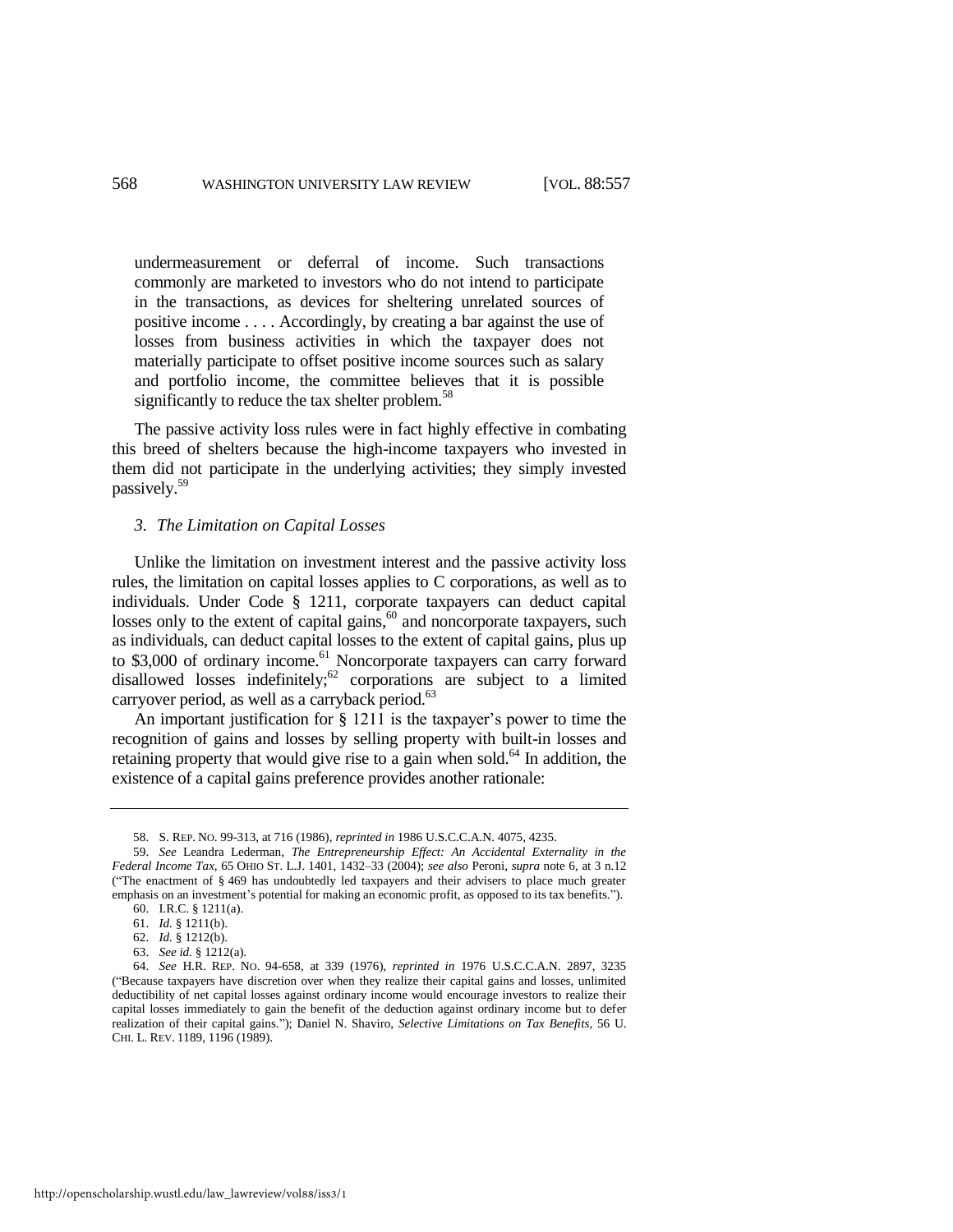> undermeasurement or deferral of income. Such transactions commonly are marketed to investors who do not intend to participate in the transactions, as devices for sheltering unrelated sources of positive income . . . . Accordingly, by creating a bar against the use of losses from business activities in which the taxpayer does not materially participate to offset positive income sources such as salary and portfolio income, the committee believes that it is possible significantly to reduce the tax shelter problem.[58]

The passive activity loss rules were in fact highly effective in combating this breed of shelters because the high-income taxpayers who invested in them did not participate in the underlying activities; they simply invested passively.[59]

### *3. The Limitation on Capital Losses*

Unlike the limitation on investment interest and the passive activity loss rules, the limitation on capital losses applies to C corporations, as well as to individuals. Under Code § 1211, corporate taxpayers can deduct capital losses only to the extent of capital gains,[60] and noncorporate taxpayers, such as individuals, can deduct capital losses to the extent of capital gains, plus up to $3,000 of ordinary income.[61] Noncorporate taxpayers can carry forward disallowed losses indefinitely;[62] corporations are subject to a limited carryover period, as well as a carryback period.[63]

An important justification for § 1211 is the taxpayer's power to time the recognition of gains and losses by selling property with built-in losses and retaining property that would give rise to a gain when sold.[64] In addition, the existence of a capital gains preference provides another rationale:

---

58. S. REP. NO. 99-313, at 716 (1986), *reprinted in* 1986 U.S.C.C.A.N. 4075, 4235.

59. *See* Leandra Lederman, *The Entrepreneurship Effect: An Accidental Externality in the Federal Income Tax*, 65 OHIO ST. L.J. 1401, 1432–33 (2004); *see also* Peroni, *supra* note 6, at 3 n.12 ("The enactment of § 469 has undoubtedly led taxpayers and their advisers to place much greater emphasis on an investment's potential for making an economic profit, as opposed to its tax benefits.").

60. I.R.C. § 1211(a).

61. *Id.* § 1211(b).

62. *Id.* § 1212(b).

63. *See id.* § 1212(a).

64. *See* H.R. REP. NO. 94-658, at 339 (1976), *reprinted in* 1976 U.S.C.C.A.N. 2897, 3235 ("Because taxpayers have discretion over when they realize their capital gains and losses, unlimited deductibility of net capital losses against ordinary income would encourage investors to realize their capital losses immediately to gain the benefit of the deduction against ordinary income but to defer realization of their capital gains."); Daniel N. Shaviro, *Selective Limitations on Tax Benefits*, 56 U. CHI. L. REV. 1189, 1196 (1989).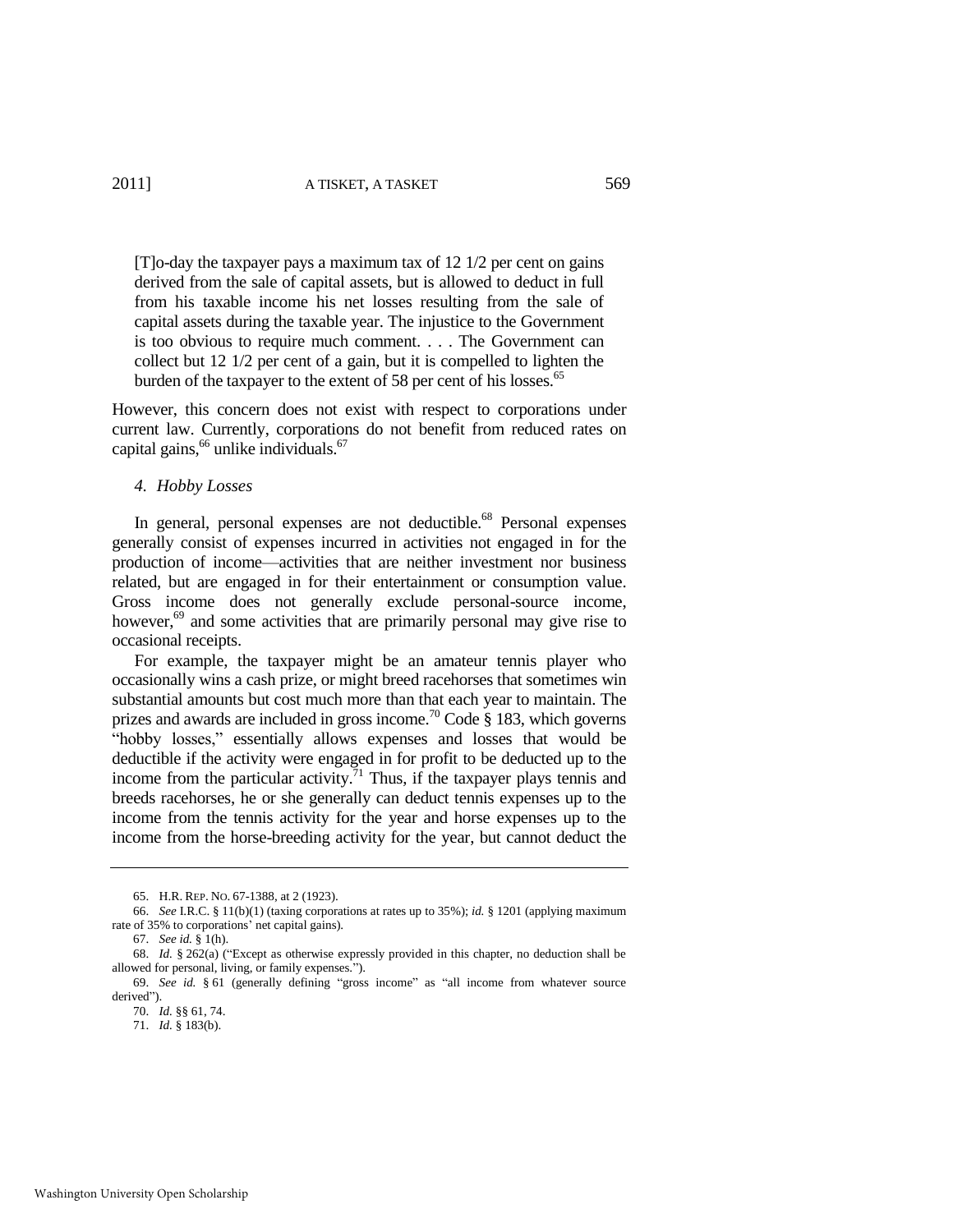> [T]o-day the taxpayer pays a maximum tax of 12 1/2 per cent on gains derived from the sale of capital assets, but is allowed to deduct in full from his taxable income his net losses resulting from the sale of capital assets during the taxable year. The injustice to the Government is too obvious to require much comment. . . . The Government can collect but 12 1/2 per cent of a gain, but it is compelled to lighten the burden of the taxpayer to the extent of 58 per cent of his losses.[65]

However, this concern does not exist with respect to corporations under current law. Currently, corporations do not benefit from reduced rates on capital gains,[66] unlike individuals.[67]

#### *4. Hobby Losses*

In general, personal expenses are not deductible.[68] Personal expenses generally consist of expenses incurred in activities not engaged in for the production of income—activities that are neither investment nor business related, but are engaged in for their entertainment or consumption value. Gross income does not generally exclude personal-source income, however,[69] and some activities that are primarily personal may give rise to occasional receipts.

For example, the taxpayer might be an amateur tennis player who occasionally wins a cash prize, or might breed racehorses that sometimes win substantial amounts but cost much more than that each year to maintain. The prizes and awards are included in gross income.[70] Code § 183, which governs "hobby losses," essentially allows expenses and losses that would be deductible if the activity were engaged in for profit to be deducted up to the income from the particular activity.[71] Thus, if the taxpayer plays tennis and breeds racehorses, he or she generally can deduct tennis expenses up to the income from the tennis activity for the year and horse expenses up to the income from the horse-breeding activity for the year, but cannot deduct the

---

65. H.R. REP. NO. 67-1388, at 2 (1923).

66. *See* I.R.C. § 11(b)(1) (taxing corporations at rates up to 35%); *id.* § 1201 (applying maximum rate of 35% to corporations' net capital gains).

67. *See id.* § 1(h).

68. *Id.* § 262(a) ("Except as otherwise expressly provided in this chapter, no deduction shall be allowed for personal, living, or family expenses.").

69. *See id.* § 61 (generally defining "gross income" as "all income from whatever source derived").

70. *Id.* §§ 61, 74.

71. *Id.* § 183(b).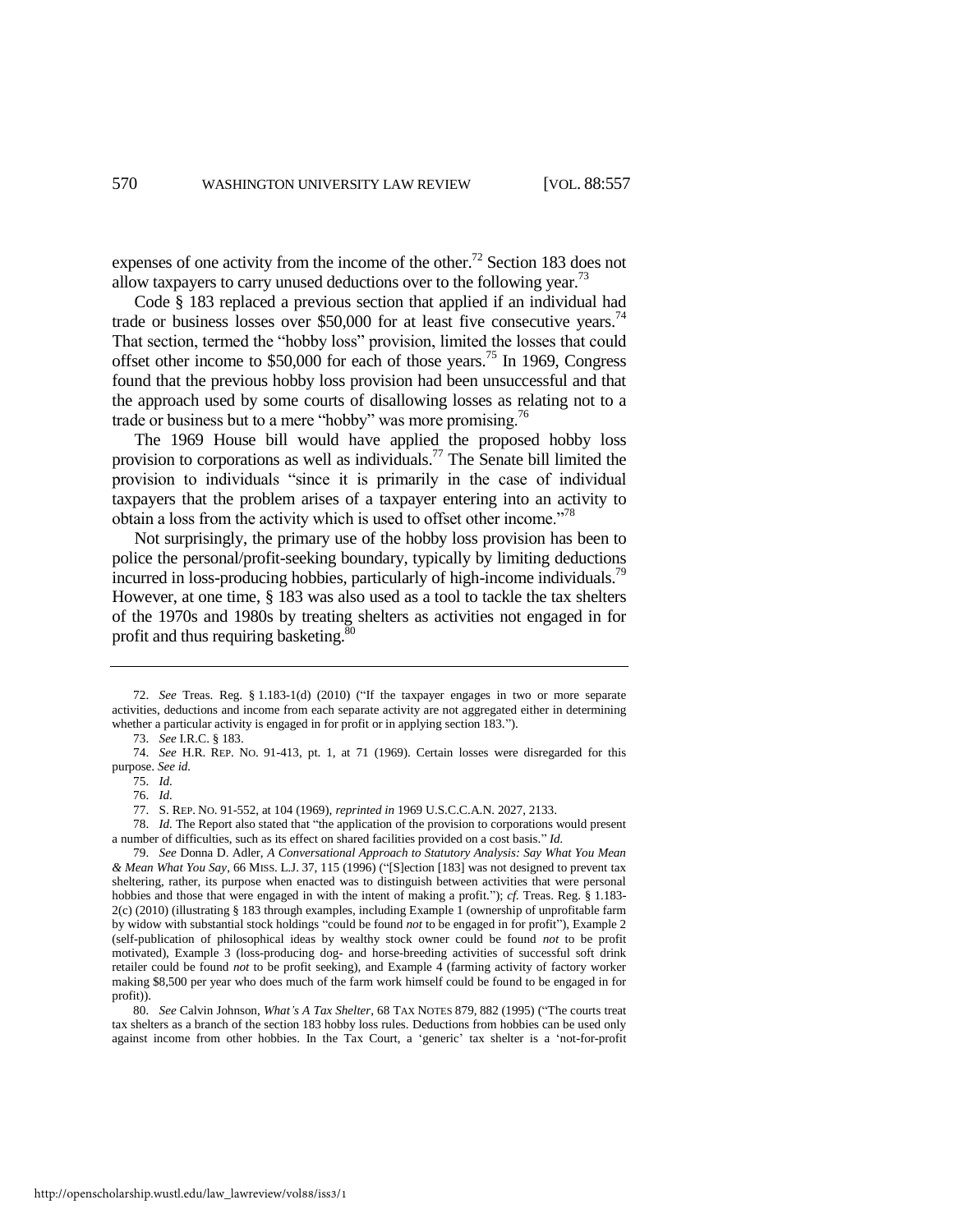expenses of one activity from the income of the other.[72] Section 183 does not allow taxpayers to carry unused deductions over to the following year.[73]

Code § 183 replaced a previous section that applied if an individual had trade or business losses over $50,000 for at least five consecutive years.[74] That section, termed the "hobby loss" provision, limited the losses that could offset other income to $50,000 for each of those years.[75] In 1969, Congress found that the previous hobby loss provision had been unsuccessful and that the approach used by some courts of disallowing losses as relating not to a trade or business but to a mere "hobby" was more promising.[76]

The 1969 House bill would have applied the proposed hobby loss provision to corporations as well as individuals.[77] The Senate bill limited the provision to individuals "since it is primarily in the case of individual taxpayers that the problem arises of a taxpayer entering into an activity to obtain a loss from the activity which is used to offset other income."[78]

Not surprisingly, the primary use of the hobby loss provision has been to police the personal/profit-seeking boundary, typically by limiting deductions incurred in loss-producing hobbies, particularly of high-income individuals.[79] However, at one time, § 183 was also used as a tool to tackle the tax shelters of the 1970s and 1980s by treating shelters as activities not engaged in for profit and thus requiring basketing.[80]

---

72. *See* Treas. Reg. § 1.183-1(d) (2010) ("If the taxpayer engages in two or more separate activities, deductions and income from each separate activity are not aggregated either in determining whether a particular activity is engaged in for profit or in applying section 183.").

73. *See* I.R.C. § 183.

74. *See* H.R. REP. NO. 91-413, pt. 1, at 71 (1969). Certain losses were disregarded for this purpose. *See id.*

75. *Id.*

76. *Id.*

77. S. REP. NO. 91-552, at 104 (1969), *reprinted in* 1969 U.S.C.C.A.N. 2027, 2133.

78. *Id.* The Report also stated that "the application of the provision to corporations would present a number of difficulties, such as its effect on shared facilities provided on a cost basis." *Id.*

79. *See* Donna D. Adler, *A Conversational Approach to Statutory Analysis: Say What You Mean & Mean What You Say*, 66 MISS. L.J. 37, 115 (1996) ("[S]ection [183] was not designed to prevent tax sheltering, rather, its purpose when enacted was to distinguish between activities that were personal hobbies and those that were engaged in with the intent of making a profit."); *cf.* Treas. Reg. § 1.183-2(c) (2010) (illustrating § 183 through examples, including Example 1 (ownership of unprofitable farm by widow with substantial stock holdings "could be found *not* to be engaged in for profit"), Example 2 (self-publication of philosophical ideas by wealthy stock owner could be found *not* to be profit motivated), Example 3 (loss-producing dog- and horse-breeding activities of successful soft drink retailer could be found *not* to be profit seeking), and Example 4 (farming activity of factory worker making $8,500 per year who does much of the farm work himself could be found to be engaged in for profit)).

80. *See* Calvin Johnson, *What's A Tax Shelter*, 68 TAX NOTES 879, 882 (1995) ("The courts treat tax shelters as a branch of the section 183 hobby loss rules. Deductions from hobbies can be used only against income from other hobbies. In the Tax Court, a 'generic' tax shelter is a 'not-for-profit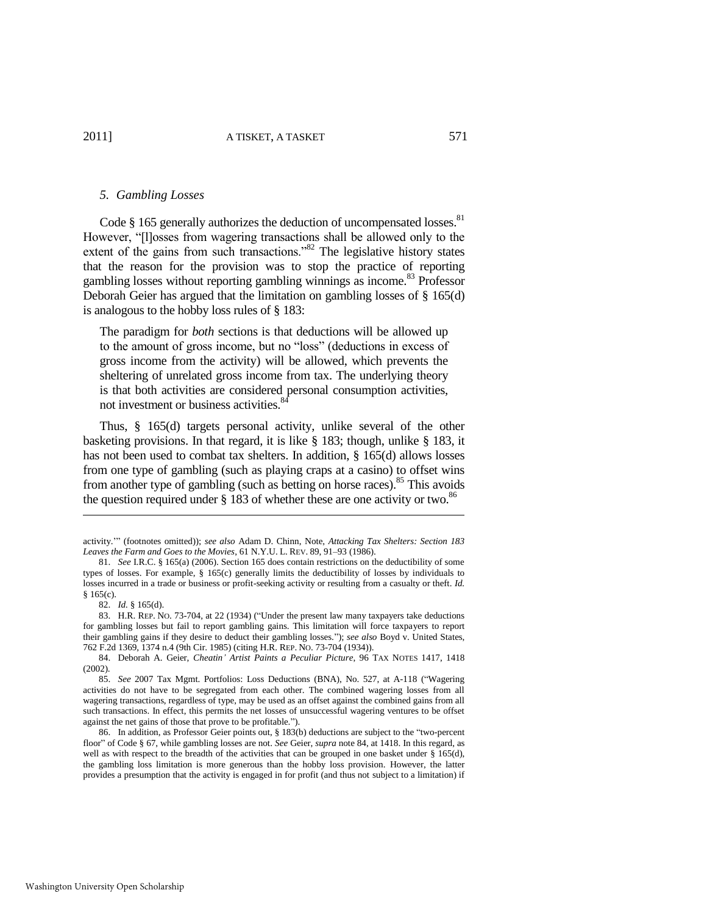### *5. Gambling Losses*

Code § 165 generally authorizes the deduction of uncompensated losses.[81] However, "[l]osses from wagering transactions shall be allowed only to the extent of the gains from such transactions."[82] The legislative history states that the reason for the provision was to stop the practice of reporting gambling losses without reporting gambling winnings as income.[83] Professor Deborah Geier has argued that the limitation on gambling losses of § 165(d) is analogous to the hobby loss rules of § 183:

> The paradigm for *both* sections is that deductions will be allowed up to the amount of gross income, but no "loss" (deductions in excess of gross income from the activity) will be allowed, which prevents the sheltering of unrelated gross income from tax. The underlying theory is that both activities are considered personal consumption activities, not investment or business activities.[84]

Thus, § 165(d) targets personal activity, unlike several of the other basketing provisions. In that regard, it is like § 183; though, unlike § 183, it has not been used to combat tax shelters. In addition, § 165(d) allows losses from one type of gambling (such as playing craps at a casino) to offset wins from another type of gambling (such as betting on horse races).[85] This avoids the question required under § 183 of whether these are one activity or two.[86]

---

activity.'" (footnotes omitted)); *see also* Adam D. Chinn, Note, *Attacking Tax Shelters: Section 183 Leaves the Farm and Goes to the Movies*, 61 N.Y.U. L. REV. 89, 91–93 (1986).

81. *See* I.R.C. § 165(a) (2006). Section 165 does contain restrictions on the deductibility of some types of losses. For example, § 165(c) generally limits the deductibility of losses by individuals to losses incurred in a trade or business or profit-seeking activity or resulting from a casualty or theft. *Id.* § 165(c).

82. *Id.* § 165(d).

83. H.R. REP. NO. 73-704, at 22 (1934) ("Under the present law many taxpayers take deductions for gambling losses but fail to report gambling gains. This limitation will force taxpayers to report their gambling gains if they desire to deduct their gambling losses."); *see also* Boyd v. United States, 762 F.2d 1369, 1374 n.4 (9th Cir. 1985) (citing H.R. REP. NO. 73-704 (1934)).

84. Deborah A. Geier, *Cheatin' Artist Paints a Peculiar Picture*, 96 TAX NOTES 1417, 1418 (2002).

85. *See* 2007 Tax Mgmt. Portfolios: Loss Deductions (BNA), No. 527, at A-118 ("Wagering activities do not have to be segregated from each other. The combined wagering losses from all wagering transactions, regardless of type, may be used as an offset against the combined gains from all such transactions. In effect, this permits the net losses of unsuccessful wagering ventures to be offset against the net gains of those that prove to be profitable.").

86. In addition, as Professor Geier points out, § 183(b) deductions are subject to the "two-percent floor" of Code § 67, while gambling losses are not. *See* Geier, *supra* note 84, at 1418. In this regard, as well as with respect to the breadth of the activities that can be grouped in one basket under § 165(d), the gambling loss limitation is more generous than the hobby loss provision. However, the latter provides a presumption that the activity is engaged in for profit (and thus not subject to a limitation) if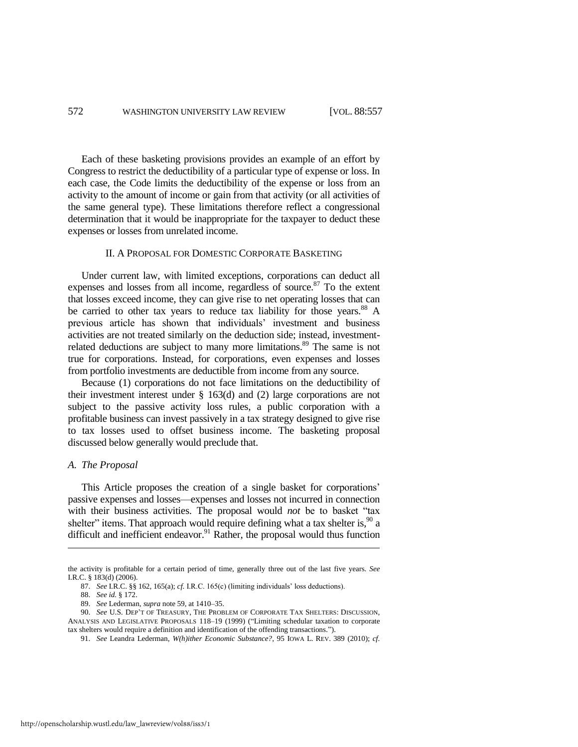Each of these basketing provisions provides an example of an effort by Congress to restrict the deductibility of a particular type of expense or loss. In each case, the Code limits the deductibility of the expense or loss from an activity to the amount of income or gain from that activity (or all activities of the same general type). These limitations therefore reflect a congressional determination that it would be inappropriate for the taxpayer to deduct these expenses or losses from unrelated income.

## II. A PROPOSAL FOR DOMESTIC CORPORATE BASKETING

Under current law, with limited exceptions, corporations can deduct all expenses and losses from all income, regardless of source.[87] To the extent that losses exceed income, they can give rise to net operating losses that can be carried to other tax years to reduce tax liability for those years.[88] A previous article has shown that individuals' investment and business activities are not treated similarly on the deduction side; instead, investment-related deductions are subject to many more limitations.[89] The same is not true for corporations. Instead, for corporations, even expenses and losses from portfolio investments are deductible from income from any source.

Because (1) corporations do not face limitations on the deductibility of their investment interest under § 163(d) and (2) large corporations are not subject to the passive activity loss rules, a public corporation with a profitable business can invest passively in a tax strategy designed to give rise to tax losses used to offset business income. The basketing proposal discussed below generally would preclude that.

### *A. The Proposal*

This Article proposes the creation of a single basket for corporations' passive expenses and losses—expenses and losses not incurred in connection with their business activities. The proposal would *not* be to basket "tax shelter" items. That approach would require defining what a tax shelter is,[90] a difficult and inefficient endeavor.[91] Rather, the proposal would thus function

---

the activity is profitable for a certain period of time, generally three out of the last five years. *See* I.R.C. § 183(d) (2006).

87. *See* I.R.C. §§ 162, 165(a); *cf.* I.R.C. 165(c) (limiting individuals' loss deductions).

88. *See id.* § 172.

89. *See* Lederman, *supra* note 59, at 1410–35.

90. *See* U.S. DEP'T OF TREASURY, THE PROBLEM OF CORPORATE TAX SHELTERS: DISCUSSION, ANALYSIS AND LEGISLATIVE PROPOSALS 118–19 (1999) ("Limiting schedular taxation to corporate tax shelters would require a definition and identification of the offending transactions.").

91. *See* Leandra Lederman, *W(h)ither Economic Substance?*, 95 IOWA L. REV. 389 (2010); *cf.*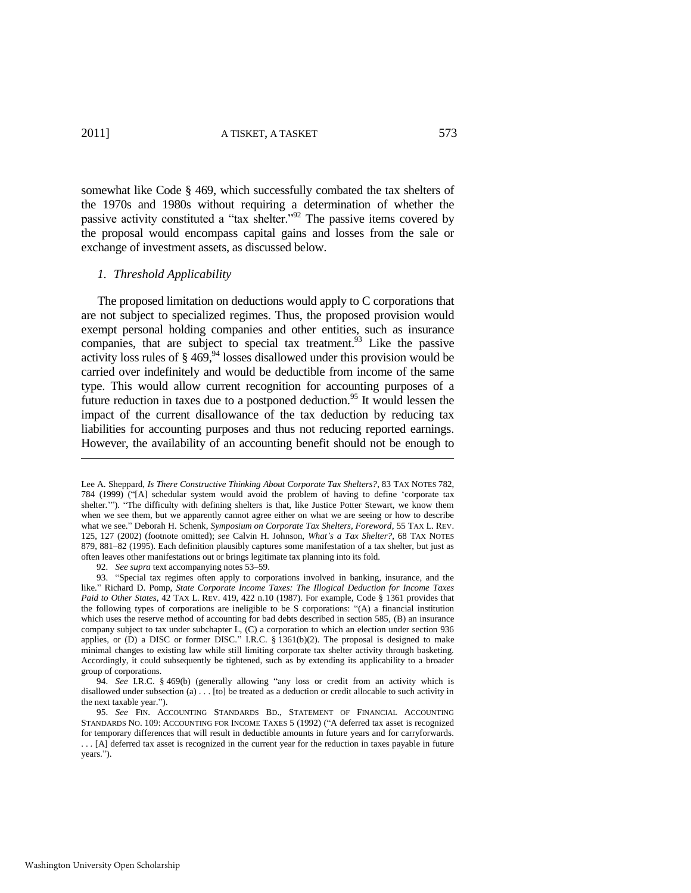somewhat like Code § 469, which successfully combated the tax shelters of the 1970s and 1980s without requiring a determination of whether the passive activity constituted a "tax shelter."[92] The passive items covered by the proposal would encompass capital gains and losses from the sale or exchange of investment assets, as discussed below.

### *1. Threshold Applicability*

The proposed limitation on deductions would apply to C corporations that are not subject to specialized regimes. Thus, the proposed provision would exempt personal holding companies and other entities, such as insurance companies, that are subject to special tax treatment.[93] Like the passive activity loss rules of § 469,[94] losses disallowed under this provision would be carried over indefinitely and would be deductible from income of the same type. This would allow current recognition for accounting purposes of a future reduction in taxes due to a postponed deduction.[95] It would lessen the impact of the current disallowance of the tax deduction by reducing tax liabilities for accounting purposes and thus not reducing reported earnings. However, the availability of an accounting benefit should not be enough to

---

Lee A. Sheppard, *Is There Constructive Thinking About Corporate Tax Shelters?*, 83 TAX NOTES 782, 784 (1999) ("[A] schedular system would avoid the problem of having to define 'corporate tax shelter.'"). "The difficulty with defining shelters is that, like Justice Potter Stewart, we know them when we see them, but we apparently cannot agree either on what we are seeing or how to describe what we see." Deborah H. Schenk, *Symposium on Corporate Tax Shelters, Foreword*, 55 TAX L. REV. 125, 127 (2002) (footnote omitted); *see* Calvin H. Johnson, *What's a Tax Shelter?*, 68 TAX NOTES 879, 881–82 (1995). Each definition plausibly captures some manifestation of a tax shelter, but just as often leaves other manifestations out or brings legitimate tax planning into its fold.

92. *See supra* text accompanying notes 53–59.

93. "Special tax regimes often apply to corporations involved in banking, insurance, and the like." Richard D. Pomp, *State Corporate Income Taxes: The Illogical Deduction for Income Taxes Paid to Other States*, 42 TAX L. REV. 419, 422 n.10 (1987). For example, Code § 1361 provides that the following types of corporations are ineligible to be S corporations: "(A) a financial institution which uses the reserve method of accounting for bad debts described in section 585, (B) an insurance company subject to tax under subchapter L, (C) a corporation to which an election under section 936 applies, or (D) a DISC or former DISC." I.R.C. § 1361(b)(2). The proposal is designed to make minimal changes to existing law while still limiting corporate tax shelter activity through basketing. Accordingly, it could subsequently be tightened, such as by extending its applicability to a broader group of corporations.

94. *See* I.R.C. § 469(b) (generally allowing "any loss or credit from an activity which is disallowed under subsection (a) . . . [to] be treated as a deduction or credit allocable to such activity in the next taxable year.").

95. *See* FIN. ACCOUNTING STANDARDS BD., STATEMENT OF FINANCIAL ACCOUNTING STANDARDS NO. 109: ACCOUNTING FOR INCOME TAXES 5 (1992) ("A deferred tax asset is recognized for temporary differences that will result in deductible amounts in future years and for carryforwards. . . . [A] deferred tax asset is recognized in the current year for the reduction in taxes payable in future years.").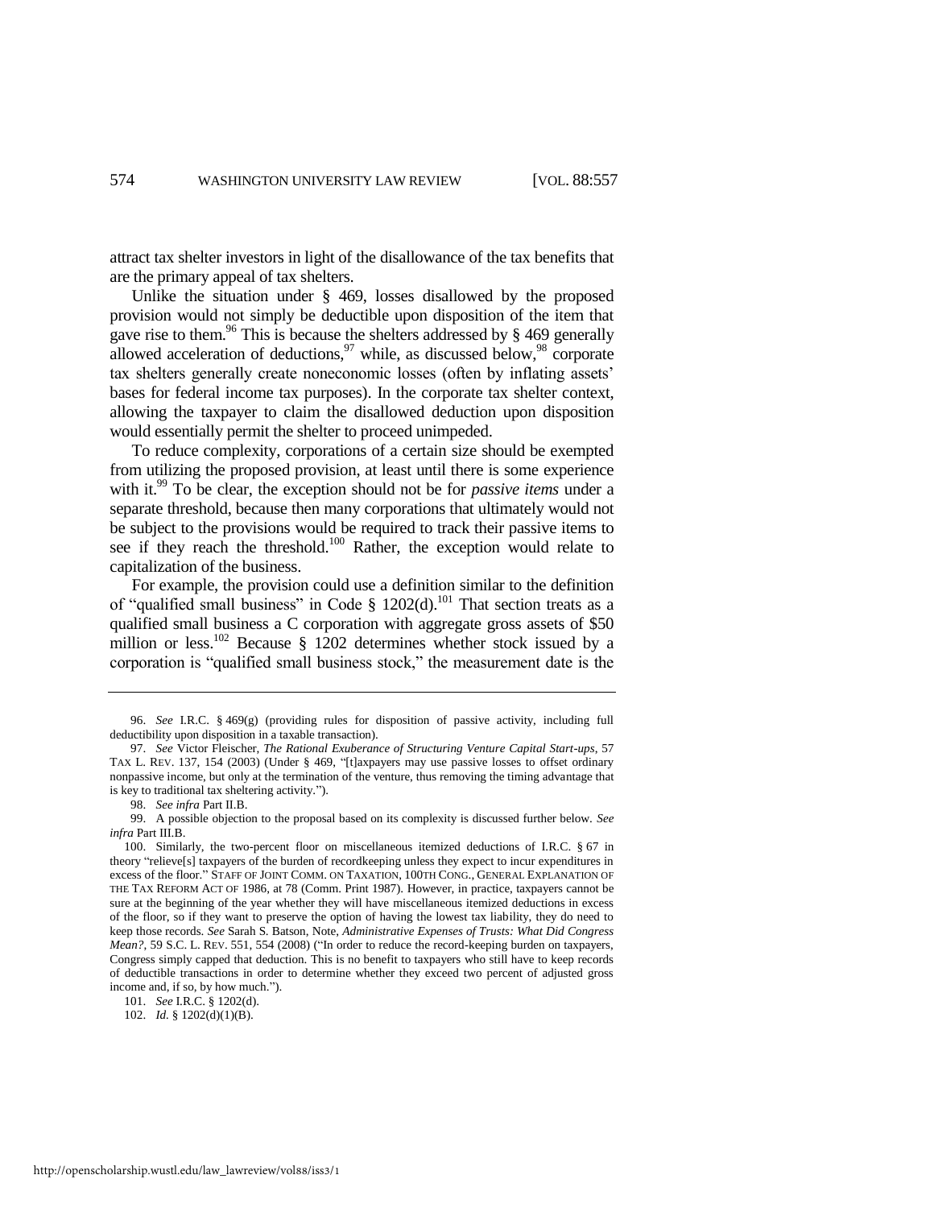attract tax shelter investors in light of the disallowance of the tax benefits that are the primary appeal of tax shelters.

Unlike the situation under § 469, losses disallowed by the proposed provision would not simply be deductible upon disposition of the item that gave rise to them.[96] This is because the shelters addressed by § 469 generally allowed acceleration of deductions,[97] while, as discussed below,[98] corporate tax shelters generally create noneconomic losses (often by inflating assets' bases for federal income tax purposes). In the corporate tax shelter context, allowing the taxpayer to claim the disallowed deduction upon disposition would essentially permit the shelter to proceed unimpeded.

To reduce complexity, corporations of a certain size should be exempted from utilizing the proposed provision, at least until there is some experience with it.[99] To be clear, the exception should not be for *passive items* under a separate threshold, because then many corporations that ultimately would not be subject to the provisions would be required to track their passive items to see if they reach the threshold.[100] Rather, the exception would relate to capitalization of the business.

For example, the provision could use a definition similar to the definition of "qualified small business" in Code § 1202(d).[101] That section treats as a qualified small business a C corporation with aggregate gross assets of $50 million or less.[102] Because § 1202 determines whether stock issued by a corporation is "qualified small business stock," the measurement date is the

---

96. *See* I.R.C. § 469(g) (providing rules for disposition of passive activity, including full deductibility upon disposition in a taxable transaction).

97. *See* Victor Fleischer, *The Rational Exuberance of Structuring Venture Capital Start-ups*, 57 TAX L. REV. 137, 154 (2003) (Under § 469, "[t]axpayers may use passive losses to offset ordinary nonpassive income, but only at the termination of the venture, thus removing the timing advantage that is key to traditional tax sheltering activity.").

98. *See infra* Part II.B.

99. A possible objection to the proposal based on its complexity is discussed further below. *See infra* Part III.B.

100. Similarly, the two-percent floor on miscellaneous itemized deductions of I.R.C. § 67 in theory "relieve[s] taxpayers of the burden of recordkeeping unless they expect to incur expenditures in excess of the floor." STAFF OF JOINT COMM. ON TAXATION, 100TH CONG., GENERAL EXPLANATION OF THE TAX REFORM ACT OF 1986, at 78 (Comm. Print 1987). However, in practice, taxpayers cannot be sure at the beginning of the year whether they will have miscellaneous itemized deductions in excess of the floor, so if they want to preserve the option of having the lowest tax liability, they do need to keep those records. *See* Sarah S. Batson, Note, *Administrative Expenses of Trusts: What Did Congress Mean?*, 59 S.C. L. REV. 551, 554 (2008) ("In order to reduce the record-keeping burden on taxpayers, Congress simply capped that deduction. This is no benefit to taxpayers who still have to keep records of deductible transactions in order to determine whether they exceed two percent of adjusted gross income and, if so, by how much.").

101. *See* I.R.C. § 1202(d).

102. *Id.* § 1202(d)(1)(B).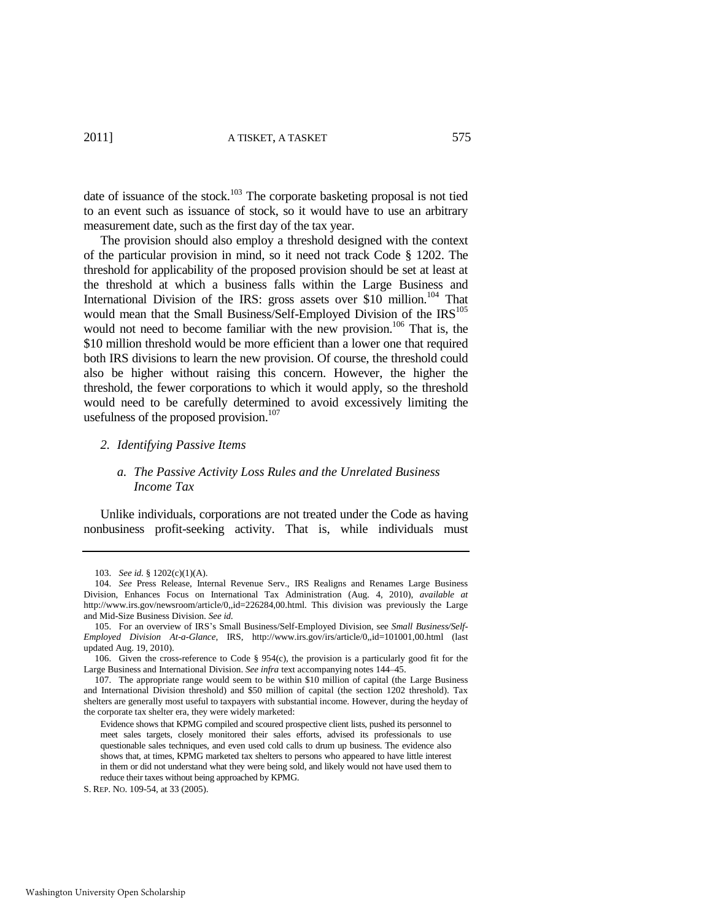date of issuance of the stock.[103] The corporate basketing proposal is not tied to an event such as issuance of stock, so it would have to use an arbitrary measurement date, such as the first day of the tax year.

The provision should also employ a threshold designed with the context of the particular provision in mind, so it need not track Code § 1202. The threshold for applicability of the proposed provision should be set at least at the threshold at which a business falls within the Large Business and International Division of the IRS: gross assets over $10 million.[104] That would mean that the Small Business/Self-Employed Division of the IRS[105] would not need to become familiar with the new provision.[106] That is, the $10 million threshold would be more efficient than a lower one that required both IRS divisions to learn the new provision. Of course, the threshold could also be higher without raising this concern. However, the higher the threshold, the fewer corporations to which it would apply, so the threshold would need to be carefully determined to avoid excessively limiting the usefulness of the proposed provision.[107]

### 2. *Identifying Passive Items*

#### a. *The Passive Activity Loss Rules and the Unrelated Business Income Tax*

Unlike individuals, corporations are not treated under the Code as having nonbusiness profit-seeking activity. That is, while individuals must

---

103. *See id.* § 1202(c)(1)(A).

104. *See* Press Release, Internal Revenue Serv., IRS Realigns and Renames Large Business Division, Enhances Focus on International Tax Administration (Aug. 4, 2010), *available at* http://www.irs.gov/newsroom/article/0,,id=226284,00.html. This division was previously the Large and Mid-Size Business Division. *See id.*

105. For an overview of IRS's Small Business/Self-Employed Division, see *Small Business/Self-Employed Division At-a-Glance*, IRS, http://www.irs.gov/irs/article/0,,id=101001,00.html (last updated Aug. 19, 2010).

106. Given the cross-reference to Code § 954(c), the provision is a particularly good fit for the Large Business and International Division. *See infra* text accompanying notes 144–45.

107. The appropriate range would seem to be within $10 million of capital (the Large Business and International Division threshold) and $50 million of capital (the section 1202 threshold). Tax shelters are generally most useful to taxpayers with substantial income. However, during the heyday of the corporate tax shelter era, they were widely marketed:

> Evidence shows that KPMG compiled and scoured prospective client lists, pushed its personnel to meet sales targets, closely monitored their sales efforts, advised its professionals to use questionable sales techniques, and even used cold calls to drum up business. The evidence also shows that, at times, KPMG marketed tax shelters to persons who appeared to have little interest in them or did not understand what they were being sold, and likely would not have used them to reduce their taxes without being approached by KPMG.

S. REP. NO. 109-54, at 33 (2005).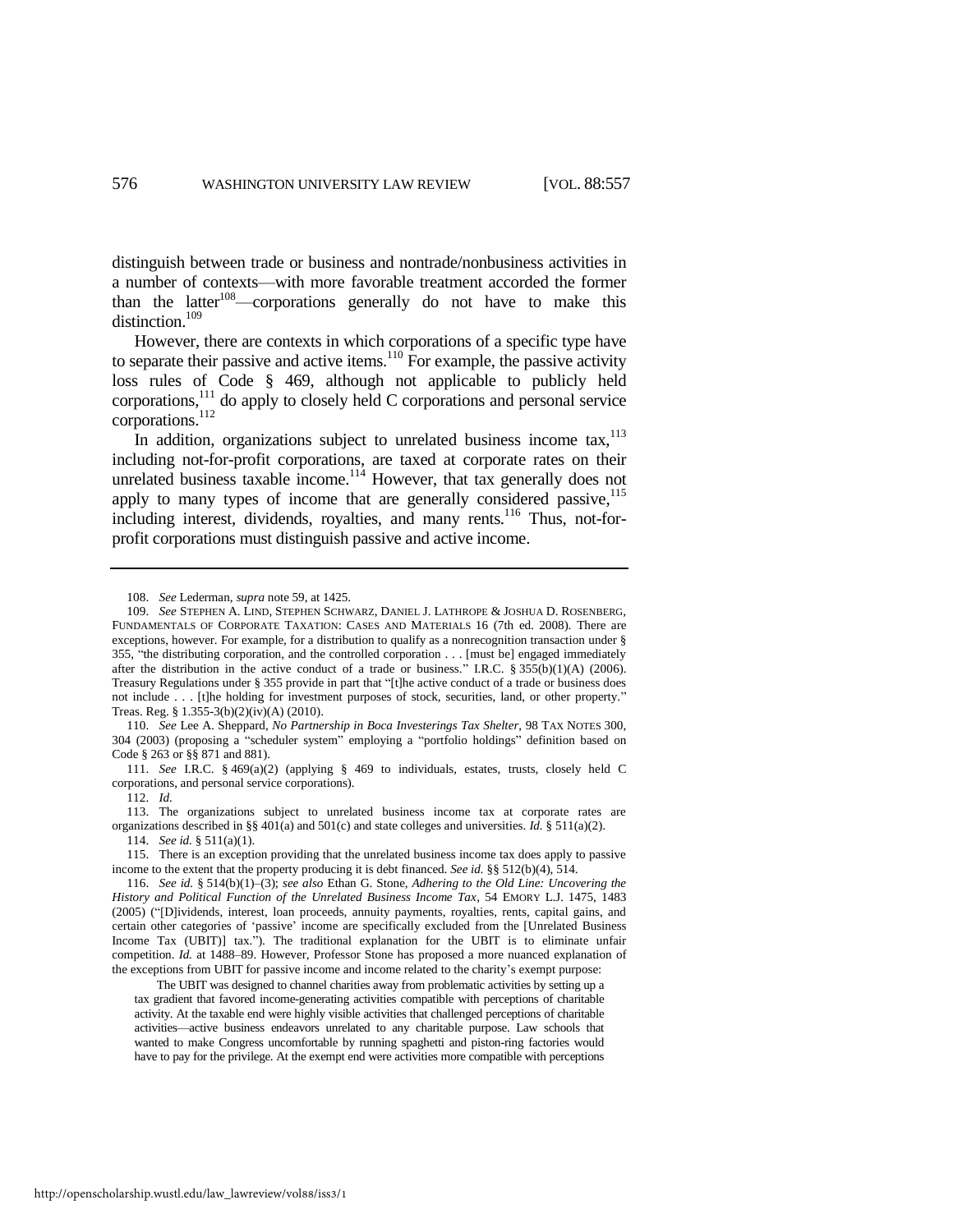distinguish between trade or business and nontrade/nonbusiness activities in a number of contexts—with more favorable treatment accorded the former than the latter[108]—corporations generally do not have to make this distinction.[109]

However, there are contexts in which corporations of a specific type have to separate their passive and active items.[110] For example, the passive activity loss rules of Code § 469, although not applicable to publicly held corporations,[111] do apply to closely held C corporations and personal service corporations.[112]

In addition, organizations subject to unrelated business income tax,[113] including not-for-profit corporations, are taxed at corporate rates on their unrelated business taxable income.[114] However, that tax generally does not apply to many types of income that are generally considered passive,[115] including interest, dividends, royalties, and many rents.[116] Thus, not-for-profit corporations must distinguish passive and active income.

---

108. *See* Lederman, *supra* note 59, at 1425.

109. *See* STEPHEN A. LIND, STEPHEN SCHWARZ, DANIEL J. LATHROPE & JOSHUA D. ROSENBERG, FUNDAMENTALS OF CORPORATE TAXATION: CASES AND MATERIALS 16 (7th ed. 2008). There are exceptions, however. For example, for a distribution to qualify as a nonrecognition transaction under § 355, "the distributing corporation, and the controlled corporation . . . [must be] engaged immediately after the distribution in the active conduct of a trade or business." I.R.C. § 355(b)(1)(A) (2006). Treasury Regulations under § 355 provide in part that "[t]he active conduct of a trade or business does not include . . . [t]he holding for investment purposes of stock, securities, land, or other property." Treas. Reg. § 1.355-3(b)(2)(iv)(A) (2010).

110. *See* Lee A. Sheppard, *No Partnership in Boca Investerings Tax Shelter*, 98 TAX NOTES 300, 304 (2003) (proposing a "scheduler system" employing a "portfolio holdings" definition based on Code § 263 or §§ 871 and 881).

111. *See* I.R.C. § 469(a)(2) (applying § 469 to individuals, estates, trusts, closely held C corporations, and personal service corporations).

112. *Id.*

113. The organizations subject to unrelated business income tax at corporate rates are organizations described in §§ 401(a) and 501(c) and state colleges and universities. *Id.* § 511(a)(2).

114. *See id.* § 511(a)(1).

115. There is an exception providing that the unrelated business income tax does apply to passive income to the extent that the property producing it is debt financed. *See id.* §§ 512(b)(4), 514.

116. *See id.* § 514(b)(1)–(3); *see also* Ethan G. Stone, *Adhering to the Old Line: Uncovering the History and Political Function of the Unrelated Business Income Tax*, 54 EMORY L.J. 1475, 1483 (2005) ("[D]ividends, interest, loan proceeds, annuity payments, royalties, rents, capital gains, and certain other categories of 'passive' income are specifically excluded from the [Unrelated Business Income Tax (UBIT)] tax."). The traditional explanation for the UBIT is to eliminate unfair competition. *Id.* at 1488–89. However, Professor Stone has proposed a more nuanced explanation of the exceptions from UBIT for passive income and income related to the charity's exempt purpose:

> The UBIT was designed to channel charities away from problematic activities by setting up a tax gradient that favored income-generating activities compatible with perceptions of charitable activity. At the taxable end were highly visible activities that challenged perceptions of charitable activities—active business endeavors unrelated to any charitable purpose. Law schools that wanted to make Congress uncomfortable by running spaghetti and piston-ring factories would have to pay for the privilege. At the exempt end were activities more compatible with perceptions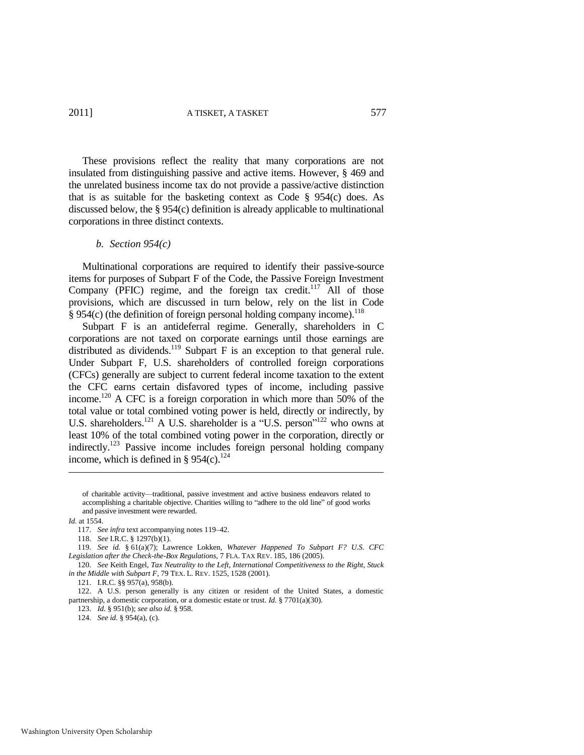These provisions reflect the reality that many corporations are not insulated from distinguishing passive and active items. However, § 469 and the unrelated business income tax do not provide a passive/active distinction that is as suitable for the basketing context as Code § 954(c) does. As discussed below, the § 954(c) definition is already applicable to multinational corporations in three distinct contexts.

*b. Section 954(c)*

Multinational corporations are required to identify their passive-source items for purposes of Subpart F of the Code, the Passive Foreign Investment Company (PFIC) regime, and the foreign tax credit.[117] All of those provisions, which are discussed in turn below, rely on the list in Code § 954(c) (the definition of foreign personal holding company income).[118]

Subpart F is an antideferral regime. Generally, shareholders in C corporations are not taxed on corporate earnings until those earnings are distributed as dividends.[119] Subpart F is an exception to that general rule. Under Subpart F, U.S. shareholders of controlled foreign corporations (CFCs) generally are subject to current federal income taxation to the extent the CFC earns certain disfavored types of income, including passive income.[120] A CFC is a foreign corporation in which more than 50% of the total value or total combined voting power is held, directly or indirectly, by U.S. shareholders.[121] A U.S. shareholder is a "U.S. person"[122] who owns at least 10% of the total combined voting power in the corporation, directly or indirectly.[123] Passive income includes foreign personal holding company income, which is defined in § 954(c).[124]

---

> of charitable activity—traditional, passive investment and active business endeavors related to accomplishing a charitable objective. Charities willing to "adhere to the old line" of good works and passive investment were rewarded.

*Id.* at 1554.

117. *See infra* text accompanying notes 119–42.

118. *See* I.R.C. § 1297(b)(1).

119. *See id.* § 61(a)(7); Lawrence Lokken, *Whatever Happened To Subpart F? U.S. CFC Legislation after the Check-the-Box Regulations*, 7 FLA. TAX REV. 185, 186 (2005).

120. *See* Keith Engel, *Tax Neutrality to the Left, International Competitiveness to the Right, Stuck in the Middle with Subpart F*, 79 TEX. L. REV. 1525, 1528 (2001).

121. I.R.C. §§ 957(a), 958(b).

122. A U.S. person generally is any citizen or resident of the United States, a domestic partnership, a domestic corporation, or a domestic estate or trust. *Id.* § 7701(a)(30).

123. *Id.* § 951(b); *see also id.* § 958.

124. *See id.* § 954(a), (c).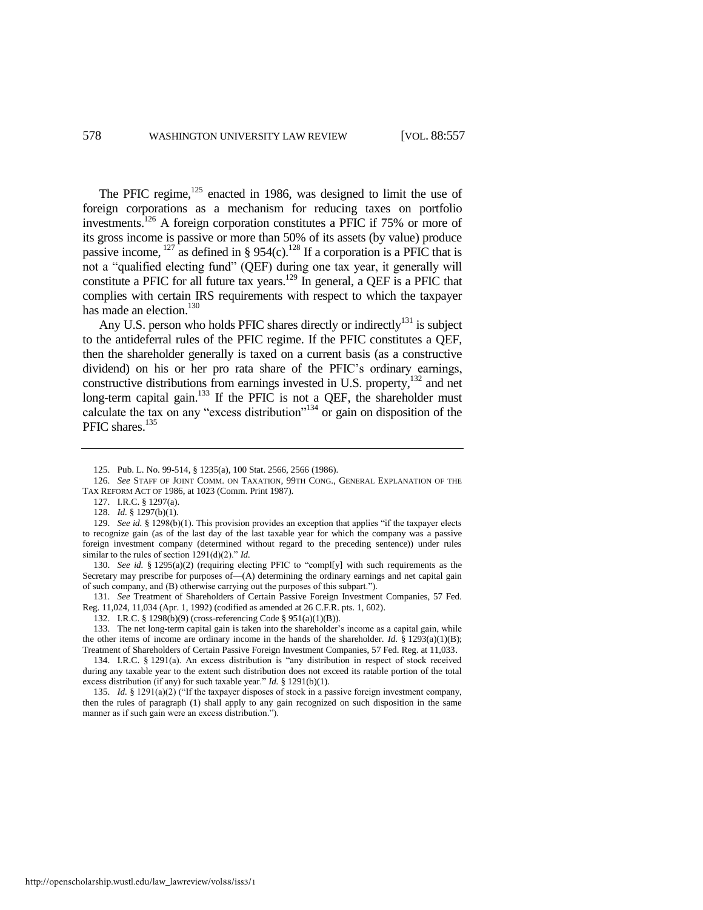The PFIC regime,[125] enacted in 1986, was designed to limit the use of foreign corporations as a mechanism for reducing taxes on portfolio investments.[126] A foreign corporation constitutes a PFIC if 75% or more of its gross income is passive or more than 50% of its assets (by value) produce passive income, [127] as defined in § 954(c).[128] If a corporation is a PFIC that is not a "qualified electing fund" (QEF) during one tax year, it generally will constitute a PFIC for all future tax years.[129] In general, a QEF is a PFIC that complies with certain IRS requirements with respect to which the taxpayer has made an election.[130]

Any U.S. person who holds PFIC shares directly or indirectly[131] is subject to the antideferral rules of the PFIC regime. If the PFIC constitutes a QEF, then the shareholder generally is taxed on a current basis (as a constructive dividend) on his or her pro rata share of the PFIC's ordinary earnings, constructive distributions from earnings invested in U.S. property,[132] and net long-term capital gain.[133] If the PFIC is not a QEF, the shareholder must calculate the tax on any "excess distribution"[134] or gain on disposition of the PFIC shares.[135]

---

125. Pub. L. No. 99-514, § 1235(a), 100 Stat. 2566, 2566 (1986).

126. *See* STAFF OF JOINT COMM. ON TAXATION, 99TH CONG., GENERAL EXPLANATION OF THE TAX REFORM ACT OF 1986, at 1023 (Comm. Print 1987).

127. I.R.C. § 1297(a).

128. *Id.* § 1297(b)(1).

129. *See id.* § 1298(b)(1). This provision provides an exception that applies "if the taxpayer elects to recognize gain (as of the last day of the last taxable year for which the company was a passive foreign investment company (determined without regard to the preceding sentence)) under rules similar to the rules of section 1291(d)(2)." *Id.*

130. *See id.* § 1295(a)(2) (requiring electing PFIC to "compl[y] with such requirements as the Secretary may prescribe for purposes of—(A) determining the ordinary earnings and net capital gain of such company, and (B) otherwise carrying out the purposes of this subpart.").

131. *See* Treatment of Shareholders of Certain Passive Foreign Investment Companies, 57 Fed. Reg. 11,024, 11,034 (Apr. 1, 1992) (codified as amended at 26 C.F.R. pts. 1, 602).

132. I.R.C. § 1298(b)(9) (cross-referencing Code § 951(a)(1)(B)).

133. The net long-term capital gain is taken into the shareholder's income as a capital gain, while the other items of income are ordinary income in the hands of the shareholder. *Id.* § 1293(a)(1)(B); Treatment of Shareholders of Certain Passive Foreign Investment Companies, 57 Fed. Reg. at 11,033.

134. I.R.C. § 1291(a). An excess distribution is "any distribution in respect of stock received during any taxable year to the extent such distribution does not exceed its ratable portion of the total excess distribution (if any) for such taxable year." *Id.* § 1291(b)(1).

135. *Id.* § 1291(a)(2) ("If the taxpayer disposes of stock in a passive foreign investment company, then the rules of paragraph (1) shall apply to any gain recognized on such disposition in the same manner as if such gain were an excess distribution.").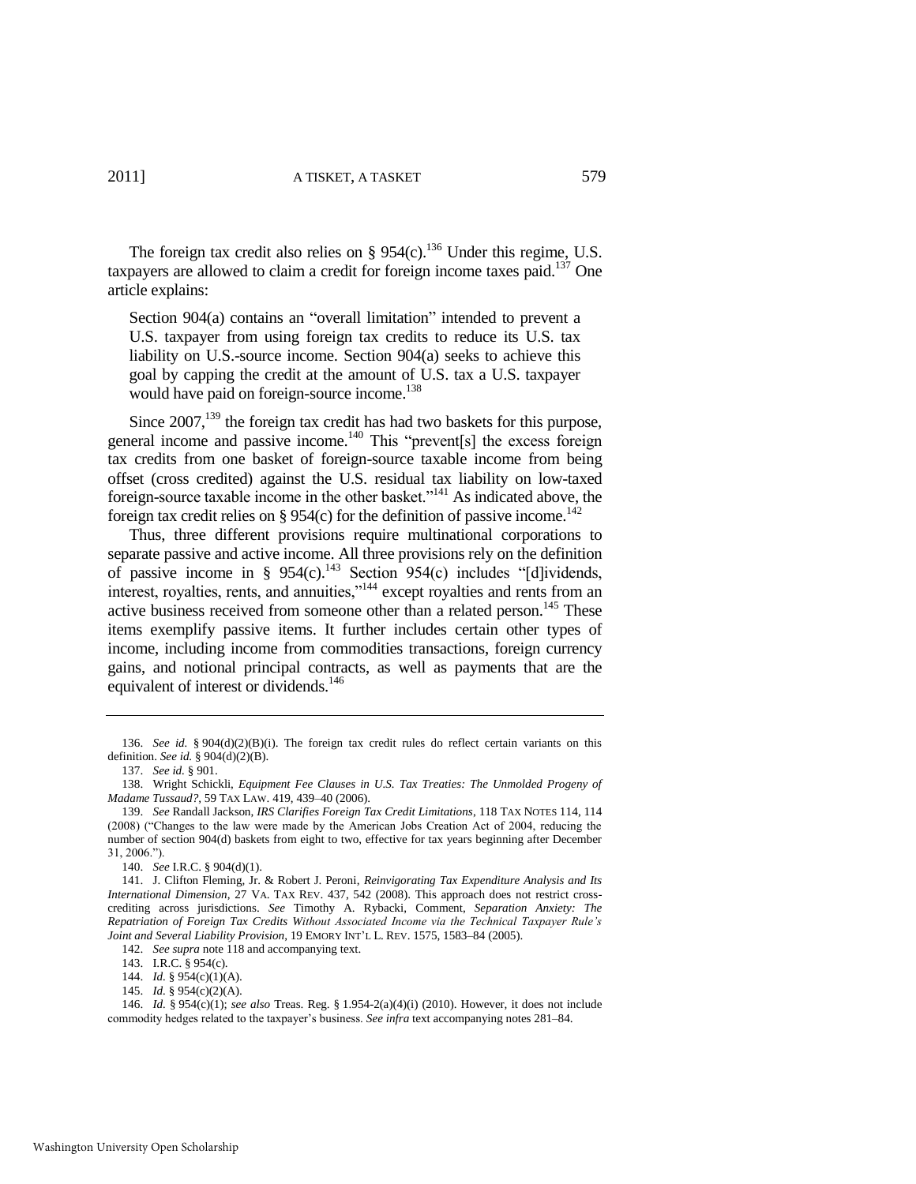The foreign tax credit also relies on § 954(c).[136] Under this regime, U.S. taxpayers are allowed to claim a credit for foreign income taxes paid.[137] One article explains:

> Section 904(a) contains an "overall limitation" intended to prevent a U.S. taxpayer from using foreign tax credits to reduce its U.S. tax liability on U.S.-source income. Section 904(a) seeks to achieve this goal by capping the credit at the amount of U.S. tax a U.S. taxpayer would have paid on foreign-source income.[138]

Since 2007,[139] the foreign tax credit has had two baskets for this purpose, general income and passive income.[140] This "prevent[s] the excess foreign tax credits from one basket of foreign-source taxable income from being offset (cross credited) against the U.S. residual tax liability on low-taxed foreign-source taxable income in the other basket."[141] As indicated above, the foreign tax credit relies on § 954(c) for the definition of passive income.[142]

Thus, three different provisions require multinational corporations to separate passive and active income. All three provisions rely on the definition of passive income in § 954(c).[143] Section 954(c) includes "[d]ividends, interest, royalties, rents, and annuities,"[144] except royalties and rents from an active business received from someone other than a related person.[145] These items exemplify passive items. It further includes certain other types of income, including income from commodities transactions, foreign currency gains, and notional principal contracts, as well as payments that are the equivalent of interest or dividends.[146]

---

136. *See id.* § 904(d)(2)(B)(i). The foreign tax credit rules do reflect certain variants on this definition. *See id.* § 904(d)(2)(B).

137. *See id.* § 901.

138. Wright Schickli, *Equipment Fee Clauses in U.S. Tax Treaties: The Unmolded Progeny of Madame Tussaud?*, 59 TAX LAW. 419, 439–40 (2006).

139. *See* Randall Jackson, *IRS Clarifies Foreign Tax Credit Limitations*, 118 TAX NOTES 114, 114 (2008) ("Changes to the law were made by the American Jobs Creation Act of 2004, reducing the number of section 904(d) baskets from eight to two, effective for tax years beginning after December 31, 2006.").

140. *See* I.R.C. § 904(d)(1).

141. J. Clifton Fleming, Jr. & Robert J. Peroni, *Reinvigorating Tax Expenditure Analysis and Its International Dimension*, 27 VA. TAX REV. 437, 542 (2008). This approach does not restrict cross-crediting across jurisdictions. *See* Timothy A. Rybacki, Comment, *Separation Anxiety: The Repatriation of Foreign Tax Credits Without Associated Income via the Technical Taxpayer Rule's Joint and Several Liability Provision*, 19 EMORY INT'L L. REV. 1575, 1583–84 (2005).

142. *See supra* note 118 and accompanying text.

143. I.R.C. § 954(c).

144. *Id.* § 954(c)(1)(A).

145. *Id.* § 954(c)(2)(A).

146. *Id.* § 954(c)(1); *see also* Treas. Reg. § 1.954-2(a)(4)(i) (2010). However, it does not include commodity hedges related to the taxpayer's business. *See infra* text accompanying notes 281–84.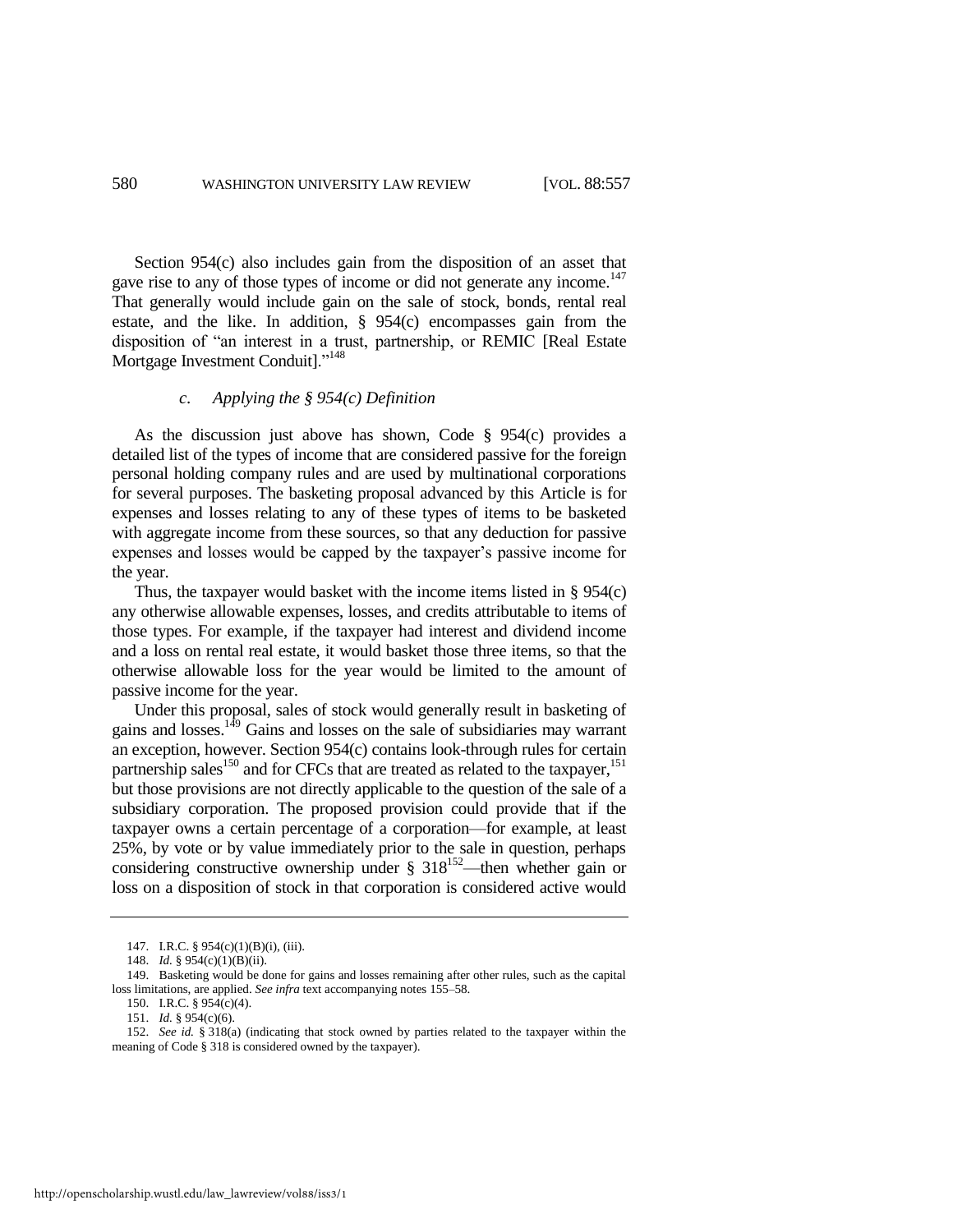Section 954(c) also includes gain from the disposition of an asset that gave rise to any of those types of income or did not generate any income.[147] That generally would include gain on the sale of stock, bonds, rental real estate, and the like. In addition, § 954(c) encompasses gain from the disposition of "an interest in a trust, partnership, or REMIC [Real Estate Mortgage Investment Conduit]."[148]

#### *c. Applying the § 954(c) Definition*

As the discussion just above has shown, Code § 954(c) provides a detailed list of the types of income that are considered passive for the foreign personal holding company rules and are used by multinational corporations for several purposes. The basketing proposal advanced by this Article is for expenses and losses relating to any of these types of items to be basketed with aggregate income from these sources, so that any deduction for passive expenses and losses would be capped by the taxpayer's passive income for the year.

Thus, the taxpayer would basket with the income items listed in § 954(c) any otherwise allowable expenses, losses, and credits attributable to items of those types. For example, if the taxpayer had interest and dividend income and a loss on rental real estate, it would basket those three items, so that the otherwise allowable loss for the year would be limited to the amount of passive income for the year.

Under this proposal, sales of stock would generally result in basketing of gains and losses.[149] Gains and losses on the sale of subsidiaries may warrant an exception, however. Section 954(c) contains look-through rules for certain partnership sales[150] and for CFCs that are treated as related to the taxpayer,[151] but those provisions are not directly applicable to the question of the sale of a subsidiary corporation. The proposed provision could provide that if the taxpayer owns a certain percentage of a corporation—for example, at least 25%, by vote or by value immediately prior to the sale in question, perhaps considering constructive ownership under § 318[152]—then whether gain or loss on a disposition of stock in that corporation is considered active would

---

147. I.R.C. § 954(c)(1)(B)(i), (iii).

148. *Id.* § 954(c)(1)(B)(ii).

149. Basketing would be done for gains and losses remaining after other rules, such as the capital loss limitations, are applied. *See infra* text accompanying notes 155–58.

150. I.R.C. § 954(c)(4).

151. *Id.* § 954(c)(6).

152. *See id.* § 318(a) (indicating that stock owned by parties related to the taxpayer within the meaning of Code § 318 is considered owned by the taxpayer).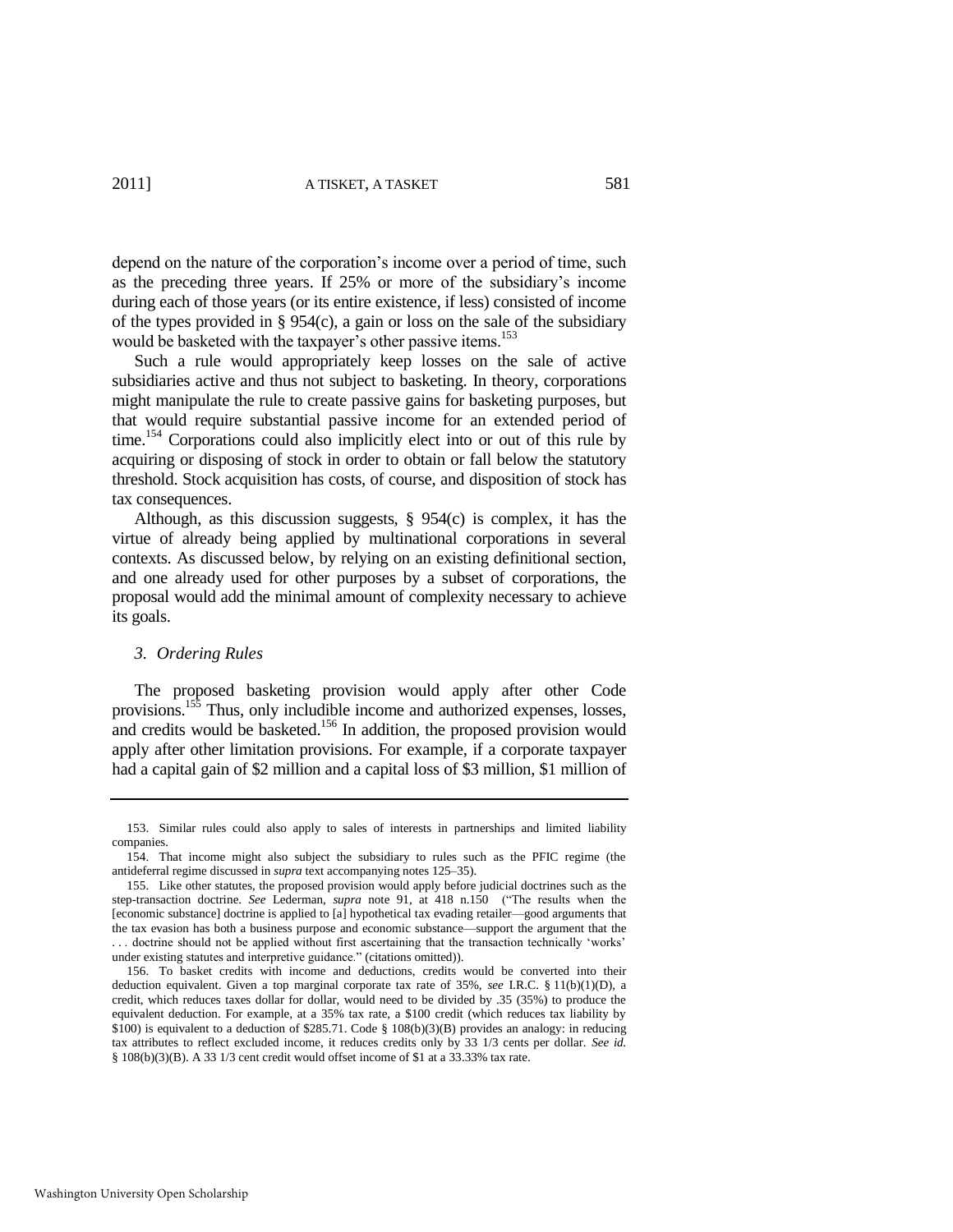depend on the nature of the corporation's income over a period of time, such as the preceding three years. If 25% or more of the subsidiary's income during each of those years (or its entire existence, if less) consisted of income of the types provided in § 954(c), a gain or loss on the sale of the subsidiary would be basketed with the taxpayer's other passive items.[153]

Such a rule would appropriately keep losses on the sale of active subsidiaries active and thus not subject to basketing. In theory, corporations might manipulate the rule to create passive gains for basketing purposes, but that would require substantial passive income for an extended period of time.[154] Corporations could also implicitly elect into or out of this rule by acquiring or disposing of stock in order to obtain or fall below the statutory threshold. Stock acquisition has costs, of course, and disposition of stock has tax consequences.

Although, as this discussion suggests, § 954(c) is complex, it has the virtue of already being applied by multinational corporations in several contexts. As discussed below, by relying on an existing definitional section, and one already used for other purposes by a subset of corporations, the proposal would add the minimal amount of complexity necessary to achieve its goals.

### *3. Ordering Rules*

The proposed basketing provision would apply after other Code provisions.[155] Thus, only includible income and authorized expenses, losses, and credits would be basketed.[156] In addition, the proposed provision would apply after other limitation provisions. For example, if a corporate taxpayer had a capital gain of $2 million and a capital loss of $3 million, $1 million of

---

153. Similar rules could also apply to sales of interests in partnerships and limited liability companies.

154. That income might also subject the subsidiary to rules such as the PFIC regime (the antideferral regime discussed in *supra* text accompanying notes 125–35).

155. Like other statutes, the proposed provision would apply before judicial doctrines such as the step-transaction doctrine. *See* Lederman, *supra* note 91, at 418 n.150 ("The results when the [economic substance] doctrine is applied to [a] hypothetical tax evading retailer—good arguments that the tax evasion has both a business purpose and economic substance—support the argument that the . . . doctrine should not be applied without first ascertaining that the transaction technically 'works' under existing statutes and interpretive guidance." (citations omitted)).

156. To basket credits with income and deductions, credits would be converted into their deduction equivalent. Given a top marginal corporate tax rate of 35%, *see* I.R.C. § 11(b)(1)(D), a credit, which reduces taxes dollar for dollar, would need to be divided by .35 (35%) to produce the equivalent deduction. For example, at a 35% tax rate, a $100 credit (which reduces tax liability by $100) is equivalent to a deduction of $285.71. Code § 108(b)(3)(B) provides an analogy: in reducing tax attributes to reflect excluded income, it reduces credits only by 33 1/3 cents per dollar. *See id.* § 108(b)(3)(B). A 33 1/3 cent credit would offset income of $1 at a 33.33% tax rate.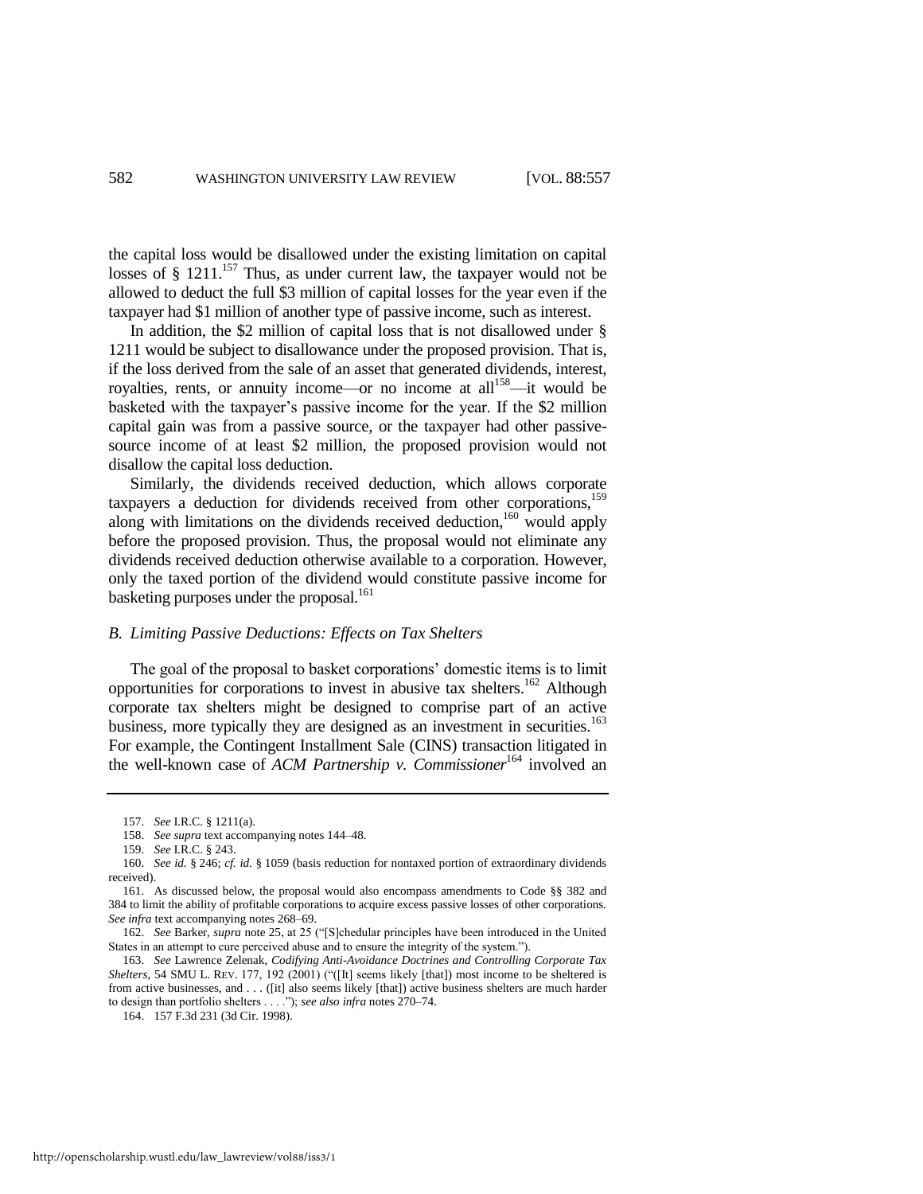the capital loss would be disallowed under the existing limitation on capital losses of § 1211.[157] Thus, as under current law, the taxpayer would not be allowed to deduct the full $3 million of capital losses for the year even if the taxpayer had $1 million of another type of passive income, such as interest.

In addition, the $2 million of capital loss that is not disallowed under § 1211 would be subject to disallowance under the proposed provision. That is, if the loss derived from the sale of an asset that generated dividends, interest, royalties, rents, or annuity income—or no income at all[158]—it would be basketed with the taxpayer's passive income for the year. If the $2 million capital gain was from a passive source, or the taxpayer had other passive-source income of at least $2 million, the proposed provision would not disallow the capital loss deduction.

Similarly, the dividends received deduction, which allows corporate taxpayers a deduction for dividends received from other corporations,[159] along with limitations on the dividends received deduction,[160] would apply before the proposed provision. Thus, the proposal would not eliminate any dividends received deduction otherwise available to a corporation. However, only the taxed portion of the dividend would constitute passive income for basketing purposes under the proposal.[161]

### *B. Limiting Passive Deductions: Effects on Tax Shelters*

The goal of the proposal to basket corporations' domestic items is to limit opportunities for corporations to invest in abusive tax shelters.[162] Although corporate tax shelters might be designed to comprise part of an active business, more typically they are designed as an investment in securities.[163] For example, the Contingent Installment Sale (CINS) transaction litigated in the well-known case of *ACM Partnership v. Commissioner*[164] involved an

---

157. *See* I.R.C. § 1211(a).

158. *See supra* text accompanying notes 144–48.

159. *See* I.R.C. § 243.

160. *See id.* § 246; *cf. id.* § 1059 (basis reduction for nontaxed portion of extraordinary dividends received).

161. As discussed below, the proposal would also encompass amendments to Code §§ 382 and 384 to limit the ability of profitable corporations to acquire excess passive losses of other corporations. *See infra* text accompanying notes 268–69.

162. *See* Barker, *supra* note 25, at 25 ("[S]chedular principles have been introduced in the United States in an attempt to cure perceived abuse and to ensure the integrity of the system.").

163. *See* Lawrence Zelenak, *Codifying Anti-Avoidance Doctrines and Controlling Corporate Tax Shelters*, 54 SMU L. REV. 177, 192 (2001) ("([It] seems likely [that]) most income to be sheltered is from active businesses, and . . . ([it] also seems likely [that]) active business shelters are much harder to design than portfolio shelters . . . ."); *see also infra* notes 270–74.

164. 157 F.3d 231 (3d Cir. 1998).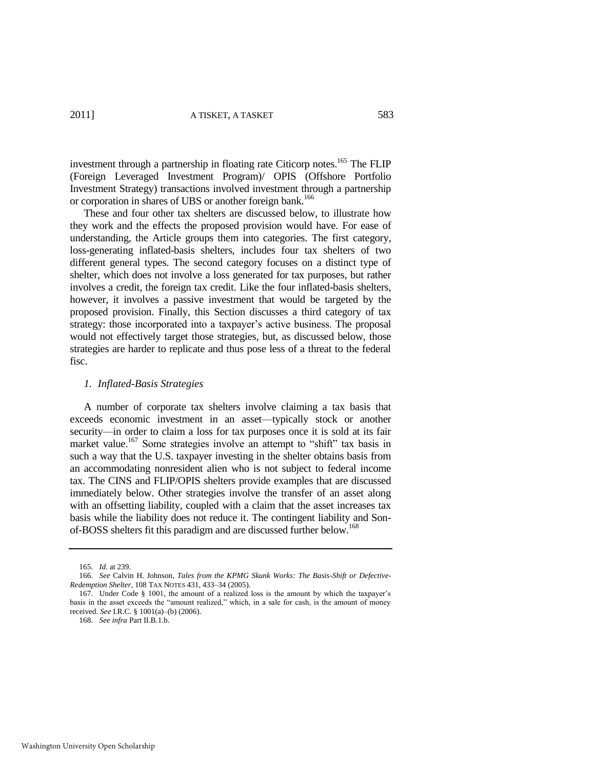investment through a partnership in floating rate Citicorp notes.[165] The FLIP (Foreign Leveraged Investment Program)/ OPIS (Offshore Portfolio Investment Strategy) transactions involved investment through a partnership or corporation in shares of UBS or another foreign bank.[166]

These and four other tax shelters are discussed below, to illustrate how they work and the effects the proposed provision would have. For ease of understanding, the Article groups them into categories. The first category, loss-generating inflated-basis shelters, includes four tax shelters of two different general types. The second category focuses on a distinct type of shelter, which does not involve a loss generated for tax purposes, but rather involves a credit, the foreign tax credit. Like the four inflated-basis shelters, however, it involves a passive investment that would be targeted by the proposed provision. Finally, this Section discusses a third category of tax strategy: those incorporated into a taxpayer's active business. The proposal would not effectively target those strategies, but, as discussed below, those strategies are harder to replicate and thus pose less of a threat to the federal fisc.

### *1. Inflated-Basis Strategies*

A number of corporate tax shelters involve claiming a tax basis that exceeds economic investment in an asset—typically stock or another security—in order to claim a loss for tax purposes once it is sold at its fair market value.[167] Some strategies involve an attempt to "shift" tax basis in such a way that the U.S. taxpayer investing in the shelter obtains basis from an accommodating nonresident alien who is not subject to federal income tax. The CINS and FLIP/OPIS shelters provide examples that are discussed immediately below. Other strategies involve the transfer of an asset along with an offsetting liability, coupled with a claim that the asset increases tax basis while the liability does not reduce it. The contingent liability and Son-of-BOSS shelters fit this paradigm and are discussed further below.[168]

---

165. *Id.* at 239.

166. *See* Calvin H. Johnson, *Tales from the KPMG Skunk Works: The Basis-Shift or Defective-Redemption Shelter*, 108 TAX NOTES 431, 433–34 (2005).

167. Under Code § 1001, the amount of a realized loss is the amount by which the taxpayer's basis in the asset exceeds the "amount realized," which, in a sale for cash, is the amount of money received. *See* I.R.C. § 1001(a)–(b) (2006).

168. *See infra* Part II.B.1.b.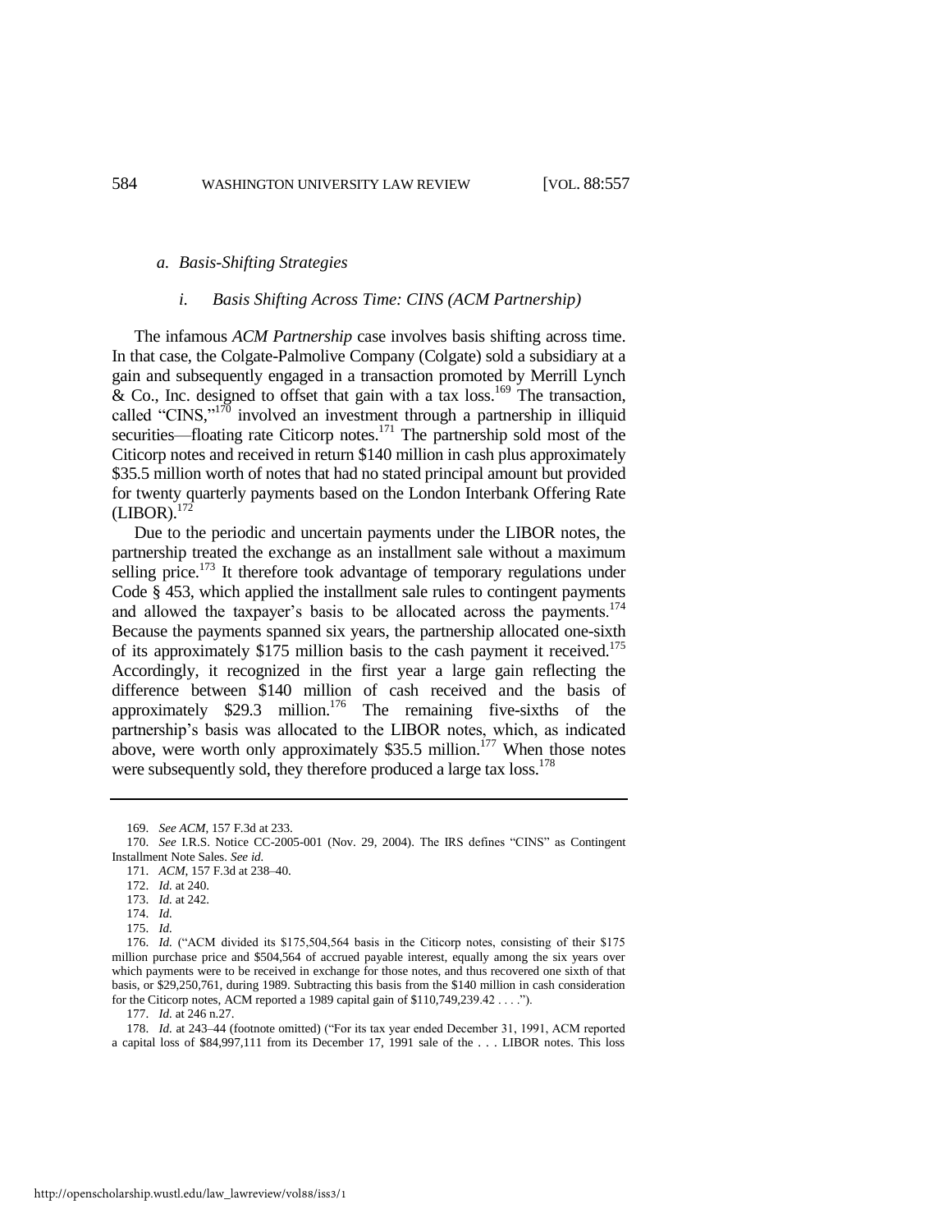*a. Basis-Shifting Strategies*

*i. Basis Shifting Across Time: CINS (ACM Partnership)*

The infamous *ACM Partnership* case involves basis shifting across time. In that case, the Colgate-Palmolive Company (Colgate) sold a subsidiary at a gain and subsequently engaged in a transaction promoted by Merrill Lynch & Co., Inc. designed to offset that gain with a tax loss.[169] The transaction, called "CINS,"[170] involved an investment through a partnership in illiquid securities—floating rate Citicorp notes.[171] The partnership sold most of the Citicorp notes and received in return $140 million in cash plus approximately $35.5 million worth of notes that had no stated principal amount but provided for twenty quarterly payments based on the London Interbank Offering Rate (LIBOR).[172]

Due to the periodic and uncertain payments under the LIBOR notes, the partnership treated the exchange as an installment sale without a maximum selling price.[173] It therefore took advantage of temporary regulations under Code § 453, which applied the installment sale rules to contingent payments and allowed the taxpayer's basis to be allocated across the payments.[174] Because the payments spanned six years, the partnership allocated one-sixth of its approximately $175 million basis to the cash payment it received.[175] Accordingly, it recognized in the first year a large gain reflecting the difference between $140 million of cash received and the basis of approximately $29.3 million.[176] The remaining five-sixths of the partnership's basis was allocated to the LIBOR notes, which, as indicated above, were worth only approximately $35.5 million.[177] When those notes were subsequently sold, they therefore produced a large tax loss.[178]

---

169. *See ACM*, 157 F.3d at 233.

170. *See* I.R.S. Notice CC-2005-001 (Nov. 29, 2004). The IRS defines "CINS" as Contingent Installment Note Sales. *See id.*

171. *ACM*, 157 F.3d at 238–40.

172. *Id.* at 240.

173. *Id.* at 242.

174. *Id.*

175. *Id.*

176. *Id.* ("ACM divided its $175,504,564 basis in the Citicorp notes, consisting of their $175 million purchase price and $504,564 of accrued payable interest, equally among the six years over which payments were to be received in exchange for those notes, and thus recovered one sixth of that basis, or $29,250,761, during 1989. Subtracting this basis from the $140 million in cash consideration for the Citicorp notes, ACM reported a 1989 capital gain of $110,749,239.42 . . . .").

177. *Id.* at 246 n.27.

178. *Id.* at 243–44 (footnote omitted) ("For its tax year ended December 31, 1991, ACM reported a capital loss of $84,997,111 from its December 17, 1991 sale of the . . . LIBOR notes. This loss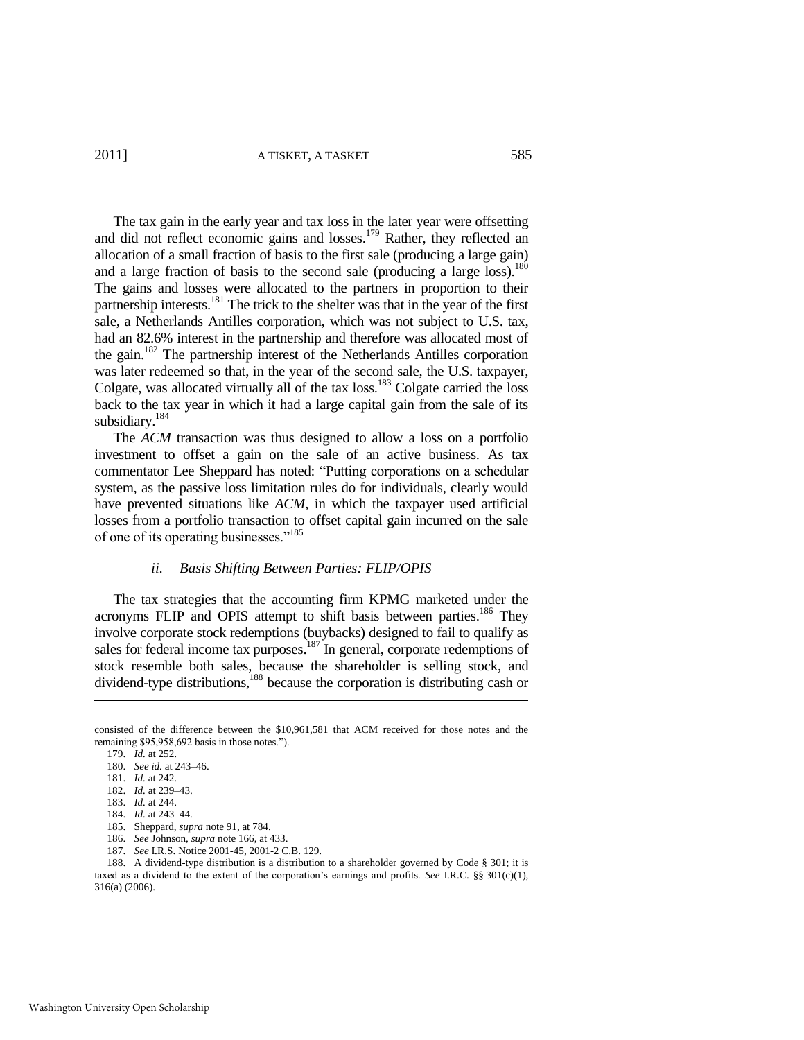The tax gain in the early year and tax loss in the later year were offsetting and did not reflect economic gains and losses.[179] Rather, they reflected an allocation of a small fraction of basis to the first sale (producing a large gain) and a large fraction of basis to the second sale (producing a large loss).[180] The gains and losses were allocated to the partners in proportion to their partnership interests.[181] The trick to the shelter was that in the year of the first sale, a Netherlands Antilles corporation, which was not subject to U.S. tax, had an 82.6% interest in the partnership and therefore was allocated most of the gain.[182] The partnership interest of the Netherlands Antilles corporation was later redeemed so that, in the year of the second sale, the U.S. taxpayer, Colgate, was allocated virtually all of the tax loss.[183] Colgate carried the loss back to the tax year in which it had a large capital gain from the sale of its subsidiary.[184]

The *ACM* transaction was thus designed to allow a loss on a portfolio investment to offset a gain on the sale of an active business. As tax commentator Lee Sheppard has noted: "Putting corporations on a schedular system, as the passive loss limitation rules do for individuals, clearly would have prevented situations like *ACM*, in which the taxpayer used artificial losses from a portfolio transaction to offset capital gain incurred on the sale of one of its operating businesses."[185]

#### *ii. Basis Shifting Between Parties: FLIP/OPIS*

The tax strategies that the accounting firm KPMG marketed under the acronyms FLIP and OPIS attempt to shift basis between parties.[186] They involve corporate stock redemptions (buybacks) designed to fail to qualify as sales for federal income tax purposes.[187] In general, corporate redemptions of stock resemble both sales, because the shareholder is selling stock, and dividend-type distributions,[188] because the corporation is distributing cash or

---

consisted of the difference between the $10,961,581 that ACM received for those notes and the remaining $95,958,692 basis in those notes.").

179. *Id.* at 252.

180. *See id.* at 243–46.

181. *Id.* at 242.

182. *Id.* at 239–43.

183. *Id.* at 244.

184. *Id.* at 243–44.

185. Sheppard, *supra* note 91, at 784.

186. *See* Johnson, *supra* note 166, at 433.

187. *See* I.R.S. Notice 2001-45, 2001-2 C.B. 129.

188. A dividend-type distribution is a distribution to a shareholder governed by Code § 301; it is taxed as a dividend to the extent of the corporation's earnings and profits. *See* I.R.C. §§ 301(c)(1), 316(a) (2006).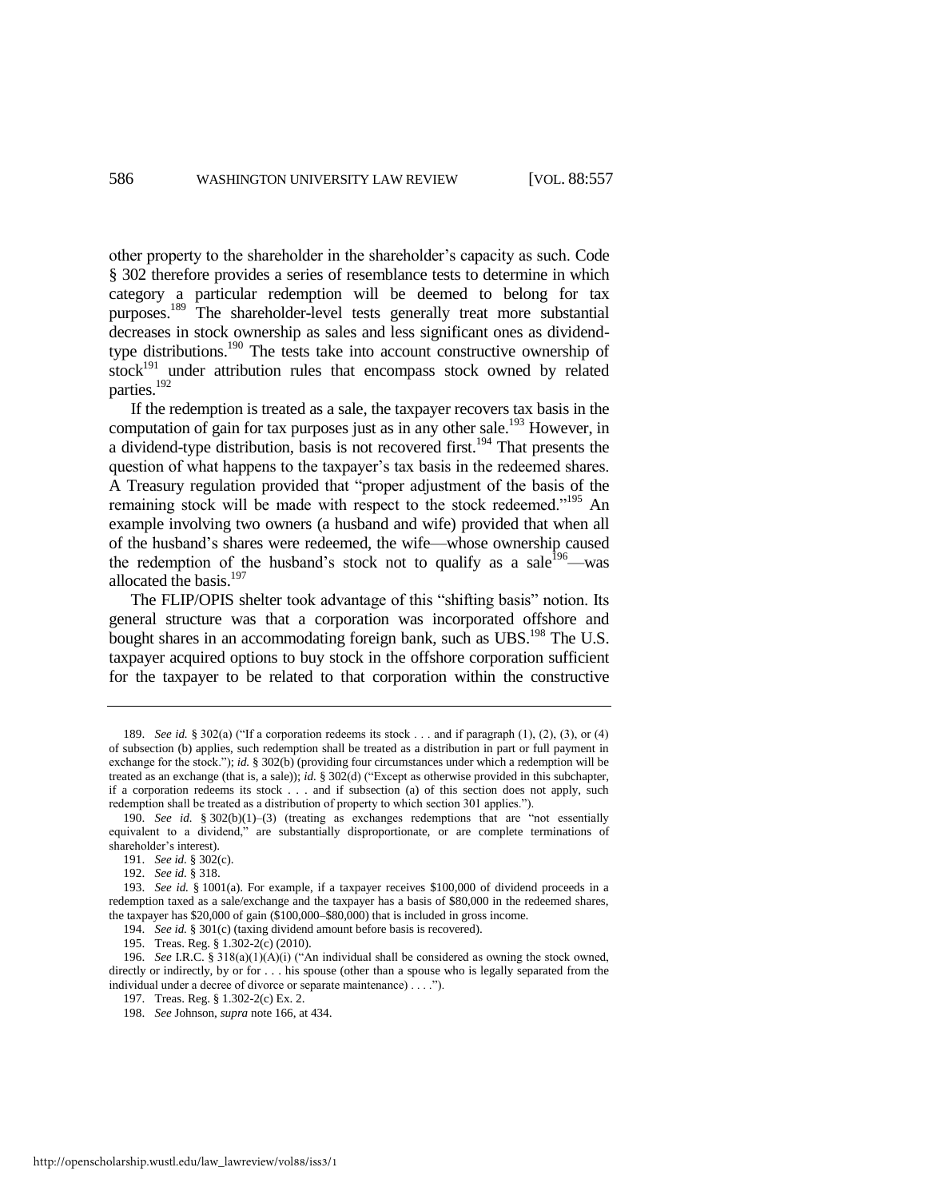other property to the shareholder in the shareholder's capacity as such. Code § 302 therefore provides a series of resemblance tests to determine in which category a particular redemption will be deemed to belong for tax purposes.[189] The shareholder-level tests generally treat more substantial decreases in stock ownership as sales and less significant ones as dividend-type distributions.[190] The tests take into account constructive ownership of stock[191] under attribution rules that encompass stock owned by related parties.[192]

If the redemption is treated as a sale, the taxpayer recovers tax basis in the computation of gain for tax purposes just as in any other sale.[193] However, in a dividend-type distribution, basis is not recovered first.[194] That presents the question of what happens to the taxpayer's tax basis in the redeemed shares. A Treasury regulation provided that "proper adjustment of the basis of the remaining stock will be made with respect to the stock redeemed."[195] An example involving two owners (a husband and wife) provided that when all of the husband's shares were redeemed, the wife—whose ownership caused the redemption of the husband's stock not to qualify as a sale[196]—was allocated the basis.[197]

The FLIP/OPIS shelter took advantage of this "shifting basis" notion. Its general structure was that a corporation was incorporated offshore and bought shares in an accommodating foreign bank, such as UBS.[198] The U.S. taxpayer acquired options to buy stock in the offshore corporation sufficient for the taxpayer to be related to that corporation within the constructive

---

189. *See id.* § 302(a) ("If a corporation redeems its stock . . . and if paragraph (1), (2), (3), or (4) of subsection (b) applies, such redemption shall be treated as a distribution in part or full payment in exchange for the stock."); *id.* § 302(b) (providing four circumstances under which a redemption will be treated as an exchange (that is, a sale)); *id.* § 302(d) ("Except as otherwise provided in this subchapter, if a corporation redeems its stock . . . and if subsection (a) of this section does not apply, such redemption shall be treated as a distribution of property to which section 301 applies.").

190. *See id.* § 302(b)(1)–(3) (treating as exchanges redemptions that are "not essentially equivalent to a dividend," are substantially disproportionate, or are complete terminations of shareholder's interest).

191. *See id.* § 302(c).

192. *See id.* § 318.

193. *See id.* § 1001(a). For example, if a taxpayer receives $100,000 of dividend proceeds in a redemption taxed as a sale/exchange and the taxpayer has a basis of $80,000 in the redeemed shares, the taxpayer has $20,000 of gain ($100,000–$80,000) that is included in gross income.

194. *See id.* § 301(c) (taxing dividend amount before basis is recovered).

195. Treas. Reg. § 1.302-2(c) (2010).

196. *See* I.R.C. § 318(a)(1)(A)(i) ("An individual shall be considered as owning the stock owned, directly or indirectly, by or for . . . his spouse (other than a spouse who is legally separated from the individual under a decree of divorce or separate maintenance) . . . .").

197. Treas. Reg. § 1.302-2(c) Ex. 2.

198. *See* Johnson, *supra* note 166, at 434.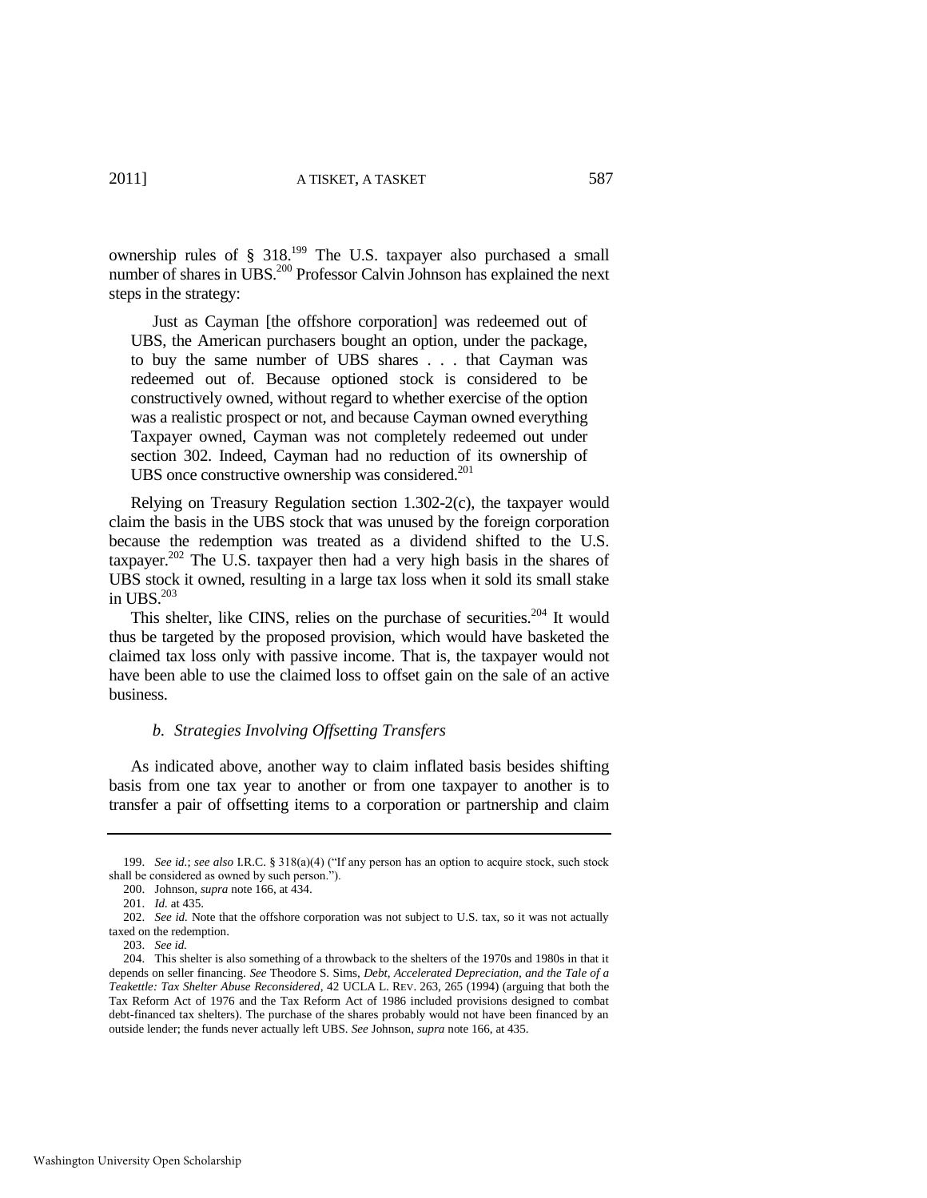ownership rules of § 318.[199] The U.S. taxpayer also purchased a small number of shares in UBS.[200] Professor Calvin Johnson has explained the next steps in the strategy:

> Just as Cayman [the offshore corporation] was redeemed out of UBS, the American purchasers bought an option, under the package, to buy the same number of UBS shares . . . that Cayman was redeemed out of. Because optioned stock is considered to be constructively owned, without regard to whether exercise of the option was a realistic prospect or not, and because Cayman owned everything Taxpayer owned, Cayman was not completely redeemed out under section 302. Indeed, Cayman had no reduction of its ownership of UBS once constructive ownership was considered.[201]

Relying on Treasury Regulation section 1.302-2(c), the taxpayer would claim the basis in the UBS stock that was unused by the foreign corporation because the redemption was treated as a dividend shifted to the U.S. taxpayer.[202] The U.S. taxpayer then had a very high basis in the shares of UBS stock it owned, resulting in a large tax loss when it sold its small stake in UBS.[203]

This shelter, like CINS, relies on the purchase of securities.[204] It would thus be targeted by the proposed provision, which would have basketed the claimed tax loss only with passive income. That is, the taxpayer would not have been able to use the claimed loss to offset gain on the sale of an active business.

### *b. Strategies Involving Offsetting Transfers*

As indicated above, another way to claim inflated basis besides shifting basis from one tax year to another or from one taxpayer to another is to transfer a pair of offsetting items to a corporation or partnership and claim

---

199. *See id.*; *see also* I.R.C. § 318(a)(4) ("If any person has an option to acquire stock, such stock shall be considered as owned by such person.").

200. Johnson, *supra* note 166, at 434.

201. *Id.* at 435.

202. *See id.* Note that the offshore corporation was not subject to U.S. tax, so it was not actually taxed on the redemption.

203. *See id.*

204. This shelter is also something of a throwback to the shelters of the 1970s and 1980s in that it depends on seller financing. *See* Theodore S. Sims, *Debt, Accelerated Depreciation, and the Tale of a Teakettle: Tax Shelter Abuse Reconsidered*, 42 UCLA L. REV. 263, 265 (1994) (arguing that both the Tax Reform Act of 1976 and the Tax Reform Act of 1986 included provisions designed to combat debt-financed tax shelters). The purchase of the shares probably would not have been financed by an outside lender; the funds never actually left UBS. *See* Johnson, *supra* note 166, at 435.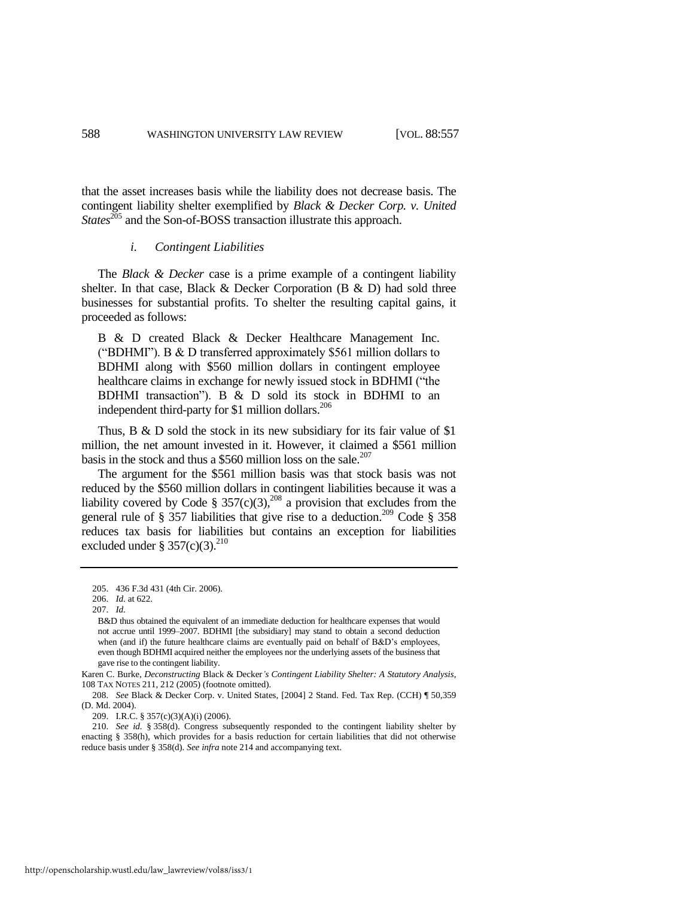that the asset increases basis while the liability does not decrease basis. The contingent liability shelter exemplified by *Black & Decker Corp. v. United States*[205] and the Son-of-BOSS transaction illustrate this approach.

*i. Contingent Liabilities*

The *Black & Decker* case is a prime example of a contingent liability shelter. In that case, Black & Decker Corporation (B & D) had sold three businesses for substantial profits. To shelter the resulting capital gains, it proceeded as follows:

> B & D created Black & Decker Healthcare Management Inc. ("BDHMI"). B & D transferred approximately $561 million dollars to BDHMI along with $560 million dollars in contingent employee healthcare claims in exchange for newly issued stock in BDHMI ("the BDHMI transaction"). B & D sold its stock in BDHMI to an independent third-party for $1 million dollars.[206]

Thus, B & D sold the stock in its new subsidiary for its fair value of $1 million, the net amount invested in it. However, it claimed a $561 million basis in the stock and thus a $560 million loss on the sale.[207]

The argument for the $561 million basis was that stock basis was not reduced by the $560 million dollars in contingent liabilities because it was a liability covered by Code § 357(c)(3),[208] a provision that excludes from the general rule of § 357 liabilities that give rise to a deduction.[209] Code § 358 reduces tax basis for liabilities but contains an exception for liabilities excluded under § 357(c)(3).[210]

---

205. 436 F.3d 431 (4th Cir. 2006).

206. *Id.* at 622.

207. *Id.*

> B&D thus obtained the equivalent of an immediate deduction for healthcare expenses that would not accrue until 1999–2007. BDHMI [the subsidiary] may stand to obtain a second deduction when (and if) the future healthcare claims are eventually paid on behalf of B&D's employees, even though BDHMI acquired neither the employees nor the underlying assets of the business that gave rise to the contingent liability.

Karen C. Burke, *Deconstructing* Black & Decker*'s Contingent Liability Shelter: A Statutory Analysis*, 108 TAX NOTES 211, 212 (2005) (footnote omitted).

208. *See* Black & Decker Corp. v. United States, [2004] 2 Stand. Fed. Tax Rep. (CCH) ¶ 50,359 (D. Md. 2004).

209. I.R.C. § 357(c)(3)(A)(i) (2006).

210. *See id.* § 358(d). Congress subsequently responded to the contingent liability shelter by enacting § 358(h), which provides for a basis reduction for certain liabilities that did not otherwise reduce basis under § 358(d). *See infra* note 214 and accompanying text.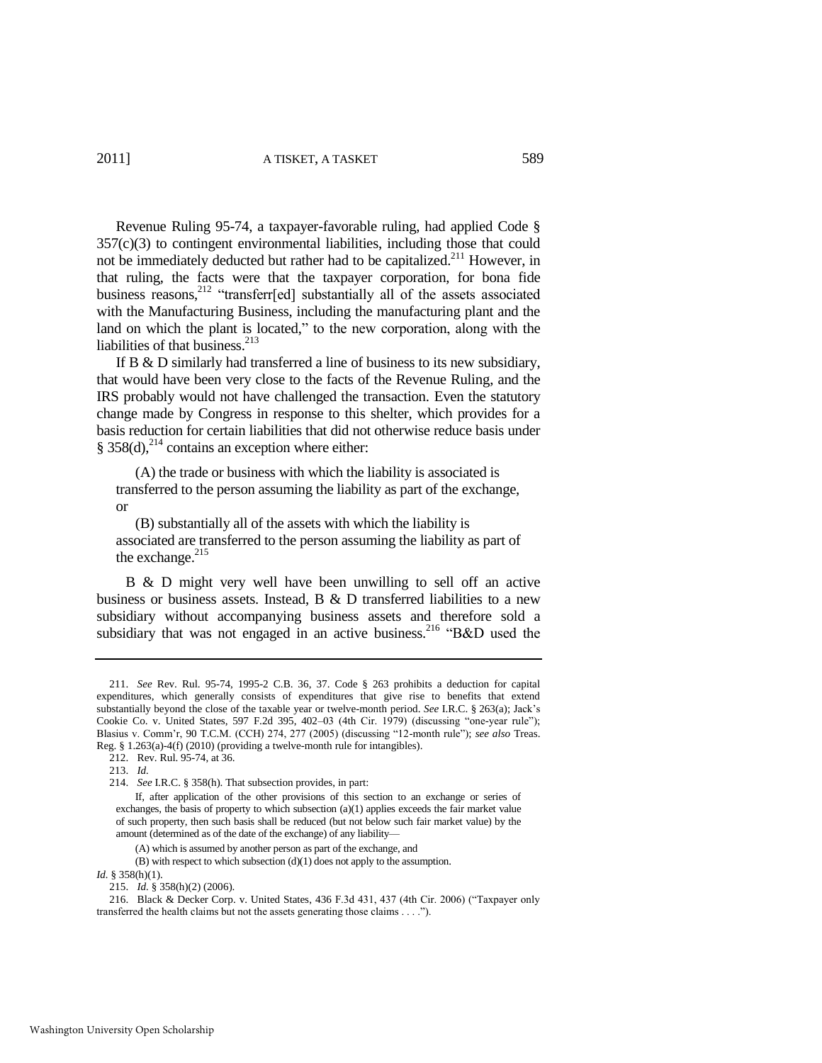Revenue Ruling 95-74, a taxpayer-favorable ruling, had applied Code § 357(c)(3) to contingent environmental liabilities, including those that could not be immediately deducted but rather had to be capitalized.[211] However, in that ruling, the facts were that the taxpayer corporation, for bona fide business reasons,[212] "transferr[ed] substantially all of the assets associated with the Manufacturing Business, including the manufacturing plant and the land on which the plant is located," to the new corporation, along with the liabilities of that business.[213]

If B & D similarly had transferred a line of business to its new subsidiary, that would have been very close to the facts of the Revenue Ruling, and the IRS probably would not have challenged the transaction. Even the statutory change made by Congress in response to this shelter, which provides for a basis reduction for certain liabilities that did not otherwise reduce basis under § 358(d),[214] contains an exception where either:

> (A) the trade or business with which the liability is associated is transferred to the person assuming the liability as part of the exchange, or
>
> (B) substantially all of the assets with which the liability is associated are transferred to the person assuming the liability as part of the exchange.[215]

B & D might very well have been unwilling to sell off an active business or business assets. Instead, B & D transferred liabilities to a new subsidiary without accompanying business assets and therefore sold a subsidiary that was not engaged in an active business.[216] "B&D used the

---

211. *See* Rev. Rul. 95-74, 1995-2 C.B. 36, 37. Code § 263 prohibits a deduction for capital expenditures, which generally consists of expenditures that give rise to benefits that extend substantially beyond the close of the taxable year or twelve-month period. *See* I.R.C. § 263(a); Jack's Cookie Co. v. United States, 597 F.2d 395, 402–03 (4th Cir. 1979) (discussing "one-year rule"); Blasius v. Comm'r, 90 T.C.M. (CCH) 274, 277 (2005) (discussing "12-month rule"); *see also* Treas. Reg. § 1.263(a)-4(f) (2010) (providing a twelve-month rule for intangibles).

212. Rev. Rul. 95-74, at 36.

213. *Id.*

214. *See* I.R.C. § 358(h). That subsection provides, in part:

> If, after application of the other provisions of this section to an exchange or series of exchanges, the basis of property to which subsection (a)(1) applies exceeds the fair market value of such property, then such basis shall be reduced (but not below such fair market value) by the amount (determined as of the date of the exchange) of any liability—
>
> (A) which is assumed by another person as part of the exchange, and
>
> (B) with respect to which subsection (d)(1) does not apply to the assumption.

*Id.* § 358(h)(1).

215. *Id.* § 358(h)(2) (2006).

216. Black & Decker Corp. v. United States, 436 F.3d 431, 437 (4th Cir. 2006) ("Taxpayer only transferred the health claims but not the assets generating those claims . . . .").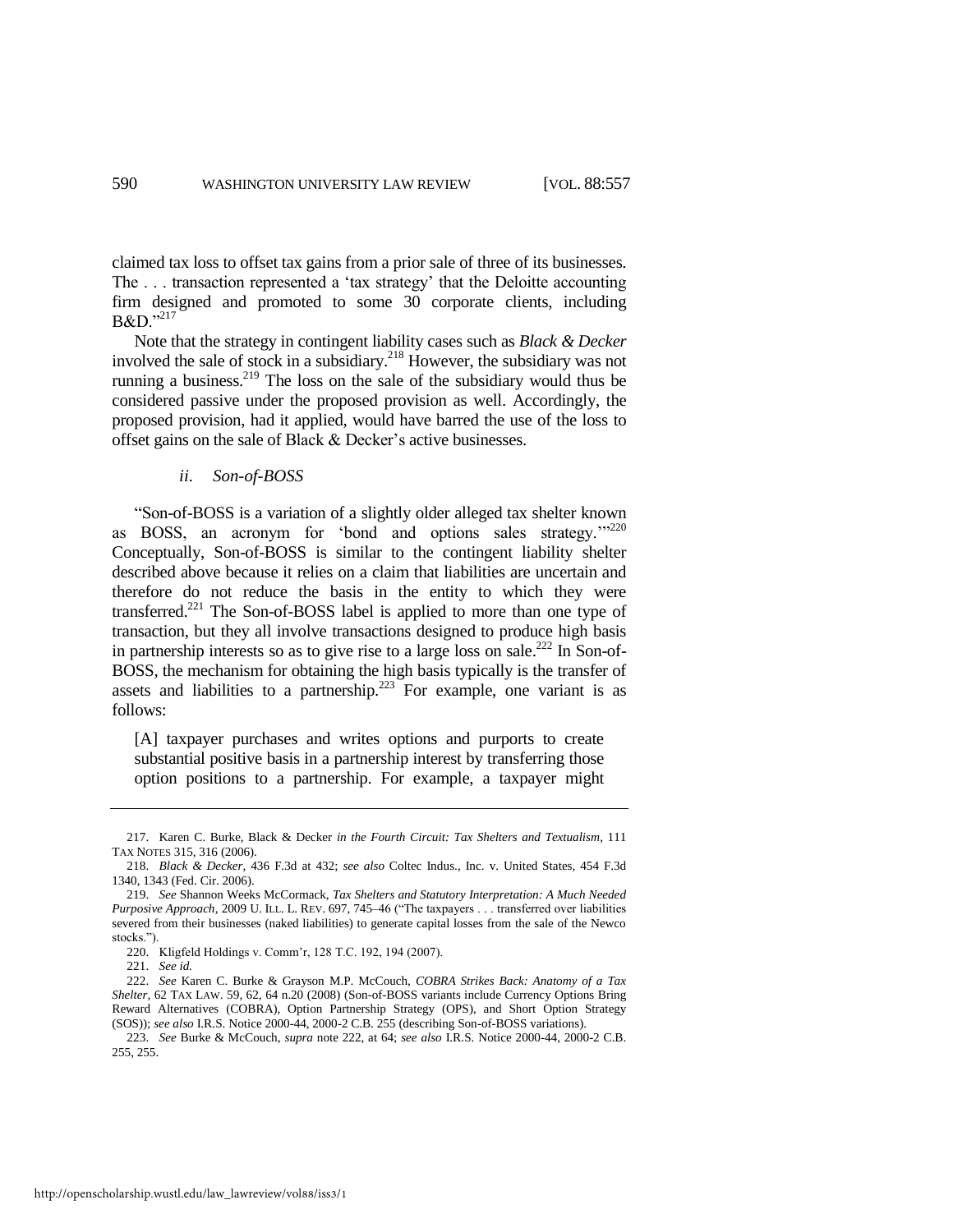claimed tax loss to offset tax gains from a prior sale of three of its businesses. The . . . transaction represented a 'tax strategy' that the Deloitte accounting firm designed and promoted to some 30 corporate clients, including B&D."[217]

Note that the strategy in contingent liability cases such as *Black & Decker* involved the sale of stock in a subsidiary.[218] However, the subsidiary was not running a business.[219] The loss on the sale of the subsidiary would thus be considered passive under the proposed provision as well. Accordingly, the proposed provision, had it applied, would have barred the use of the loss to offset gains on the sale of Black & Decker's active businesses.

#### *ii. Son-of-BOSS*

"Son-of-BOSS is a variation of a slightly older alleged tax shelter known as BOSS, an acronym for 'bond and options sales strategy.'"[220] Conceptually, Son-of-BOSS is similar to the contingent liability shelter described above because it relies on a claim that liabilities are uncertain and therefore do not reduce the basis in the entity to which they were transferred.[221] The Son-of-BOSS label is applied to more than one type of transaction, but they all involve transactions designed to produce high basis in partnership interests so as to give rise to a large loss on sale.[222] In Son-of-BOSS, the mechanism for obtaining the high basis typically is the transfer of assets and liabilities to a partnership.[223] For example, one variant is as follows:

> [A] taxpayer purchases and writes options and purports to create substantial positive basis in a partnership interest by transferring those option positions to a partnership. For example, a taxpayer might

---

217. Karen C. Burke, Black & Decker *in the Fourth Circuit: Tax Shelters and Textualism*, 111 TAX NOTES 315, 316 (2006).

218. *Black & Decker*, 436 F.3d at 432; *see also* Coltec Indus., Inc. v. United States, 454 F.3d 1340, 1343 (Fed. Cir. 2006).

219. *See* Shannon Weeks McCormack, *Tax Shelters and Statutory Interpretation: A Much Needed Purposive Approach*, 2009 U. ILL. L. REV. 697, 745–46 ("The taxpayers . . . transferred over liabilities severed from their businesses (naked liabilities) to generate capital losses from the sale of the Newco stocks.").

220. Kligfeld Holdings v. Comm'r, 128 T.C. 192, 194 (2007).

221. *See id.*

222. *See* Karen C. Burke & Grayson M.P. McCouch, *COBRA Strikes Back: Anatomy of a Tax Shelter*, 62 TAX LAW. 59, 62, 64 n.20 (2008) (Son-of-BOSS variants include Currency Options Bring Reward Alternatives (COBRA), Option Partnership Strategy (OPS), and Short Option Strategy (SOS)); *see also* I.R.S. Notice 2000-44, 2000-2 C.B. 255 (describing Son-of-BOSS variations).

223. *See* Burke & McCouch, *supra* note 222, at 64; *see also* I.R.S. Notice 2000-44, 2000-2 C.B. 255, 255.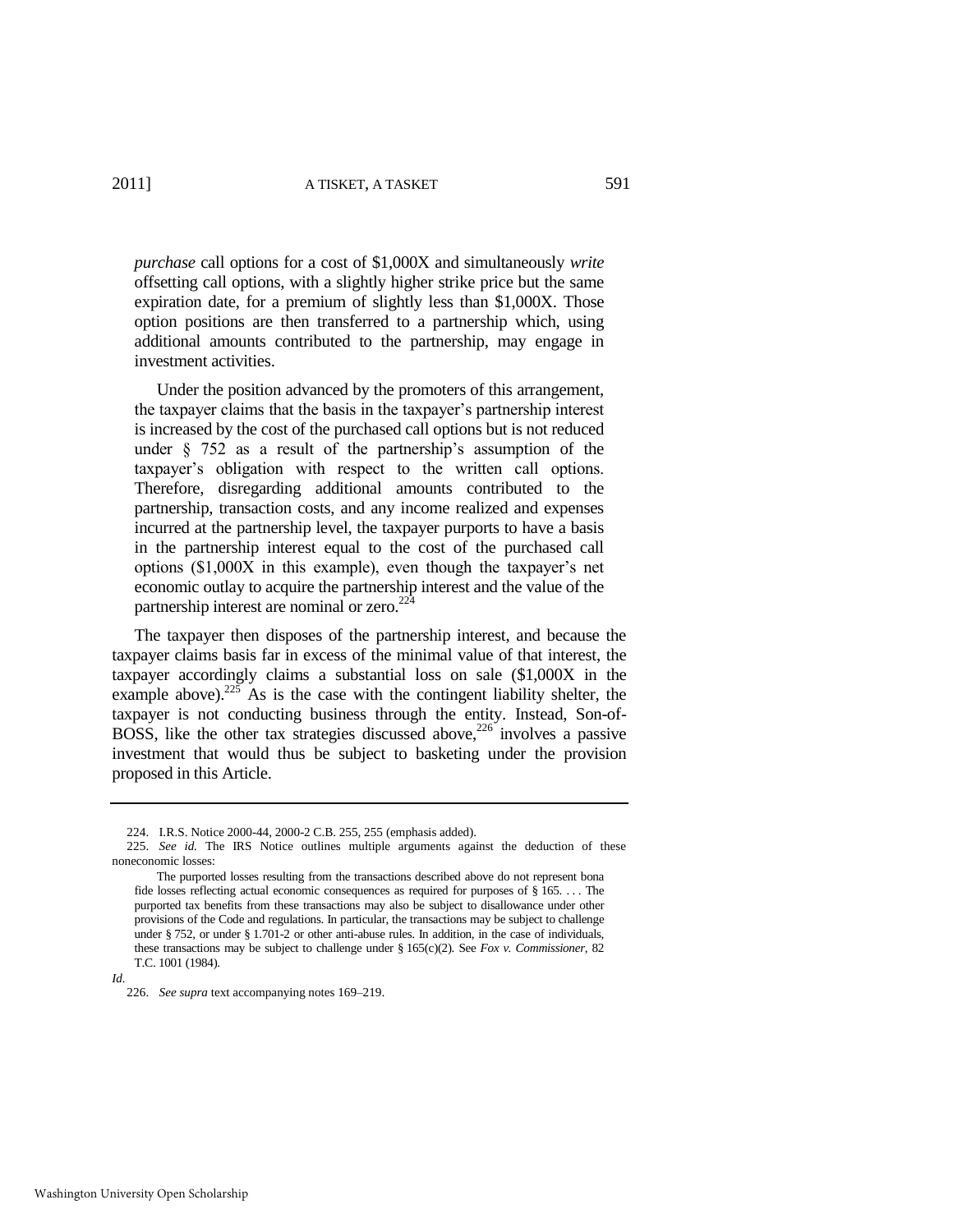*purchase* call options for a cost of $1,000X and simultaneously *write* offsetting call options, with a slightly higher strike price but the same expiration date, for a premium of slightly less than $1,000X. Those option positions are then transferred to a partnership which, using additional amounts contributed to the partnership, may engage in investment activities.

> Under the position advanced by the promoters of this arrangement, the taxpayer claims that the basis in the taxpayer's partnership interest is increased by the cost of the purchased call options but is not reduced under § 752 as a result of the partnership's assumption of the taxpayer's obligation with respect to the written call options. Therefore, disregarding additional amounts contributed to the partnership, transaction costs, and any income realized and expenses incurred at the partnership level, the taxpayer purports to have a basis in the partnership interest equal to the cost of the purchased call options ($1,000X in this example), even though the taxpayer's net economic outlay to acquire the partnership interest and the value of the partnership interest are nominal or zero.[224]

The taxpayer then disposes of the partnership interest, and because the taxpayer claims basis far in excess of the minimal value of that interest, the taxpayer accordingly claims a substantial loss on sale ($1,000X in the example above).[225] As is the case with the contingent liability shelter, the taxpayer is not conducting business through the entity. Instead, Son-of-BOSS, like the other tax strategies discussed above,[226] involves a passive investment that would thus be subject to basketing under the provision proposed in this Article.

---

224. I.R.S. Notice 2000-44, 2000-2 C.B. 255, 255 (emphasis added).

225. *See id.* The IRS Notice outlines multiple arguments against the deduction of these noneconomic losses:

> The purported losses resulting from the transactions described above do not represent bona fide losses reflecting actual economic consequences as required for purposes of § 165. . . . The purported tax benefits from these transactions may also be subject to disallowance under other provisions of the Code and regulations. In particular, the transactions may be subject to challenge under § 752, or under § 1.701-2 or other anti-abuse rules. In addition, in the case of individuals, these transactions may be subject to challenge under § 165(c)(2). See *Fox v. Commissioner*, 82 T.C. 1001 (1984).

*Id.*

226. *See supra* text accompanying notes 169–219.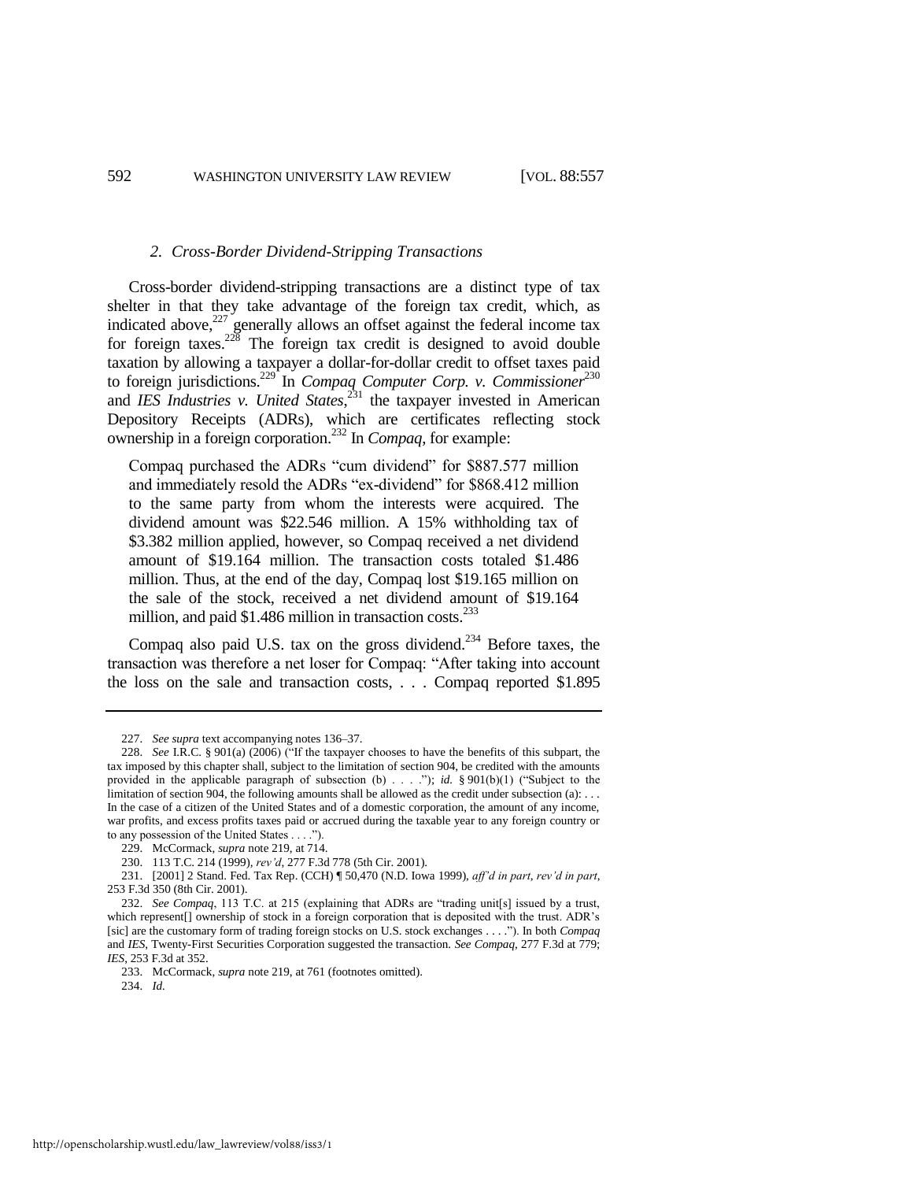### 2. *Cross-Border Dividend-Stripping Transactions*

Cross-border dividend-stripping transactions are a distinct type of tax shelter in that they take advantage of the foreign tax credit, which, as indicated above,[227] generally allows an offset against the federal income tax for foreign taxes.[228] The foreign tax credit is designed to avoid double taxation by allowing a taxpayer a dollar-for-dollar credit to offset taxes paid to foreign jurisdictions.[229] In *Compaq Computer Corp. v. Commissioner*[230] and *IES Industries v. United States*,[231] the taxpayer invested in American Depository Receipts (ADRs), which are certificates reflecting stock ownership in a foreign corporation.[232] In *Compaq*, for example:

> Compaq purchased the ADRs "cum dividend" for $887.577 million and immediately resold the ADRs "ex-dividend" for $868.412 million to the same party from whom the interests were acquired. The dividend amount was $22.546 million. A 15% withholding tax of $3.382 million applied, however, so Compaq received a net dividend amount of $19.164 million. The transaction costs totaled $1.486 million. Thus, at the end of the day, Compaq lost $19.165 million on the sale of the stock, received a net dividend amount of $19.164 million, and paid $1.486 million in transaction costs.[233]

Compaq also paid U.S. tax on the gross dividend.[234] Before taxes, the transaction was therefore a net loser for Compaq: "After taking into account the loss on the sale and transaction costs, . . . Compaq reported $1.895

---

227. *See supra* text accompanying notes 136–37.

228. *See* I.R.C. § 901(a) (2006) ("If the taxpayer chooses to have the benefits of this subpart, the tax imposed by this chapter shall, subject to the limitation of section 904, be credited with the amounts provided in the applicable paragraph of subsection (b) . . . ."); *id.* § 901(b)(1) ("Subject to the limitation of section 904, the following amounts shall be allowed as the credit under subsection (a): . . . In the case of a citizen of the United States and of a domestic corporation, the amount of any income, war profits, and excess profits taxes paid or accrued during the taxable year to any foreign country or to any possession of the United States . . . .").

229. McCormack, *supra* note 219, at 714.

230. 113 T.C. 214 (1999), *rev'd*, 277 F.3d 778 (5th Cir. 2001).

231. [2001] 2 Stand. Fed. Tax Rep. (CCH) ¶ 50,470 (N.D. Iowa 1999), *aff'd in part, rev'd in part*, 253 F.3d 350 (8th Cir. 2001).

232. *See Compaq*, 113 T.C. at 215 (explaining that ADRs are "trading unit[s] issued by a trust, which represent[] ownership of stock in a foreign corporation that is deposited with the trust. ADR's [sic] are the customary form of trading foreign stocks on U.S. stock exchanges . . . ."). In both *Compaq* and *IES*, Twenty-First Securities Corporation suggested the transaction. *See Compaq*, 277 F.3d at 779; *IES*, 253 F.3d at 352.

233. McCormack, *supra* note 219, at 761 (footnotes omitted).

234. *Id.*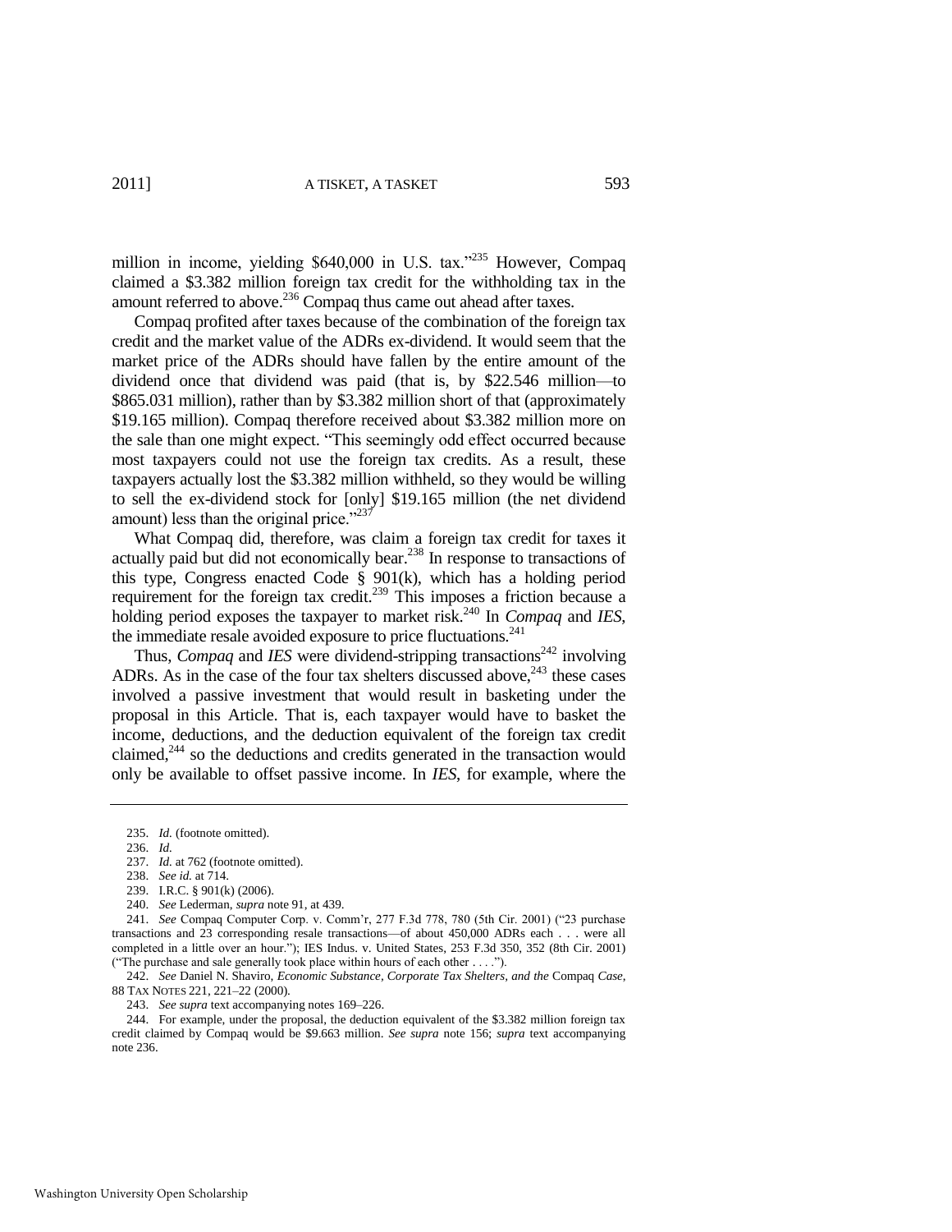million in income, yielding \$640,000 in U.S. tax."[235] However, Compaq claimed a \$3.382 million foreign tax credit for the withholding tax in the amount referred to above.[236] Compaq thus came out ahead after taxes.

Compaq profited after taxes because of the combination of the foreign tax credit and the market value of the ADRs ex-dividend. It would seem that the market price of the ADRs should have fallen by the entire amount of the dividend once that dividend was paid (that is, by \$22.546 million—to \$865.031 million), rather than by \$3.382 million short of that (approximately \$19.165 million). Compaq therefore received about \$3.382 million more on the sale than one might expect. "This seemingly odd effect occurred because most taxpayers could not use the foreign tax credits. As a result, these taxpayers actually lost the \$3.382 million withheld, so they would be willing to sell the ex-dividend stock for [only] \$19.165 million (the net dividend amount) less than the original price."[237]

What Compaq did, therefore, was claim a foreign tax credit for taxes it actually paid but did not economically bear.[238] In response to transactions of this type, Congress enacted Code § 901(k), which has a holding period requirement for the foreign tax credit.[239] This imposes a friction because a holding period exposes the taxpayer to market risk.[240] In *Compaq* and *IES*, the immediate resale avoided exposure to price fluctuations.[241]

Thus, *Compaq* and *IES* were dividend-stripping transactions[242] involving ADRs. As in the case of the four tax shelters discussed above,[243] these cases involved a passive investment that would result in basketing under the proposal in this Article. That is, each taxpayer would have to basket the income, deductions, and the deduction equivalent of the foreign tax credit claimed,[244] so the deductions and credits generated in the transaction would only be available to offset passive income. In *IES*, for example, where the

---

235. *Id.* (footnote omitted).

236. *Id.*

237. *Id.* at 762 (footnote omitted).

238. *See id.* at 714.

239. I.R.C. § 901(k) (2006).

240. *See* Lederman, *supra* note 91, at 439.

241. *See* Compaq Computer Corp. v. Comm'r, 277 F.3d 778, 780 (5th Cir. 2001) ("23 purchase transactions and 23 corresponding resale transactions—of about 450,000 ADRs each . . . were all completed in a little over an hour."); IES Indus. v. United States, 253 F.3d 350, 352 (8th Cir. 2001) ("The purchase and sale generally took place within hours of each other . . . .").

242. *See* Daniel N. Shaviro, *Economic Substance, Corporate Tax Shelters, and the* Compaq *Case*, 88 TAX NOTES 221, 221–22 (2000).

243. *See supra* text accompanying notes 169–226.

244. For example, under the proposal, the deduction equivalent of the \$3.382 million foreign tax credit claimed by Compaq would be \$9.663 million. *See supra* note 156; *supra* text accompanying note 236.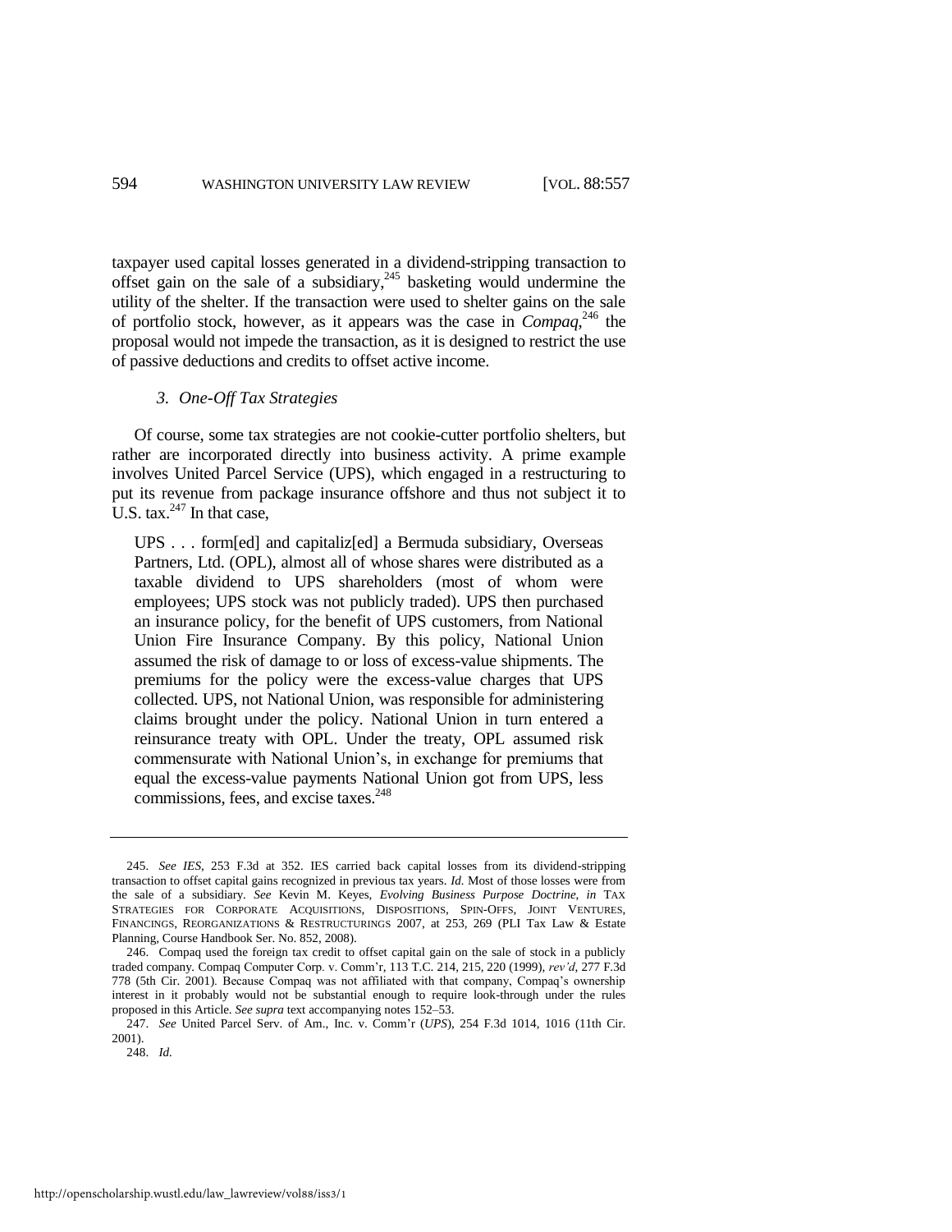taxpayer used capital losses generated in a dividend-stripping transaction to offset gain on the sale of a subsidiary,[245] basketing would undermine the utility of the shelter. If the transaction were used to shelter gains on the sale of portfolio stock, however, as it appears was the case in *Compaq*,[246] the proposal would not impede the transaction, as it is designed to restrict the use of passive deductions and credits to offset active income.

### *3. One-Off Tax Strategies*

Of course, some tax strategies are not cookie-cutter portfolio shelters, but rather are incorporated directly into business activity. A prime example involves United Parcel Service (UPS), which engaged in a restructuring to put its revenue from package insurance offshore and thus not subject it to U.S. tax.[247] In that case,

> UPS . . . form[ed] and capitaliz[ed] a Bermuda subsidiary, Overseas Partners, Ltd. (OPL), almost all of whose shares were distributed as a taxable dividend to UPS shareholders (most of whom were employees; UPS stock was not publicly traded). UPS then purchased an insurance policy, for the benefit of UPS customers, from National Union Fire Insurance Company. By this policy, National Union assumed the risk of damage to or loss of excess-value shipments. The premiums for the policy were the excess-value charges that UPS collected. UPS, not National Union, was responsible for administering claims brought under the policy. National Union in turn entered a reinsurance treaty with OPL. Under the treaty, OPL assumed risk commensurate with National Union's, in exchange for premiums that equal the excess-value payments National Union got from UPS, less commissions, fees, and excise taxes.[248]

---

245. *See IES*, 253 F.3d at 352. IES carried back capital losses from its dividend-stripping transaction to offset capital gains recognized in previous tax years. *Id.* Most of those losses were from the sale of a subsidiary. *See* Kevin M. Keyes, *Evolving Business Purpose Doctrine*, *in* TAX STRATEGIES FOR CORPORATE ACQUISITIONS, DISPOSITIONS, SPIN-OFFS, JOINT VENTURES, FINANCINGS, REORGANIZATIONS & RESTRUCTURINGS 2007, at 253, 269 (PLI Tax Law & Estate Planning, Course Handbook Ser. No. 852, 2008).

246. Compaq used the foreign tax credit to offset capital gain on the sale of stock in a publicly traded company. Compaq Computer Corp. v. Comm'r, 113 T.C. 214, 215, 220 (1999), *rev'd*, 277 F.3d 778 (5th Cir. 2001). Because Compaq was not affiliated with that company, Compaq's ownership interest in it probably would not be substantial enough to require look-through under the rules proposed in this Article. *See supra* text accompanying notes 152–53.

247. *See* United Parcel Serv. of Am., Inc. v. Comm'r (*UPS*), 254 F.3d 1014, 1016 (11th Cir. 2001).

248. *Id.*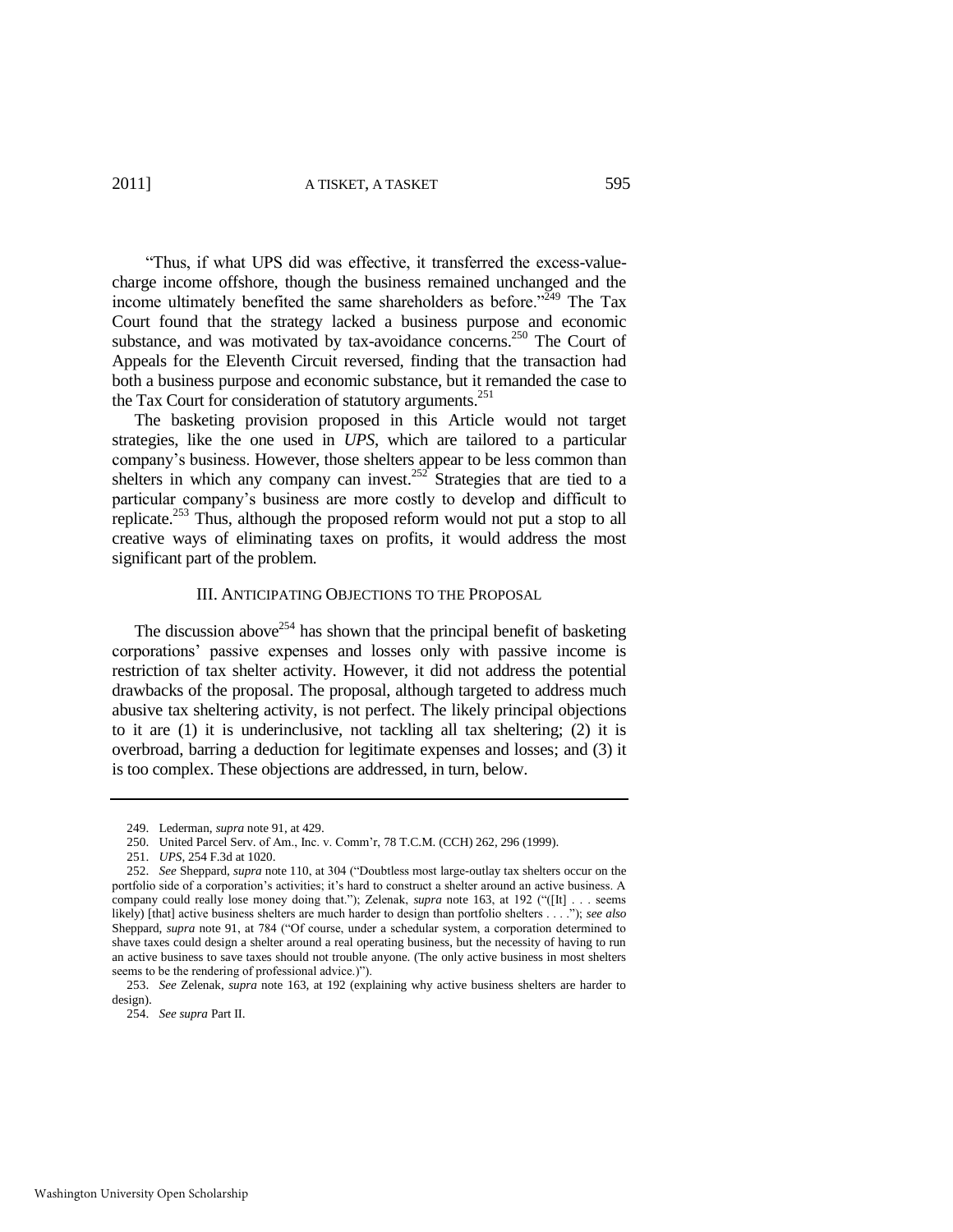"Thus, if what UPS did was effective, it transferred the excess-value-charge income offshore, though the business remained unchanged and the income ultimately benefited the same shareholders as before."[249] The Tax Court found that the strategy lacked a business purpose and economic substance, and was motivated by tax-avoidance concerns.[250] The Court of Appeals for the Eleventh Circuit reversed, finding that the transaction had both a business purpose and economic substance, but it remanded the case to the Tax Court for consideration of statutory arguments.[251]

The basketing provision proposed in this Article would not target strategies, like the one used in *UPS*, which are tailored to a particular company's business. However, those shelters appear to be less common than shelters in which any company can invest.[252] Strategies that are tied to a particular company's business are more costly to develop and difficult to replicate.[253] Thus, although the proposed reform would not put a stop to all creative ways of eliminating taxes on profits, it would address the most significant part of the problem.

## III. ANTICIPATING OBJECTIONS TO THE PROPOSAL

The discussion above[254] has shown that the principal benefit of basketing corporations' passive expenses and losses only with passive income is restriction of tax shelter activity. However, it did not address the potential drawbacks of the proposal. The proposal, although targeted to address much abusive tax sheltering activity, is not perfect. The likely principal objections to it are (1) it is underinclusive, not tackling all tax sheltering; (2) it is overbroad, barring a deduction for legitimate expenses and losses; and (3) it is too complex. These objections are addressed, in turn, below.

---

249. Lederman, *supra* note 91, at 429.

250. United Parcel Serv. of Am., Inc. v. Comm'r, 78 T.C.M. (CCH) 262, 296 (1999).

251. *UPS*, 254 F.3d at 1020.

252. *See* Sheppard, *supra* note 110, at 304 ("Doubtless most large-outlay tax shelters occur on the portfolio side of a corporation's activities; it's hard to construct a shelter around an active business. A company could really lose money doing that."); Zelenak, *supra* note 163, at 192 ("([It] . . . seems likely) [that] active business shelters are much harder to design than portfolio shelters . . . ."); *see also* Sheppard, *supra* note 91, at 784 ("Of course, under a schedular system, a corporation determined to shave taxes could design a shelter around a real operating business, but the necessity of having to run an active business to save taxes should not trouble anyone. (The only active business in most shelters seems to be the rendering of professional advice.)").

253. *See* Zelenak, *supra* note 163, at 192 (explaining why active business shelters are harder to design).

254. *See supra* Part II.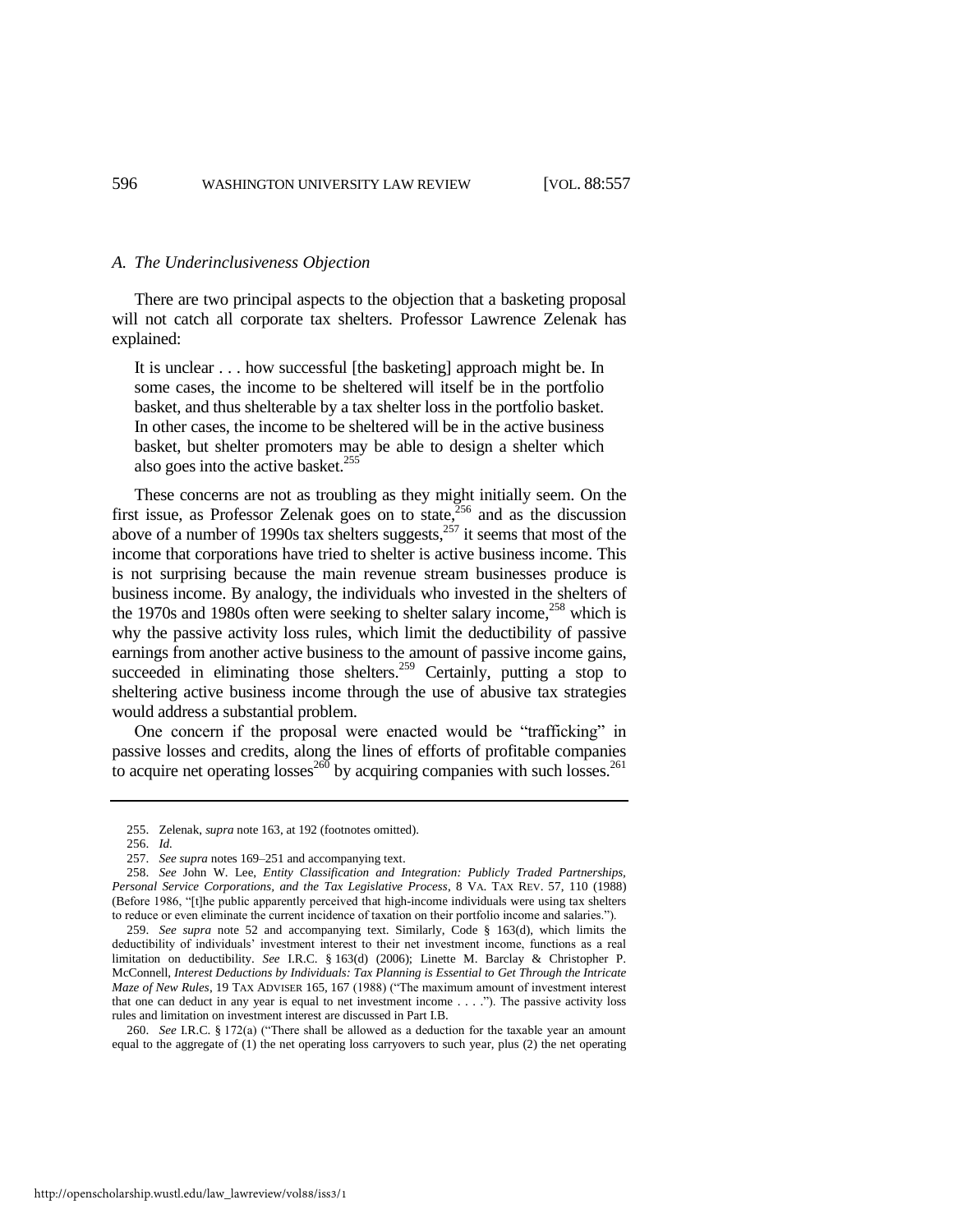### A. The Underinclusiveness Objection

There are two principal aspects to the objection that a basketing proposal will not catch all corporate tax shelters. Professor Lawrence Zelenak has explained:

> It is unclear . . . how successful [the basketing] approach might be. In some cases, the income to be sheltered will itself be in the portfolio basket, and thus shelterable by a tax shelter loss in the portfolio basket. In other cases, the income to be sheltered will be in the active business basket, but shelter promoters may be able to design a shelter which also goes into the active basket.[255]

These concerns are not as troubling as they might initially seem. On the first issue, as Professor Zelenak goes on to state,[256] and as the discussion above of a number of 1990s tax shelters suggests,[257] it seems that most of the income that corporations have tried to shelter is active business income. This is not surprising because the main revenue stream businesses produce is business income. By analogy, the individuals who invested in the shelters of the 1970s and 1980s often were seeking to shelter salary income,[258] which is why the passive activity loss rules, which limit the deductibility of passive earnings from another active business to the amount of passive income gains, succeeded in eliminating those shelters.[259] Certainly, putting a stop to sheltering active business income through the use of abusive tax strategies would address a substantial problem.

One concern if the proposal were enacted would be "trafficking" in passive losses and credits, along the lines of efforts of profitable companies to acquire net operating losses[260] by acquiring companies with such losses.[261]

---

255. Zelenak, *supra* note 163, at 192 (footnotes omitted).

256. *Id.*

257. *See supra* notes 169–251 and accompanying text.

258. *See* John W. Lee, *Entity Classification and Integration: Publicly Traded Partnerships, Personal Service Corporations, and the Tax Legislative Process*, 8 VA. TAX REV. 57, 110 (1988) (Before 1986, "[t]he public apparently perceived that high-income individuals were using tax shelters to reduce or even eliminate the current incidence of taxation on their portfolio income and salaries.").

259. *See supra* note 52 and accompanying text. Similarly, Code § 163(d), which limits the deductibility of individuals' investment interest to their net investment income, functions as a real limitation on deductibility. *See* I.R.C. § 163(d) (2006); Linette M. Barclay & Christopher P. McConnell, *Interest Deductions by Individuals: Tax Planning is Essential to Get Through the Intricate Maze of New Rules*, 19 TAX ADVISER 165, 167 (1988) ("The maximum amount of investment interest that one can deduct in any year is equal to net investment income . . . ."). The passive activity loss rules and limitation on investment interest are discussed in Part I.B.

260. *See* I.R.C. § 172(a) ("There shall be allowed as a deduction for the taxable year an amount equal to the aggregate of (1) the net operating loss carryovers to such year, plus (2) the net operating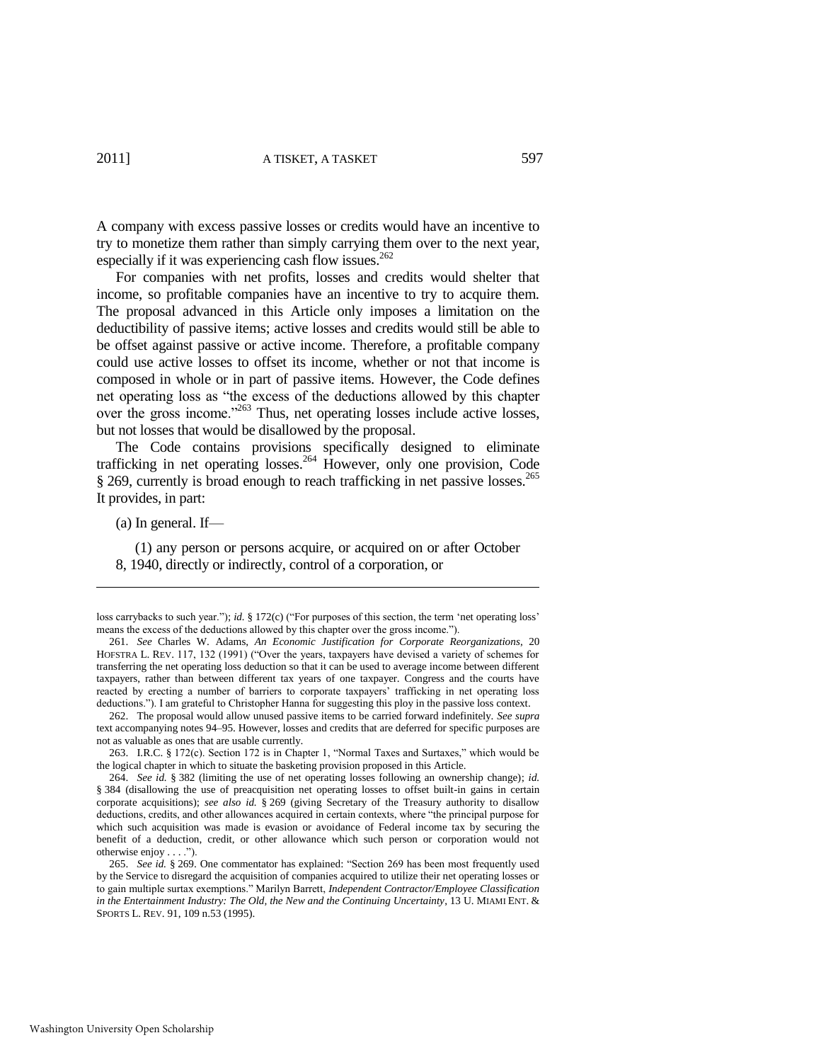A company with excess passive losses or credits would have an incentive to try to monetize them rather than simply carrying them over to the next year, especially if it was experiencing cash flow issues.[262]

For companies with net profits, losses and credits would shelter that income, so profitable companies have an incentive to try to acquire them. The proposal advanced in this Article only imposes a limitation on the deductibility of passive items; active losses and credits would still be able to be offset against passive or active income. Therefore, a profitable company could use active losses to offset its income, whether or not that income is composed in whole or in part of passive items. However, the Code defines net operating loss as "the excess of the deductions allowed by this chapter over the gross income."[263] Thus, net operating losses include active losses, but not losses that would be disallowed by the proposal.

The Code contains provisions specifically designed to eliminate trafficking in net operating losses.[264] However, only one provision, Code § 269, currently is broad enough to reach trafficking in net passive losses.[265] It provides, in part:

> (a) In general. If—
>
> (1) any person or persons acquire, or acquired on or after October 8, 1940, directly or indirectly, control of a corporation, or

---

loss carrybacks to such year."); *id.* § 172(c) ("For purposes of this section, the term 'net operating loss' means the excess of the deductions allowed by this chapter over the gross income.").

261. *See* Charles W. Adams, *An Economic Justification for Corporate Reorganizations*, 20 HOFSTRA L. REV. 117, 132 (1991) ("Over the years, taxpayers have devised a variety of schemes for transferring the net operating loss deduction so that it can be used to average income between different taxpayers, rather than between different tax years of one taxpayer. Congress and the courts have reacted by erecting a number of barriers to corporate taxpayers' trafficking in net operating loss deductions."). I am grateful to Christopher Hanna for suggesting this ploy in the passive loss context.

262. The proposal would allow unused passive items to be carried forward indefinitely. *See supra* text accompanying notes 94–95. However, losses and credits that are deferred for specific purposes are not as valuable as ones that are usable currently.

263. I.R.C. § 172(c). Section 172 is in Chapter 1, "Normal Taxes and Surtaxes," which would be the logical chapter in which to situate the basketing provision proposed in this Article.

264. *See id.* § 382 (limiting the use of net operating losses following an ownership change); *id.* § 384 (disallowing the use of preacquisition net operating losses to offset built-in gains in certain corporate acquisitions); *see also id.* § 269 (giving Secretary of the Treasury authority to disallow deductions, credits, and other allowances acquired in certain contexts, where "the principal purpose for which such acquisition was made is evasion or avoidance of Federal income tax by securing the benefit of a deduction, credit, or other allowance which such person or corporation would not otherwise enjoy . . . .").

265. *See id.* § 269. One commentator has explained: "Section 269 has been most frequently used by the Service to disregard the acquisition of companies acquired to utilize their net operating losses or to gain multiple surtax exemptions." Marilyn Barrett, *Independent Contractor/Employee Classification in the Entertainment Industry: The Old, the New and the Continuing Uncertainty*, 13 U. MIAMI ENT. & SPORTS L. REV. 91, 109 n.53 (1995).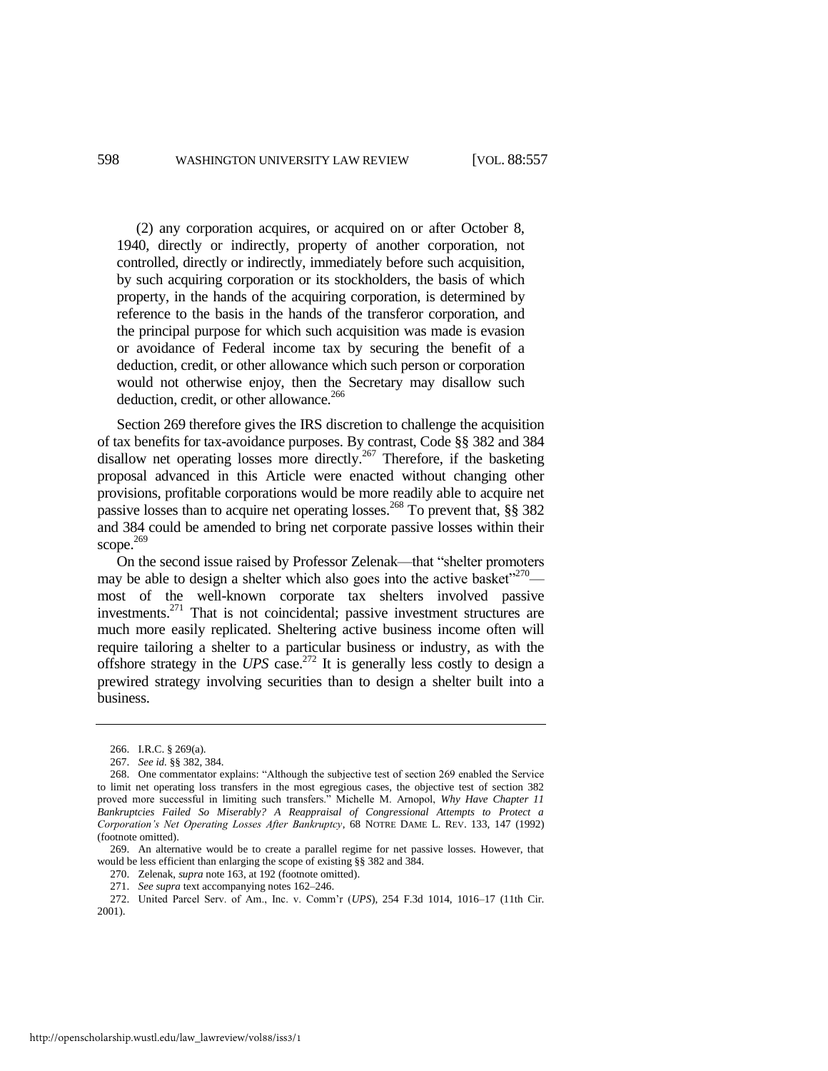> (2) any corporation acquires, or acquired on or after October 8, 1940, directly or indirectly, property of another corporation, not controlled, directly or indirectly, immediately before such acquisition, by such acquiring corporation or its stockholders, the basis of which property, in the hands of the acquiring corporation, is determined by reference to the basis in the hands of the transferor corporation, and the principal purpose for which such acquisition was made is evasion or avoidance of Federal income tax by securing the benefit of a deduction, credit, or other allowance which such person or corporation would not otherwise enjoy, then the Secretary may disallow such deduction, credit, or other allowance.[266]

Section 269 therefore gives the IRS discretion to challenge the acquisition of tax benefits for tax-avoidance purposes. By contrast, Code §§ 382 and 384 disallow net operating losses more directly.[267] Therefore, if the basketing proposal advanced in this Article were enacted without changing other provisions, profitable corporations would be more readily able to acquire net passive losses than to acquire net operating losses.[268] To prevent that, §§ 382 and 384 could be amended to bring net corporate passive losses within their scope.[269]

On the second issue raised by Professor Zelenak—that "shelter promoters may be able to design a shelter which also goes into the active basket"[270]—most of the well-known corporate tax shelters involved passive investments.[271] That is not coincidental; passive investment structures are much more easily replicated. Sheltering active business income often will require tailoring a shelter to a particular business or industry, as with the offshore strategy in the *UPS* case.[272] It is generally less costly to design a prewired strategy involving securities than to design a shelter built into a business.

---

266. I.R.C. § 269(a).

267. *See id.* §§ 382, 384.

268. One commentator explains: "Although the subjective test of section 269 enabled the Service to limit net operating loss transfers in the most egregious cases, the objective test of section 382 proved more successful in limiting such transfers." Michelle M. Arnopol, *Why Have Chapter 11 Bankruptcies Failed So Miserably? A Reappraisal of Congressional Attempts to Protect a Corporation's Net Operating Losses After Bankruptcy*, 68 NOTRE DAME L. REV. 133, 147 (1992) (footnote omitted).

269. An alternative would be to create a parallel regime for net passive losses. However, that would be less efficient than enlarging the scope of existing §§ 382 and 384.

270. Zelenak, *supra* note 163, at 192 (footnote omitted).

271. *See supra* text accompanying notes 162–246.

272. United Parcel Serv. of Am., Inc. v. Comm'r (*UPS*), 254 F.3d 1014, 1016–17 (11th Cir. 2001).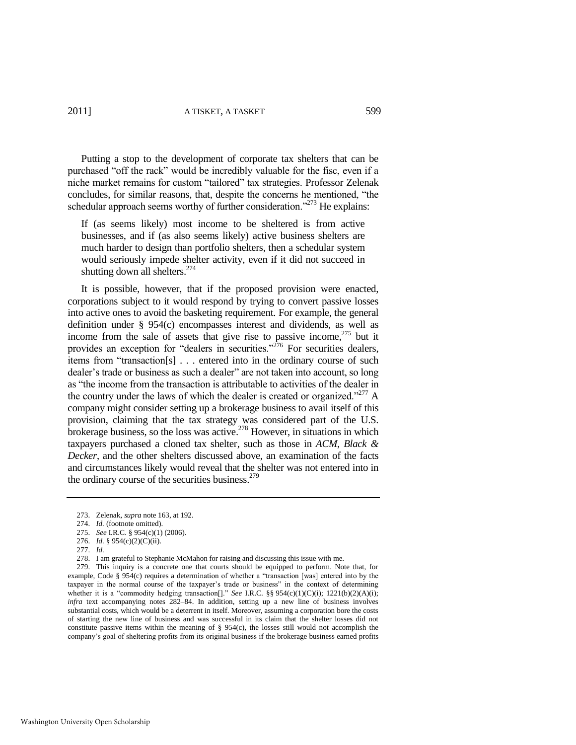Putting a stop to the development of corporate tax shelters that can be purchased "off the rack" would be incredibly valuable for the fisc, even if a niche market remains for custom "tailored" tax strategies. Professor Zelenak concludes, for similar reasons, that, despite the concerns he mentioned, "the schedular approach seems worthy of further consideration."[273] He explains:

> If (as seems likely) most income to be sheltered is from active businesses, and if (as also seems likely) active business shelters are much harder to design than portfolio shelters, then a schedular system would seriously impede shelter activity, even if it did not succeed in shutting down all shelters.[274]

It is possible, however, that if the proposed provision were enacted, corporations subject to it would respond by trying to convert passive losses into active ones to avoid the basketing requirement. For example, the general definition under § 954(c) encompasses interest and dividends, as well as income from the sale of assets that give rise to passive income,[275] but it provides an exception for "dealers in securities."[276] For securities dealers, items from "transaction[s] . . . entered into in the ordinary course of such dealer's trade or business as such a dealer" are not taken into account, so long as "the income from the transaction is attributable to activities of the dealer in the country under the laws of which the dealer is created or organized."[277] A company might consider setting up a brokerage business to avail itself of this provision, claiming that the tax strategy was considered part of the U.S. brokerage business, so the loss was active.[278] However, in situations in which taxpayers purchased a cloned tax shelter, such as those in *ACM*, *Black & Decker*, and the other shelters discussed above, an examination of the facts and circumstances likely would reveal that the shelter was not entered into in the ordinary course of the securities business.[279]

---

273. Zelenak, *supra* note 163, at 192.

274. *Id.* (footnote omitted).

275. *See* I.R.C. § 954(c)(1) (2006).

276. *Id.* § 954(c)(2)(C)(ii).

277. *Id.*

278. I am grateful to Stephanie McMahon for raising and discussing this issue with me.

279. This inquiry is a concrete one that courts should be equipped to perform. Note that, for example, Code § 954(c) requires a determination of whether a "transaction [was] entered into by the taxpayer in the normal course of the taxpayer's trade or business" in the context of determining whether it is a "commodity hedging transaction[]." *See* I.R.C. §§ 954(c)(1)(C)(i); 1221(b)(2)(A)(i); *infra* text accompanying notes 282–84. In addition, setting up a new line of business involves substantial costs, which would be a deterrent in itself. Moreover, assuming a corporation bore the costs of starting the new line of business and was successful in its claim that the shelter losses did not constitute passive items within the meaning of § 954(c), the losses still would not accomplish the company's goal of sheltering profits from its original business if the brokerage business earned profits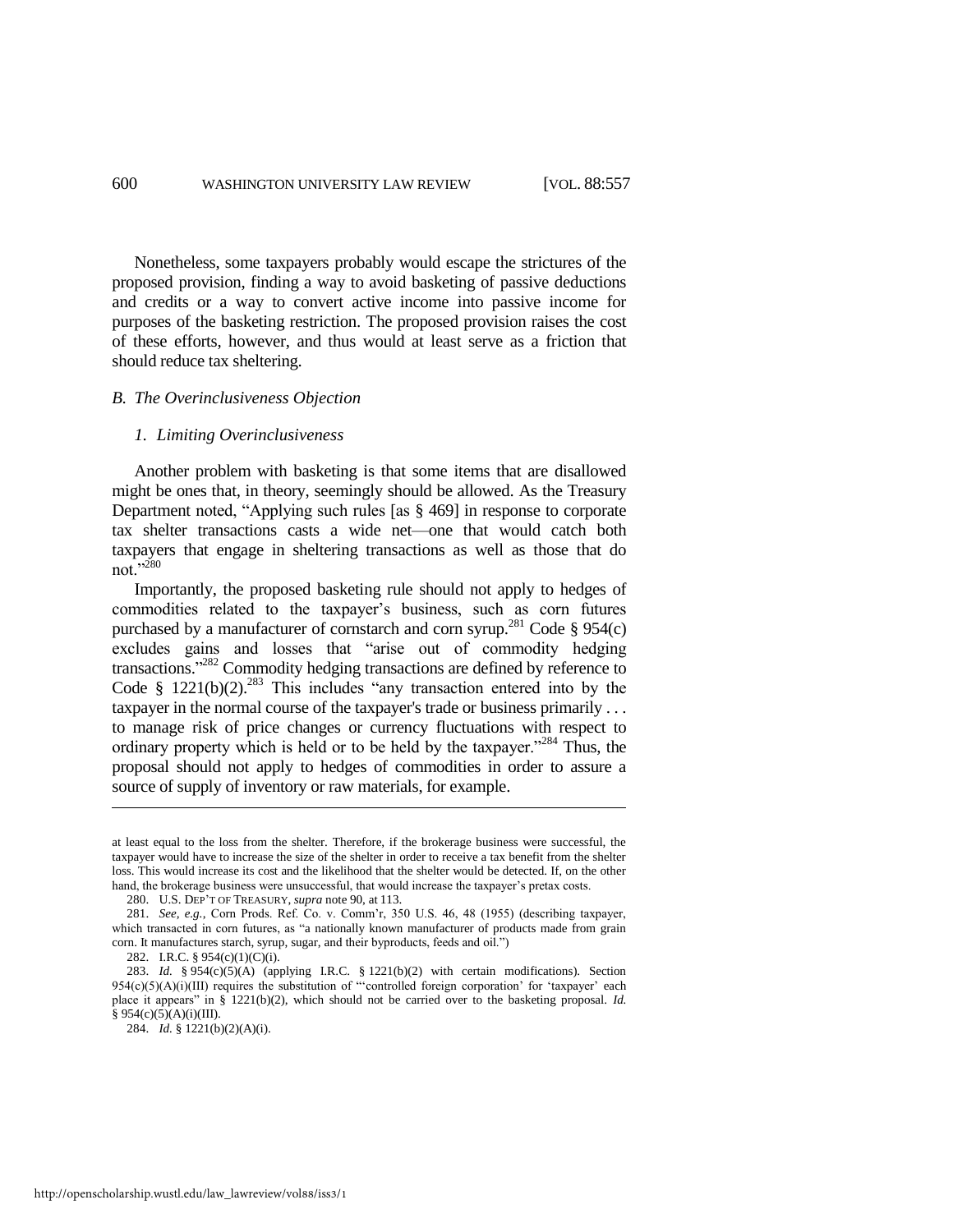Nonetheless, some taxpayers probably would escape the strictures of the proposed provision, finding a way to avoid basketing of passive deductions and credits or a way to convert active income into passive income for purposes of the basketing restriction. The proposed provision raises the cost of these efforts, however, and thus would at least serve as a friction that should reduce tax sheltering.

### *B. The Overinclusiveness Objection*

#### *1. Limiting Overinclusiveness*

Another problem with basketing is that some items that are disallowed might be ones that, in theory, seemingly should be allowed. As the Treasury Department noted, "Applying such rules [as § 469] in response to corporate tax shelter transactions casts a wide net—one that would catch both taxpayers that engage in sheltering transactions as well as those that do not."[280]

Importantly, the proposed basketing rule should not apply to hedges of commodities related to the taxpayer's business, such as corn futures purchased by a manufacturer of cornstarch and corn syrup.[281] Code § 954(c) excludes gains and losses that "arise out of commodity hedging transactions."[282] Commodity hedging transactions are defined by reference to Code § 1221(b)(2).[283] This includes "any transaction entered into by the taxpayer in the normal course of the taxpayer's trade or business primarily . . . to manage risk of price changes or currency fluctuations with respect to ordinary property which is held or to be held by the taxpayer."[284] Thus, the proposal should not apply to hedges of commodities in order to assure a source of supply of inventory or raw materials, for example.

---

at least equal to the loss from the shelter. Therefore, if the brokerage business were successful, the taxpayer would have to increase the size of the shelter in order to receive a tax benefit from the shelter loss. This would increase its cost and the likelihood that the shelter would be detected. If, on the other hand, the brokerage business were unsuccessful, that would increase the taxpayer's pretax costs.

280. U.S. DEP'T OF TREASURY, *supra* note 90, at 113.

281. *See, e.g.*, Corn Prods. Ref. Co. v. Comm'r, 350 U.S. 46, 48 (1955) (describing taxpayer, which transacted in corn futures, as "a nationally known manufacturer of products made from grain corn. It manufactures starch, syrup, sugar, and their byproducts, feeds and oil.")

282. I.R.C. § 954(c)(1)(C)(i).

283. *Id.* § 954(c)(5)(A) (applying I.R.C. § 1221(b)(2) with certain modifications). Section 954(c)(5)(A)(i)(III) requires the substitution of "'controlled foreign corporation' for 'taxpayer' each place it appears" in § 1221(b)(2), which should not be carried over to the basketing proposal. *Id.* § 954(c)(5)(A)(i)(III).

284. *Id.* § 1221(b)(2)(A)(i).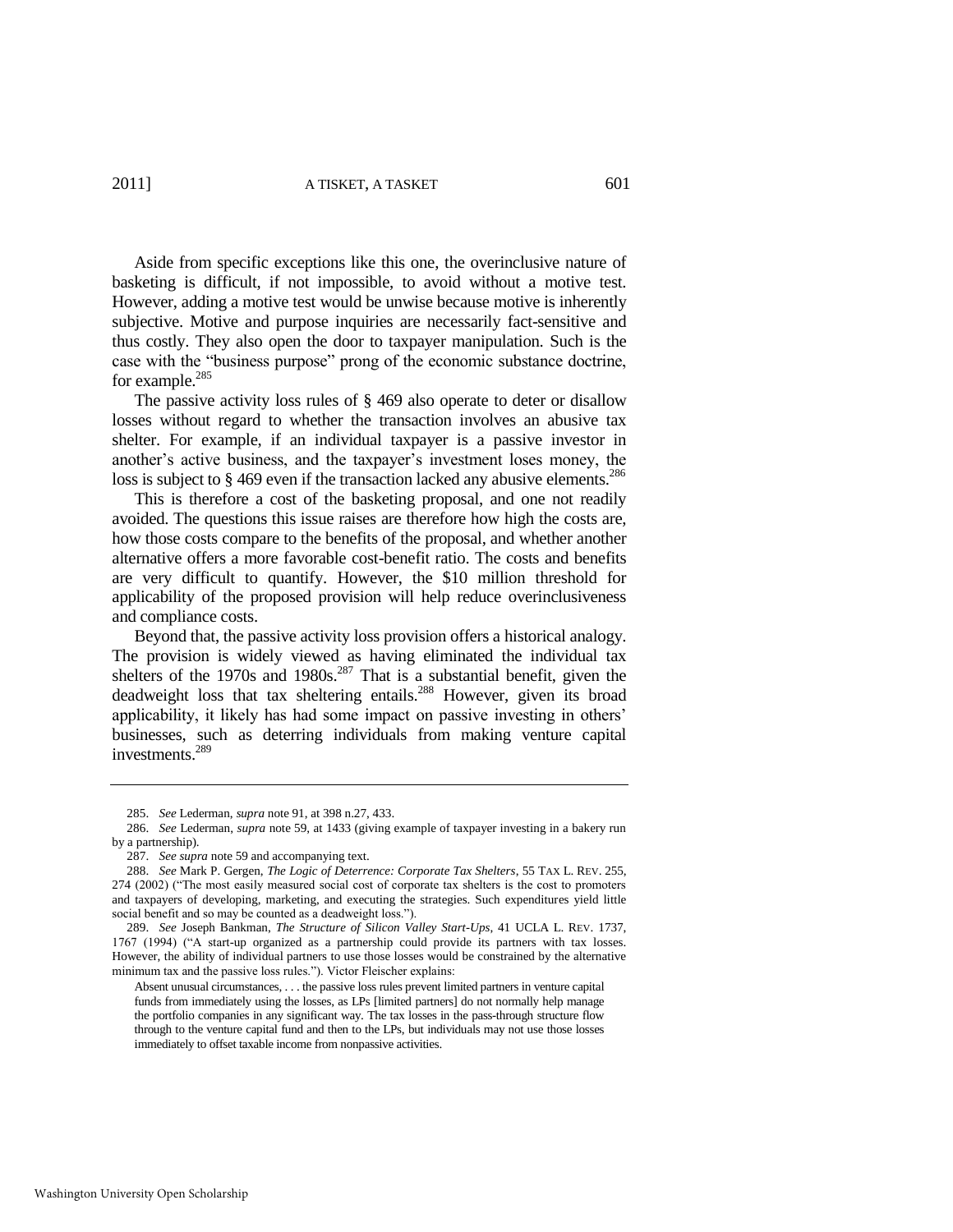Aside from specific exceptions like this one, the overinclusive nature of basketing is difficult, if not impossible, to avoid without a motive test. However, adding a motive test would be unwise because motive is inherently subjective. Motive and purpose inquiries are necessarily fact-sensitive and thus costly. They also open the door to taxpayer manipulation. Such is the case with the "business purpose" prong of the economic substance doctrine, for example.[285]

The passive activity loss rules of § 469 also operate to deter or disallow losses without regard to whether the transaction involves an abusive tax shelter. For example, if an individual taxpayer is a passive investor in another's active business, and the taxpayer's investment loses money, the loss is subject to § 469 even if the transaction lacked any abusive elements.[286]

This is therefore a cost of the basketing proposal, and one not readily avoided. The questions this issue raises are therefore how high the costs are, how those costs compare to the benefits of the proposal, and whether another alternative offers a more favorable cost-benefit ratio. The costs and benefits are very difficult to quantify. However, the $10 million threshold for applicability of the proposed provision will help reduce overinclusiveness and compliance costs.

Beyond that, the passive activity loss provision offers a historical analogy. The provision is widely viewed as having eliminated the individual tax shelters of the 1970s and 1980s.[287] That is a substantial benefit, given the deadweight loss that tax sheltering entails.[288] However, given its broad applicability, it likely has had some impact on passive investing in others' businesses, such as deterring individuals from making venture capital investments.[289]

---

285. *See* Lederman, *supra* note 91, at 398 n.27, 433.

286. *See* Lederman, *supra* note 59, at 1433 (giving example of taxpayer investing in a bakery run by a partnership).

287. *See supra* note 59 and accompanying text.

288. *See* Mark P. Gergen, *The Logic of Deterrence: Corporate Tax Shelters*, 55 TAX L. REV. 255, 274 (2002) ("The most easily measured social cost of corporate tax shelters is the cost to promoters and taxpayers of developing, marketing, and executing the strategies. Such expenditures yield little social benefit and so may be counted as a deadweight loss.").

289. *See* Joseph Bankman, *The Structure of Silicon Valley Start-Ups*, 41 UCLA L. REV. 1737, 1767 (1994) ("A start-up organized as a partnership could provide its partners with tax losses. However, the ability of individual partners to use those losses would be constrained by the alternative minimum tax and the passive loss rules."). Victor Fleischer explains:

> Absent unusual circumstances, . . . the passive loss rules prevent limited partners in venture capital funds from immediately using the losses, as LPs [limited partners] do not normally help manage the portfolio companies in any significant way. The tax losses in the pass-through structure flow through to the venture capital fund and then to the LPs, but individuals may not use those losses immediately to offset taxable income from nonpassive activities.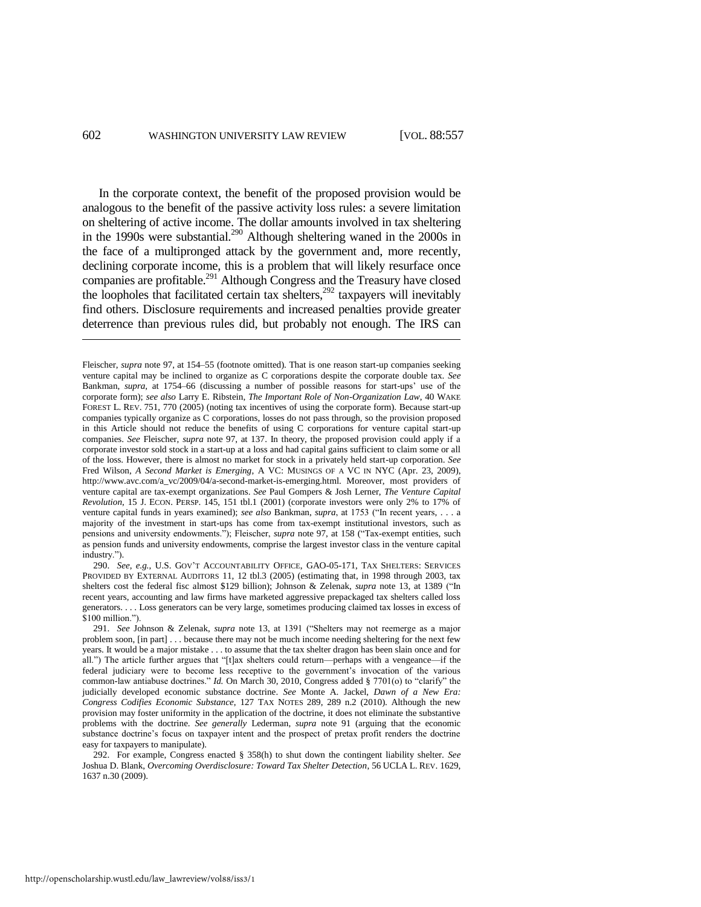In the corporate context, the benefit of the proposed provision would be analogous to the benefit of the passive activity loss rules: a severe limitation on sheltering of active income. The dollar amounts involved in tax sheltering in the 1990s were substantial.[290] Although sheltering waned in the 2000s in the face of a multipronged attack by the government and, more recently, declining corporate income, this is a problem that will likely resurface once companies are profitable.[291] Although Congress and the Treasury have closed the loopholes that facilitated certain tax shelters,[292] taxpayers will inevitably find others. Disclosure requirements and increased penalties provide greater deterrence than previous rules did, but probably not enough. The IRS can

---

Fleischer, *supra* note 97, at 154–55 (footnote omitted). That is one reason start-up companies seeking venture capital may be inclined to organize as C corporations despite the corporate double tax. *See* Bankman, *supra*, at 1754–66 (discussing a number of possible reasons for start-ups' use of the corporate form); *see also* Larry E. Ribstein, *The Important Role of Non-Organization Law*, 40 WAKE FOREST L. REV. 751, 770 (2005) (noting tax incentives of using the corporate form). Because start-up companies typically organize as C corporations, losses do not pass through, so the provision proposed in this Article should not reduce the benefits of using C corporations for venture capital start-up companies. *See* Fleischer, *supra* note 97, at 137. In theory, the proposed provision could apply if a corporate investor sold stock in a start-up at a loss and had capital gains sufficient to claim some or all of the loss. However, there is almost no market for stock in a privately held start-up corporation. *See* Fred Wilson, *A Second Market is Emerging*, A VC: MUSINGS OF A VC IN NYC (Apr. 23, 2009), http://www.avc.com/a_vc/2009/04/a-second-market-is-emerging.html. Moreover, most providers of venture capital are tax-exempt organizations. *See* Paul Gompers & Josh Lerner, *The Venture Capital Revolution*, 15 J. ECON. PERSP. 145, 151 tbl.1 (2001) (corporate investors were only 2% to 17% of venture capital funds in years examined); *see also* Bankman, *supra*, at 1753 ("In recent years, . . . a majority of the investment in start-ups has come from tax-exempt institutional investors, such as pensions and university endowments."); Fleischer, *supra* note 97, at 158 ("Tax-exempt entities, such as pension funds and university endowments, comprise the largest investor class in the venture capital industry.").

290. *See, e.g.*, U.S. GOV'T ACCOUNTABILITY OFFICE, GAO-05-171, TAX SHELTERS: SERVICES PROVIDED BY EXTERNAL AUDITORS 11, 12 tbl.3 (2005) (estimating that, in 1998 through 2003, tax shelters cost the federal fisc almost $129 billion); Johnson & Zelenak, *supra* note 13, at 1389 ("In recent years, accounting and law firms have marketed aggressive prepackaged tax shelters called loss generators. . . . Loss generators can be very large, sometimes producing claimed tax losses in excess of $100 million.").

291. *See* Johnson & Zelenak, *supra* note 13, at 1391 ("Shelters may not reemerge as a major problem soon, [in part] . . . because there may not be much income needing sheltering for the next few years. It would be a major mistake . . . to assume that the tax shelter dragon has been slain once and for all.") The article further argues that "[t]ax shelters could return—perhaps with a vengeance—if the federal judiciary were to become less receptive to the government's invocation of the various common-law antiabuse doctrines." *Id.* On March 30, 2010, Congress added § 7701(o) to "clarify" the judicially developed economic substance doctrine. *See* Monte A. Jackel, *Dawn of a New Era: Congress Codifies Economic Substance*, 127 TAX NOTES 289, 289 n.2 (2010). Although the new provision may foster uniformity in the application of the doctrine, it does not eliminate the substantive problems with the doctrine. *See generally* Lederman, *supra* note 91 (arguing that the economic substance doctrine's focus on taxpayer intent and the prospect of pretax profit renders the doctrine easy for taxpayers to manipulate).

292. For example, Congress enacted § 358(h) to shut down the contingent liability shelter. *See* Joshua D. Blank, *Overcoming Overdisclosure: Toward Tax Shelter Detection*, 56 UCLA L. REV. 1629, 1637 n.30 (2009).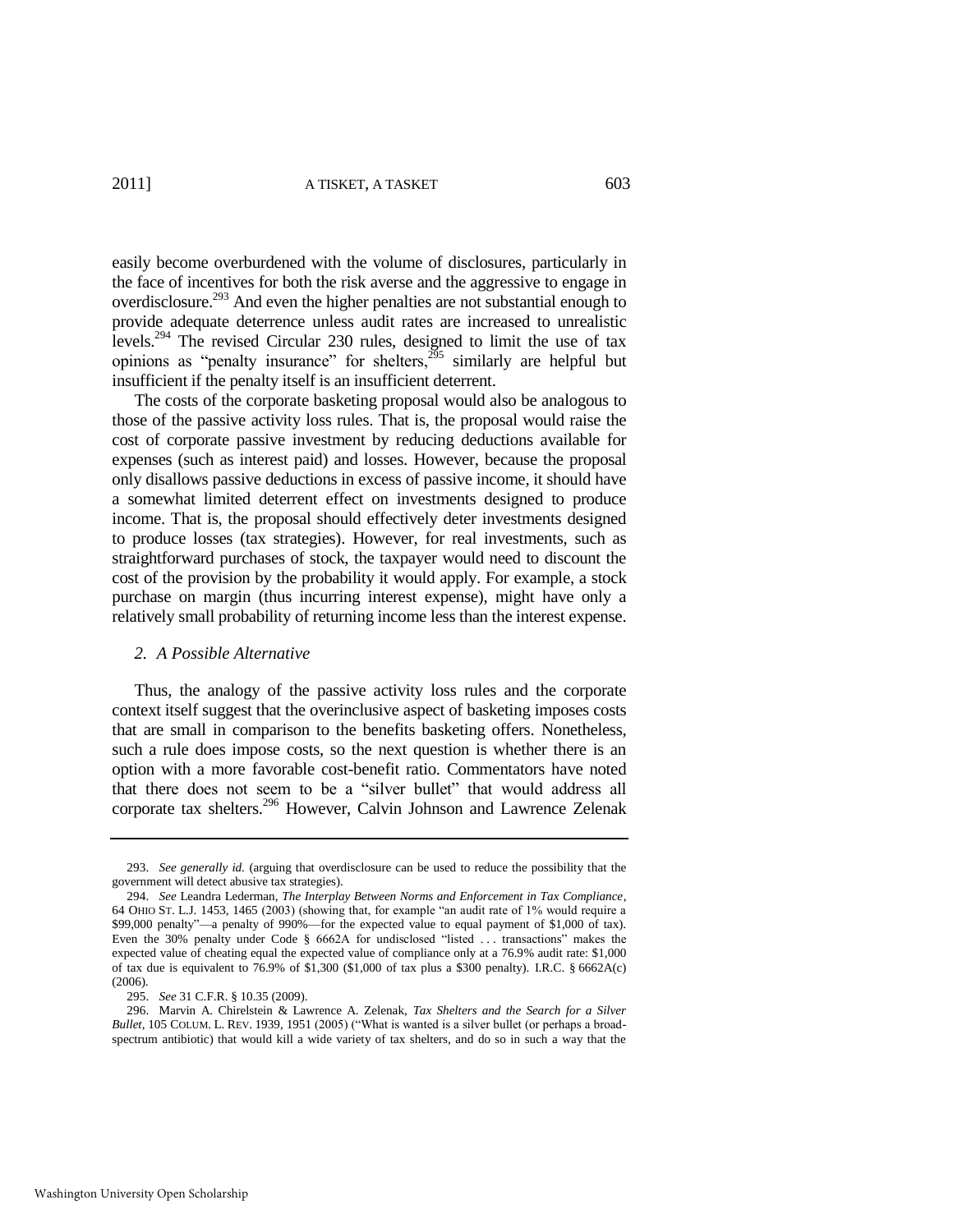easily become overburdened with the volume of disclosures, particularly in the face of incentives for both the risk averse and the aggressive to engage in overdisclosure.[293] And even the higher penalties are not substantial enough to provide adequate deterrence unless audit rates are increased to unrealistic levels.[294] The revised Circular 230 rules, designed to limit the use of tax opinions as "penalty insurance" for shelters,[295] similarly are helpful but insufficient if the penalty itself is an insufficient deterrent.

The costs of the corporate basketing proposal would also be analogous to those of the passive activity loss rules. That is, the proposal would raise the cost of corporate passive investment by reducing deductions available for expenses (such as interest paid) and losses. However, because the proposal only disallows passive deductions in excess of passive income, it should have a somewhat limited deterrent effect on investments designed to produce income. That is, the proposal should effectively deter investments designed to produce losses (tax strategies). However, for real investments, such as straightforward purchases of stock, the taxpayer would need to discount the cost of the provision by the probability it would apply. For example, a stock purchase on margin (thus incurring interest expense), might have only a relatively small probability of returning income less than the interest expense.

### *2. A Possible Alternative*

Thus, the analogy of the passive activity loss rules and the corporate context itself suggest that the overinclusive aspect of basketing imposes costs that are small in comparison to the benefits basketing offers. Nonetheless, such a rule does impose costs, so the next question is whether there is an option with a more favorable cost-benefit ratio. Commentators have noted that there does not seem to be a "silver bullet" that would address all corporate tax shelters.[296] However, Calvin Johnson and Lawrence Zelenak

---

293. *See generally id.* (arguing that overdisclosure can be used to reduce the possibility that the government will detect abusive tax strategies).

294. *See* Leandra Lederman, *The Interplay Between Norms and Enforcement in Tax Compliance*, 64 OHIO ST. L.J. 1453, 1465 (2003) (showing that, for example "an audit rate of 1% would require a $99,000 penalty"—a penalty of 990%—for the expected value to equal payment of $1,000 of tax). Even the 30% penalty under Code § 6662A for undisclosed "listed . . . transactions" makes the expected value of cheating equal the expected value of compliance only at a 76.9% audit rate: $1,000 of tax due is equivalent to 76.9% of $1,300 ($1,000 of tax plus a $300 penalty). I.R.C. § 6662A(c) (2006).

295. *See* 31 C.F.R. § 10.35 (2009).

296. Marvin A. Chirelstein & Lawrence A. Zelenak, *Tax Shelters and the Search for a Silver Bullet*, 105 COLUM. L. REV. 1939, 1951 (2005) ("What is wanted is a silver bullet (or perhaps a broad-spectrum antibiotic) that would kill a wide variety of tax shelters, and do so in such a way that the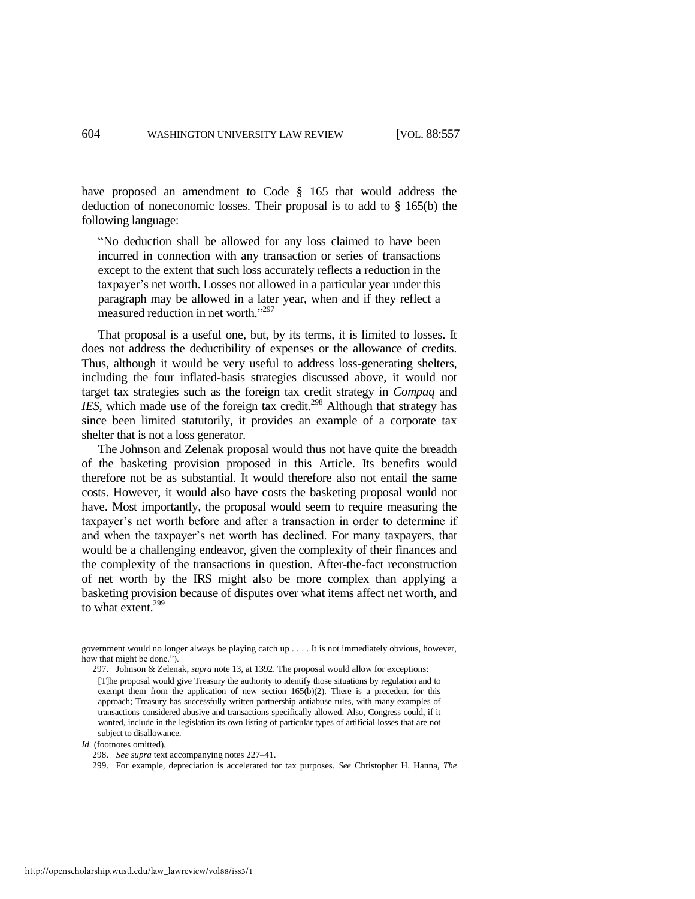have proposed an amendment to Code § 165 that would address the deduction of noneconomic losses. Their proposal is to add to § 165(b) the following language:

> "No deduction shall be allowed for any loss claimed to have been incurred in connection with any transaction or series of transactions except to the extent that such loss accurately reflects a reduction in the taxpayer's net worth. Losses not allowed in a particular year under this paragraph may be allowed in a later year, when and if they reflect a measured reduction in net worth."[297]

That proposal is a useful one, but, by its terms, it is limited to losses. It does not address the deductibility of expenses or the allowance of credits. Thus, although it would be very useful to address loss-generating shelters, including the four inflated-basis strategies discussed above, it would not target tax strategies such as the foreign tax credit strategy in *Compaq* and *IES*, which made use of the foreign tax credit.[298] Although that strategy has since been limited statutorily, it provides an example of a corporate tax shelter that is not a loss generator.

The Johnson and Zelenak proposal would thus not have quite the breadth of the basketing provision proposed in this Article. Its benefits would therefore not be as substantial. It would therefore also not entail the same costs. However, it would also have costs the basketing proposal would not have. Most importantly, the proposal would seem to require measuring the taxpayer's net worth before and after a transaction in order to determine if and when the taxpayer's net worth has declined. For many taxpayers, that would be a challenging endeavor, given the complexity of their finances and the complexity of the transactions in question. After-the-fact reconstruction of net worth by the IRS might also be more complex than applying a basketing provision because of disputes over what items affect net worth, and to what extent.[299]

---

government would no longer always be playing catch up . . . . It is not immediately obvious, however, how that might be done.").

297. Johnson & Zelenak, *supra* note 13, at 1392. The proposal would allow for exceptions:

> [T]he proposal would give Treasury the authority to identify those situations by regulation and to exempt them from the application of new section 165(b)(2). There is a precedent for this approach; Treasury has successfully written partnership antiabuse rules, with many examples of transactions considered abusive and transactions specifically allowed. Also, Congress could, if it wanted, include in the legislation its own listing of particular types of artificial losses that are not subject to disallowance.

*Id.* (footnotes omitted).

298. *See supra* text accompanying notes 227–41.

299. For example, depreciation is accelerated for tax purposes. *See* Christopher H. Hanna, *The*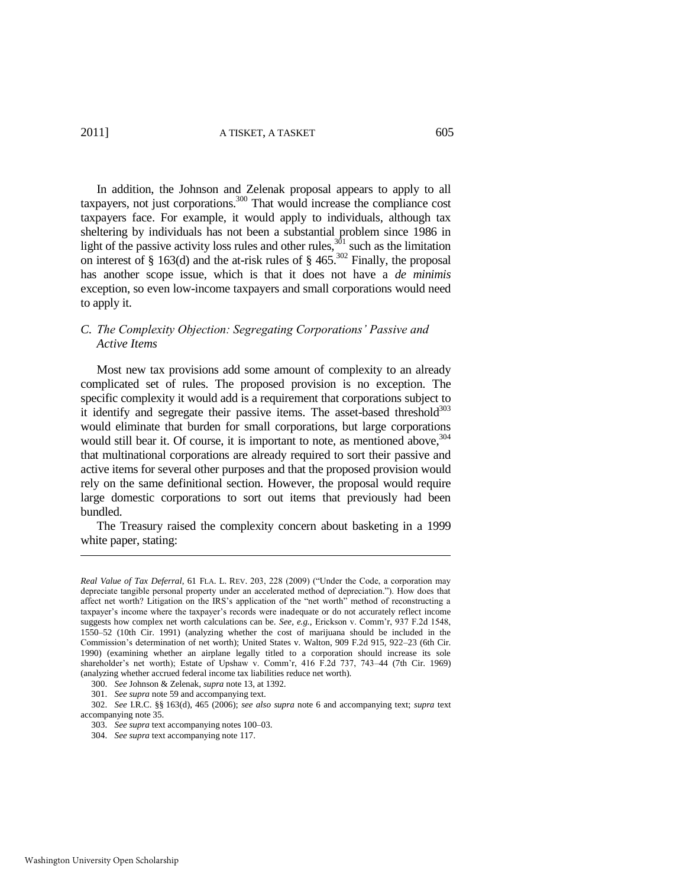In addition, the Johnson and Zelenak proposal appears to apply to all taxpayers, not just corporations.[300] That would increase the compliance cost taxpayers face. For example, it would apply to individuals, although tax sheltering by individuals has not been a substantial problem since 1986 in light of the passive activity loss rules and other rules,[301] such as the limitation on interest of § 163(d) and the at-risk rules of § 465.[302] Finally, the proposal has another scope issue, which is that it does not have a *de minimis* exception, so even low-income taxpayers and small corporations would need to apply it.

### *C. The Complexity Objection: Segregating Corporations' Passive and Active Items*

Most new tax provisions add some amount of complexity to an already complicated set of rules. The proposed provision is no exception. The specific complexity it would add is a requirement that corporations subject to it identify and segregate their passive items. The asset-based threshold[303] would eliminate that burden for small corporations, but large corporations would still bear it. Of course, it is important to note, as mentioned above,[304] that multinational corporations are already required to sort their passive and active items for several other purposes and that the proposed provision would rely on the same definitional section. However, the proposal would require large domestic corporations to sort out items that previously had been bundled.

The Treasury raised the complexity concern about basketing in a 1999 white paper, stating:

---

*Real Value of Tax Deferral*, 61 FLA. L. REV. 203, 228 (2009) ("Under the Code, a corporation may depreciate tangible personal property under an accelerated method of depreciation."). How does that affect net worth? Litigation on the IRS's application of the "net worth" method of reconstructing a taxpayer's income where the taxpayer's records were inadequate or do not accurately reflect income suggests how complex net worth calculations can be. *See, e.g.*, Erickson v. Comm'r, 937 F.2d 1548, 1550–52 (10th Cir. 1991) (analyzing whether the cost of marijuana should be included in the Commission's determination of net worth); United States v. Walton, 909 F.2d 915, 922–23 (6th Cir. 1990) (examining whether an airplane legally titled to a corporation should increase its sole shareholder's net worth); Estate of Upshaw v. Comm'r, 416 F.2d 737, 743–44 (7th Cir. 1969) (analyzing whether accrued federal income tax liabilities reduce net worth).

300. *See* Johnson & Zelenak, *supra* note 13, at 1392.

301. *See supra* note 59 and accompanying text.

302. *See* I.R.C. §§ 163(d), 465 (2006); *see also supra* note 6 and accompanying text; *supra* text accompanying note 35.

303. *See supra* text accompanying notes 100–03.

304. *See supra* text accompanying note 117.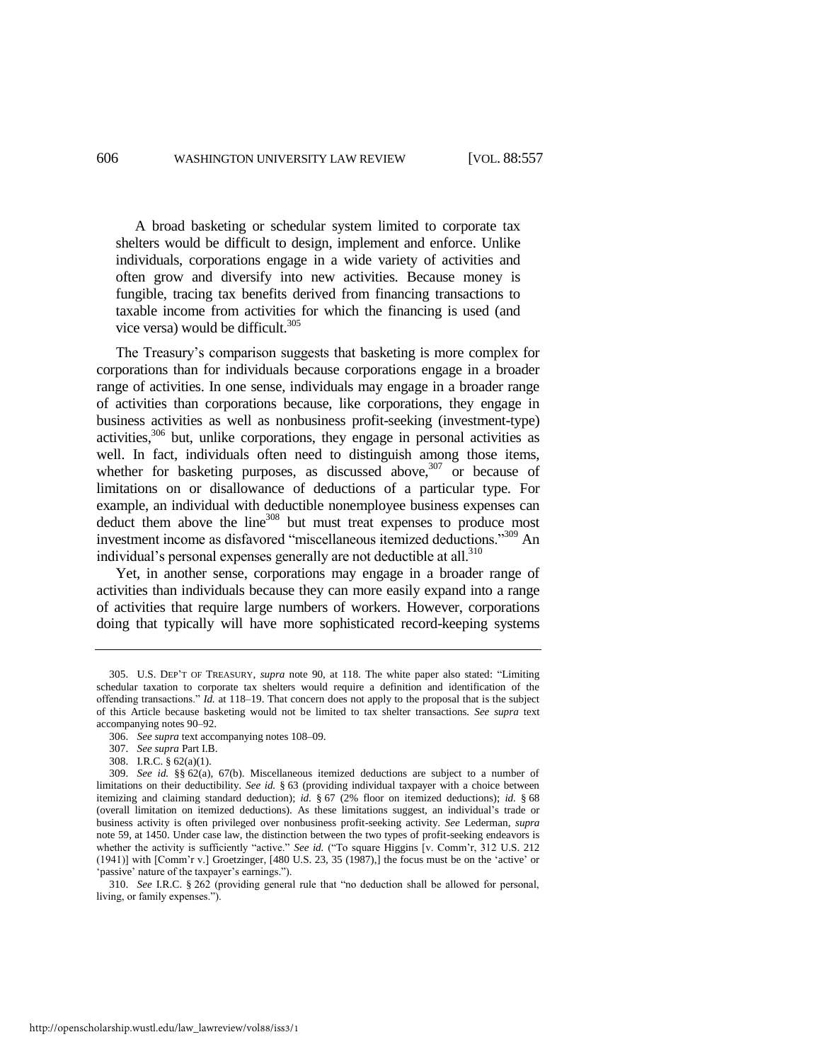> A broad basketing or schedular system limited to corporate tax shelters would be difficult to design, implement and enforce. Unlike individuals, corporations engage in a wide variety of activities and often grow and diversify into new activities. Because money is fungible, tracing tax benefits derived from financing transactions to taxable income from activities for which the financing is used (and vice versa) would be difficult.[305]

The Treasury's comparison suggests that basketing is more complex for corporations than for individuals because corporations engage in a broader range of activities. In one sense, individuals may engage in a broader range of activities than corporations because, like corporations, they engage in business activities as well as nonbusiness profit-seeking (investment-type) activities,[306] but, unlike corporations, they engage in personal activities as well. In fact, individuals often need to distinguish among those items, whether for basketing purposes, as discussed above,[307] or because of limitations on or disallowance of deductions of a particular type. For example, an individual with deductible nonemployee business expenses can deduct them above the line[308] but must treat expenses to produce most investment income as disfavored "miscellaneous itemized deductions."[309] An individual's personal expenses generally are not deductible at all.[310]

Yet, in another sense, corporations may engage in a broader range of activities than individuals because they can more easily expand into a range of activities that require large numbers of workers. However, corporations doing that typically will have more sophisticated record-keeping systems

---

305. U.S. DEP'T OF TREASURY, *supra* note 90, at 118. The white paper also stated: "Limiting schedular taxation to corporate tax shelters would require a definition and identification of the offending transactions." *Id.* at 118–19. That concern does not apply to the proposal that is the subject of this Article because basketing would not be limited to tax shelter transactions. *See supra* text accompanying notes 90–92.

306. *See supra* text accompanying notes 108–09.

307. *See supra* Part I.B.

308. I.R.C. § 62(a)(1).

309. *See id.* §§ 62(a), 67(b). Miscellaneous itemized deductions are subject to a number of limitations on their deductibility. *See id.* § 63 (providing individual taxpayer with a choice between itemizing and claiming standard deduction); *id.* § 67 (2% floor on itemized deductions); *id.* § 68 (overall limitation on itemized deductions). As these limitations suggest, an individual's trade or business activity is often privileged over nonbusiness profit-seeking activity. *See* Lederman, *supra* note 59, at 1450. Under case law, the distinction between the two types of profit-seeking endeavors is whether the activity is sufficiently "active." *See id.* ("To square Higgins [v. Comm'r, 312 U.S. 212 (1941)] with [Comm'r v.] Groetzinger, [480 U.S. 23, 35 (1987),] the focus must be on the 'active' or 'passive' nature of the taxpayer's earnings.").

310. *See* I.R.C. § 262 (providing general rule that "no deduction shall be allowed for personal, living, or family expenses.").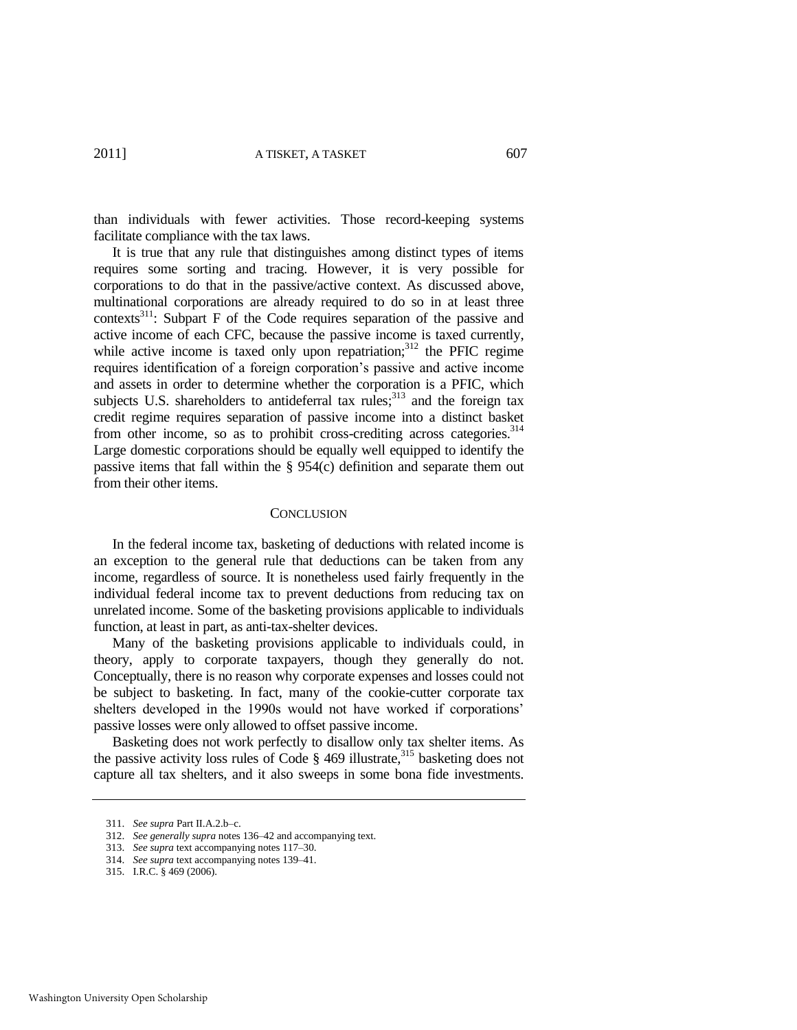than individuals with fewer activities. Those record-keeping systems facilitate compliance with the tax laws.

It is true that any rule that distinguishes among distinct types of items requires some sorting and tracing. However, it is very possible for corporations to do that in the passive/active context. As discussed above, multinational corporations are already required to do so in at least three contexts[311]: Subpart F of the Code requires separation of the passive and active income of each CFC, because the passive income is taxed currently, while active income is taxed only upon repatriation;[312] the PFIC regime requires identification of a foreign corporation's passive and active income and assets in order to determine whether the corporation is a PFIC, which subjects U.S. shareholders to antideferral tax rules;[313] and the foreign tax credit regime requires separation of passive income into a distinct basket from other income, so as to prohibit cross-crediting across categories.[314] Large domestic corporations should be equally well equipped to identify the passive items that fall within the § 954(c) definition and separate them out from their other items.

## CONCLUSION

In the federal income tax, basketing of deductions with related income is an exception to the general rule that deductions can be taken from any income, regardless of source. It is nonetheless used fairly frequently in the individual federal income tax to prevent deductions from reducing tax on unrelated income. Some of the basketing provisions applicable to individuals function, at least in part, as anti-tax-shelter devices.

Many of the basketing provisions applicable to individuals could, in theory, apply to corporate taxpayers, though they generally do not. Conceptually, there is no reason why corporate expenses and losses could not be subject to basketing. In fact, many of the cookie-cutter corporate tax shelters developed in the 1990s would not have worked if corporations' passive losses were only allowed to offset passive income.

Basketing does not work perfectly to disallow only tax shelter items. As the passive activity loss rules of Code § 469 illustrate,[315] basketing does not capture all tax shelters, and it also sweeps in some bona fide investments.

---

311. *See supra* Part II.A.2.b–c.

312. *See generally supra* notes 136–42 and accompanying text.

313. *See supra* text accompanying notes 117–30.

314. *See supra* text accompanying notes 139–41.

315. I.R.C. § 469 (2006).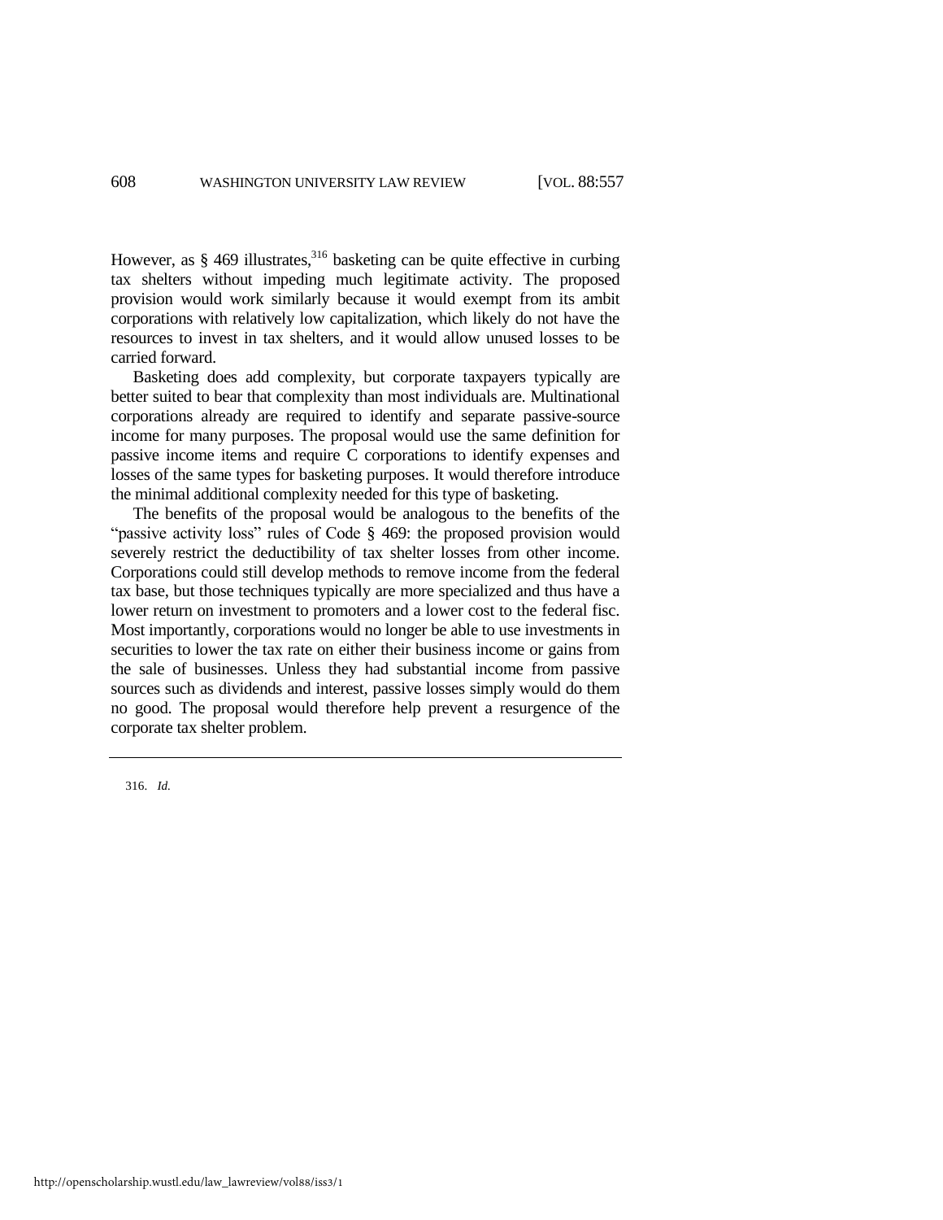However, as § 469 illustrates,[316] basketing can be quite effective in curbing tax shelters without impeding much legitimate activity. The proposed provision would work similarly because it would exempt from its ambit corporations with relatively low capitalization, which likely do not have the resources to invest in tax shelters, and it would allow unused losses to be carried forward.

Basketing does add complexity, but corporate taxpayers typically are better suited to bear that complexity than most individuals are. Multinational corporations already are required to identify and separate passive-source income for many purposes. The proposal would use the same definition for passive income items and require C corporations to identify expenses and losses of the same types for basketing purposes. It would therefore introduce the minimal additional complexity needed for this type of basketing.

The benefits of the proposal would be analogous to the benefits of the "passive activity loss" rules of Code § 469: the proposed provision would severely restrict the deductibility of tax shelter losses from other income. Corporations could still develop methods to remove income from the federal tax base, but those techniques typically are more specialized and thus have a lower return on investment to promoters and a lower cost to the federal fisc. Most importantly, corporations would no longer be able to use investments in securities to lower the tax rate on either their business income or gains from the sale of businesses. Unless they had substantial income from passive sources such as dividends and interest, passive losses simply would do them no good. The proposal would therefore help prevent a resurgence of the corporate tax shelter problem.

---

316. *Id.*